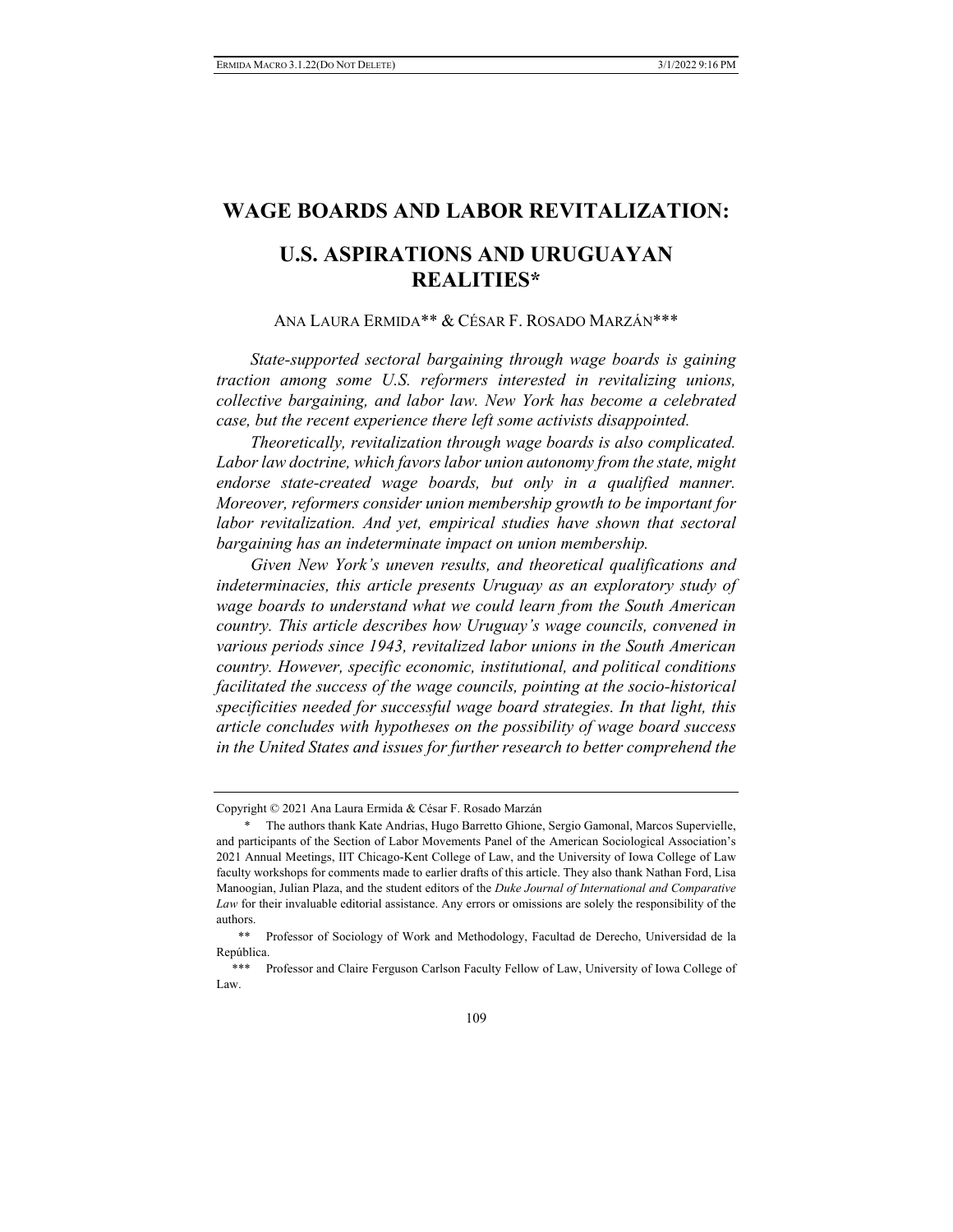# WAGE BOARDS AND LABOR REVITALIZATION:

# U.S. ASPIRATIONS AND URUGUAYAN REALITIES*

ANA LAURA ERMIDA** & CÉSAR F. ROSADO MARZÁN***

*State-supported sectoral bargaining through wage boards is gaining traction among some U.S. reformers interested in revitalizing unions, collective bargaining, and labor law. New York has become a celebrated case, but the recent experience there left some activists disappointed.*

*Theoretically, revitalization through wage boards is also complicated. Labor law doctrine, which favors labor union autonomy from the state, might endorse state-created wage boards, but only in a qualified manner. Moreover, reformers consider union membership growth to be important for labor revitalization. And yet, empirical studies have shown that sectoral bargaining has an indeterminate impact on union membership.*

*Given New York's uneven results, and theoretical qualifications and indeterminacies, this article presents Uruguay as an exploratory study of wage boards to understand what we could learn from the South American country. This article describes how Uruguay's wage councils, convened in various periods since 1943, revitalized labor unions in the South American country. However, specific economic, institutional, and political conditions facilitated the success of the wage councils, pointing at the socio-historical specificities needed for successful wage board strategies. In that light, this article concludes with hypotheses on the possibility of wage board success in the United States and issues for further research to better comprehend the*

---

Copyright © 2021 Ana Laura Ermida & César F. Rosado Marzán

\* The authors thank Kate Andrias, Hugo Barretto Ghione, Sergio Gamonal, Marcos Supervielle, and participants of the Section of Labor Movements Panel of the American Sociological Association's 2021 Annual Meetings, IIT Chicago-Kent College of Law, and the University of Iowa College of Law faculty workshops for comments made to earlier drafts of this article. They also thank Nathan Ford, Lisa Manoogian, Julian Plaza, and the student editors of the *Duke Journal of International and Comparative Law* for their invaluable editorial assistance. Any errors or omissions are solely the responsibility of the authors.

\*\* Professor of Sociology of Work and Methodology, Facultad de Derecho, Universidad de la República.

\*\*\* Professor and Claire Ferguson Carlson Faculty Fellow of Law, University of Iowa College of Law.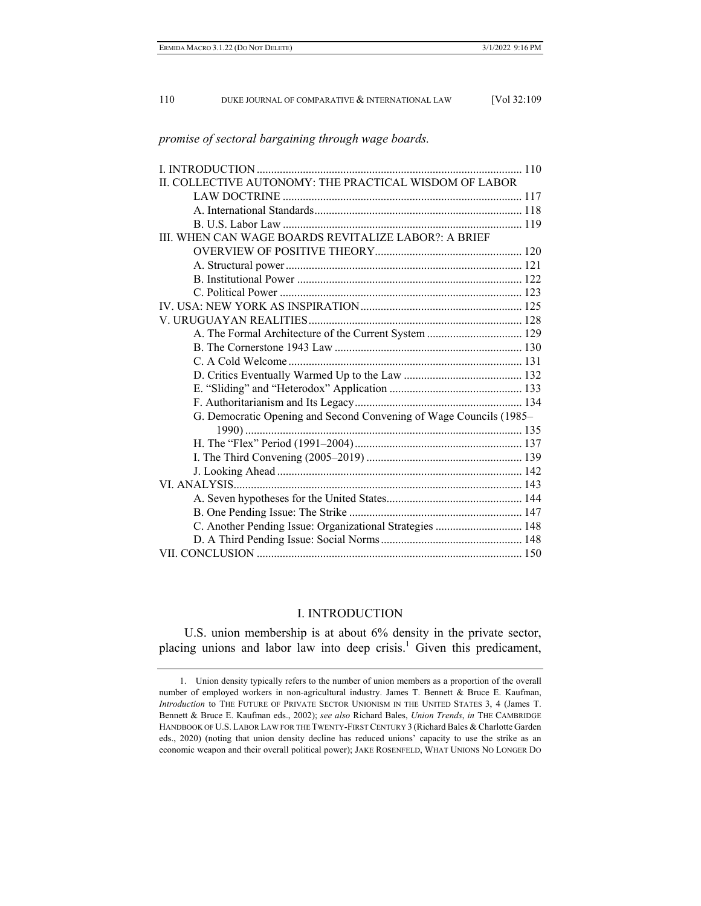*promise of sectoral bargaining through wage boards.*

| | |
|---|---|
| I. INTRODUCTION | 110 |
| II. COLLECTIVE AUTONOMY: THE PRACTICAL WISDOM OF LABOR LAW DOCTRINE | 117 |
| A. International Standards | 118 |
| B. U.S. Labor Law | 119 |
| III. WHEN CAN WAGE BOARDS REVITALIZE LABOR?: A BRIEF OVERVIEW OF POSITIVE THEORY | 120 |
| A. Structural power | 121 |
| B. Institutional Power | 122 |
| C. Political Power | 123 |
| IV. USA: NEW YORK AS INSPIRATION | 125 |
| V. URUGUAYAN REALITIES | 128 |
| A. The Formal Architecture of the Current System | 129 |
| B. The Cornerstone 1943 Law | 130 |
| C. A Cold Welcome | 131 |
| D. Critics Eventually Warmed Up to the Law | 132 |
| E. "Sliding" and "Heterodox" Application | 133 |
| F. Authoritarianism and Its Legacy | 134 |
| G. Democratic Opening and Second Convening of Wage Councils (1985–1990) | 135 |
| H. The "Flex" Period (1991–2004) | 137 |
| I. The Third Convening (2005–2019) | 139 |
| J. Looking Ahead | 142 |
| VI. ANALYSIS | 143 |
| A. Seven hypotheses for the United States | 144 |
| B. One Pending Issue: The Strike | 147 |
| C. Another Pending Issue: Organizational Strategies | 148 |
| D. A Third Pending Issue: Social Norms | 148 |
| VII. CONCLUSION | 150 |

## I. INTRODUCTION

U.S. union membership is at about 6% density in the private sector, placing unions and labor law into deep crisis.[1] Given this predicament,

1. Union density typically refers to the number of union members as a proportion of the overall number of employed workers in non-agricultural industry. James T. Bennett & Bruce E. Kaufman, *Introduction* to THE FUTURE OF PRIVATE SECTOR UNIONISM IN THE UNITED STATES 3, 4 (James T. Bennett & Bruce E. Kaufman eds., 2002); *see also* Richard Bales, *Union Trends*, *in* THE CAMBRIDGE HANDBOOK OF U.S. LABOR LAW FOR THE TWENTY-FIRST CENTURY 3 (Richard Bales & Charlotte Garden eds., 2020) (noting that union density decline has reduced unions' capacity to use the strike as an economic weapon and their overall political power); JAKE ROSENFELD, WHAT UNIONS NO LONGER DO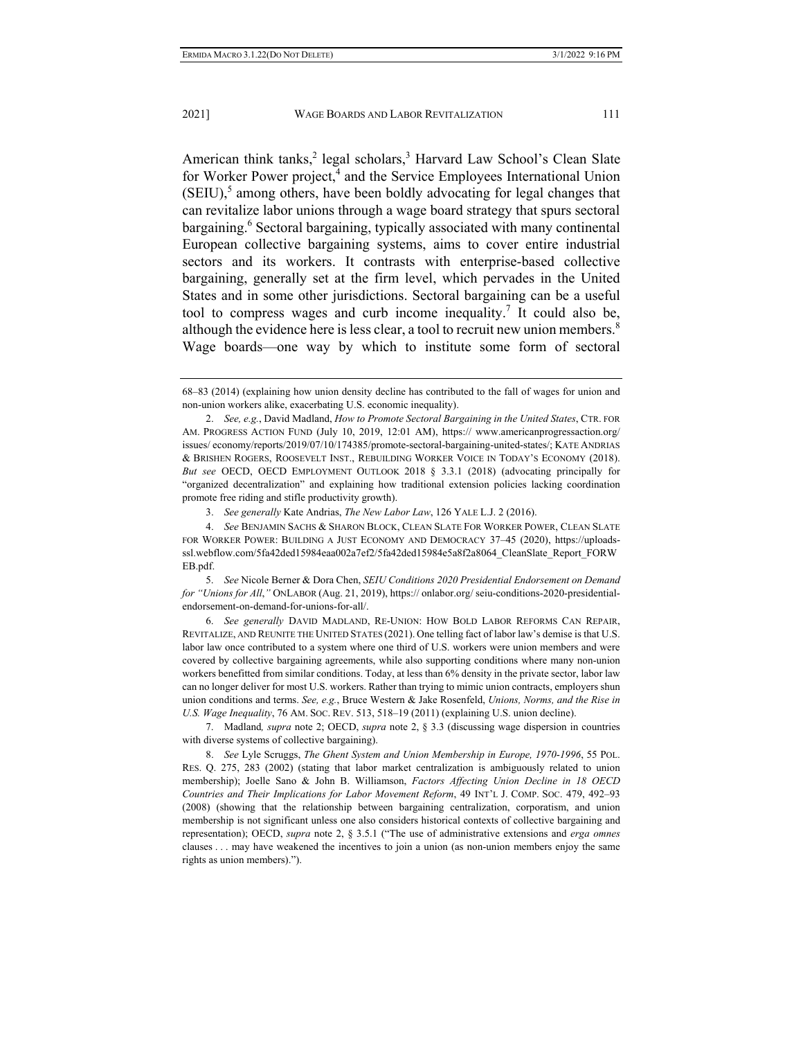American think tanks,[2] legal scholars,[3] Harvard Law School's Clean Slate for Worker Power project,[4] and the Service Employees International Union (SEIU),[5] among others, have been boldly advocating for legal changes that can revitalize labor unions through a wage board strategy that spurs sectoral bargaining.[6] Sectoral bargaining, typically associated with many continental European collective bargaining systems, aims to cover entire industrial sectors and its workers. It contrasts with enterprise-based collective bargaining, generally set at the firm level, which pervades in the United States and in some other jurisdictions. Sectoral bargaining can be a useful tool to compress wages and curb income inequality.[7] It could also be, although the evidence here is less clear, a tool to recruit new union members.[8] Wage boards—one way by which to institute some form of sectoral

---

68–83 (2014) (explaining how union density decline has contributed to the fall of wages for union and non-union workers alike, exacerbating U.S. economic inequality).

2. *See, e.g.*, David Madland, *How to Promote Sectoral Bargaining in the United States*, CTR. FOR AM. PROGRESS ACTION FUND (July 10, 2019, 12:01 AM), https:// www.americanprogressaction.org/ issues/ economy/reports/2019/07/10/174385/promote-sectoral-bargaining-united-states/; KATE ANDRIAS & BRISHEN ROGERS, ROOSEVELT INST., REBUILDING WORKER VOICE IN TODAY'S ECONOMY (2018). *But see* OECD, OECD EMPLOYMENT OUTLOOK 2018 § 3.3.1 (2018) (advocating principally for "organized decentralization" and explaining how traditional extension policies lacking coordination promote free riding and stifle productivity growth).

3. *See generally* Kate Andrias, *The New Labor Law*, 126 YALE L.J. 2 (2016).

4. *See* BENJAMIN SACHS & SHARON BLOCK, CLEAN SLATE FOR WORKER POWER, CLEAN SLATE FOR WORKER POWER: BUILDING A JUST ECONOMY AND DEMOCRACY 37–45 (2020), https://uploads-ssl.webflow.com/5fa42ded15984eaa002a7ef2/5fa42ded15984e5a8f2a8064_CleanSlate_Report_FORWEB.pdf.

5. *See* Nicole Berner & Dora Chen, *SEIU Conditions 2020 Presidential Endorsement on Demand for "Unions for All,"* ONLABOR (Aug. 21, 2019), https:// onlabor.org/ seiu-conditions-2020-presidential-endorsement-on-demand-for-unions-for-all/.

6. *See generally* DAVID MADLAND, RE-UNION: HOW BOLD LABOR REFORMS CAN REPAIR, REVITALIZE, AND REUNITE THE UNITED STATES (2021). One telling fact of labor law's demise is that U.S. labor law once contributed to a system where one third of U.S. workers were union members and were covered by collective bargaining agreements, while also supporting conditions where many non-union workers benefitted from similar conditions. Today, at less than 6% density in the private sector, labor law can no longer deliver for most U.S. workers. Rather than trying to mimic union contracts, employers shun union conditions and terms. *See, e.g.*, Bruce Western & Jake Rosenfeld, *Unions, Norms, and the Rise in U.S. Wage Inequality*, 76 AM. SOC. REV. 513, 518–19 (2011) (explaining U.S. union decline).

7. Madland*, supra* note 2; OECD, *supra* note 2, § 3.3 (discussing wage dispersion in countries with diverse systems of collective bargaining).

8. *See* Lyle Scruggs, *The Ghent System and Union Membership in Europe, 1970-1996*, 55 POL. RES. Q. 275, 283 (2002) (stating that labor market centralization is ambiguously related to union membership); Joelle Sano & John B. Williamson, *Factors Affecting Union Decline in 18 OECD Countries and Their Implications for Labor Movement Reform*, 49 INT'L J. COMP. SOC. 479, 492–93 (2008) (showing that the relationship between bargaining centralization, corporatism, and union membership is not significant unless one also considers historical contexts of collective bargaining and representation); OECD, *supra* note 2, § 3.5.1 ("The use of administrative extensions and *erga omnes* clauses . . . may have weakened the incentives to join a union (as non-union members enjoy the same rights as union members).").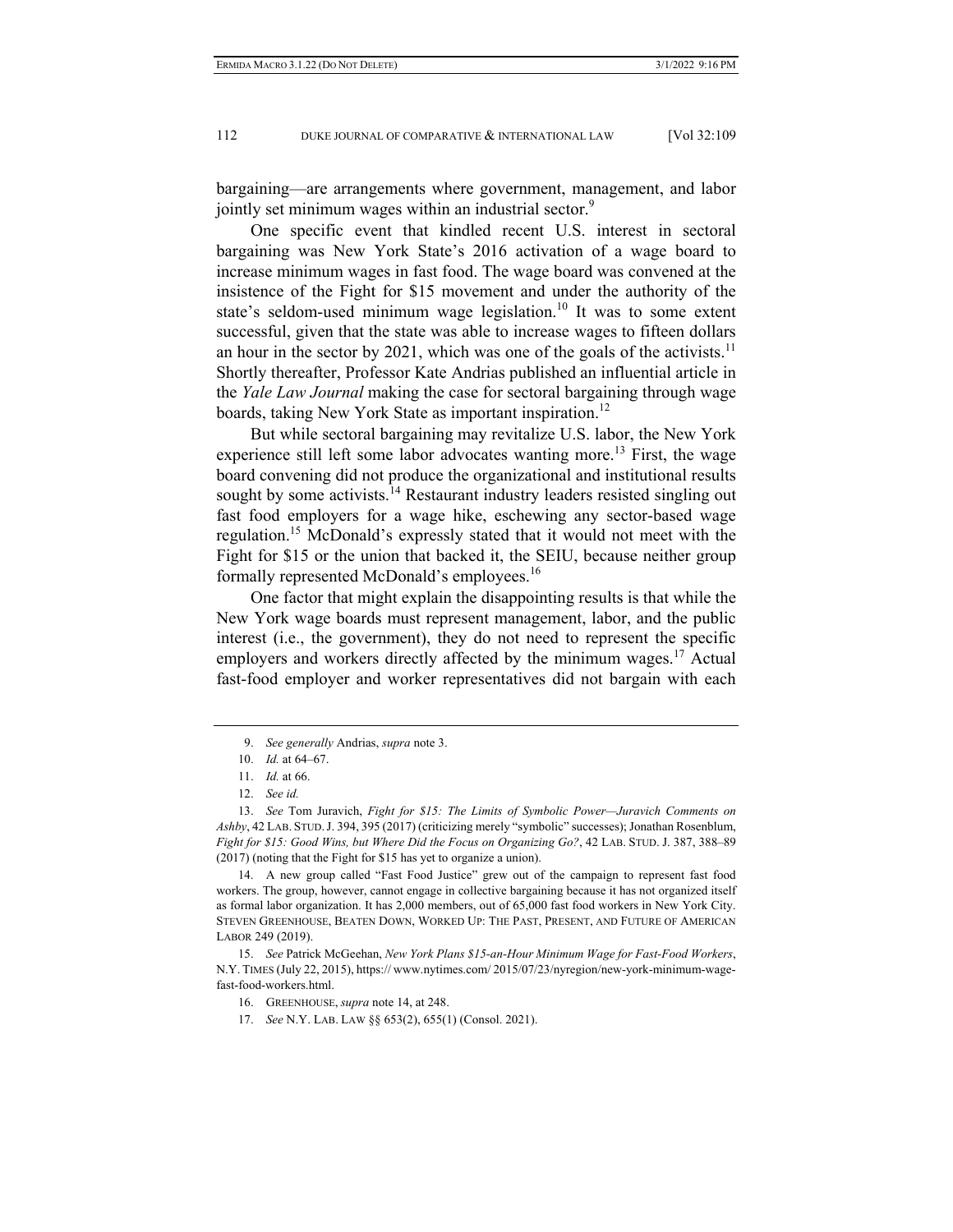bargaining—are arrangements where government, management, and labor jointly set minimum wages within an industrial sector.[9]

One specific event that kindled recent U.S. interest in sectoral bargaining was New York State's 2016 activation of a wage board to increase minimum wages in fast food. The wage board was convened at the insistence of the Fight for $15 movement and under the authority of the state's seldom-used minimum wage legislation.[10] It was to some extent successful, given that the state was able to increase wages to fifteen dollars an hour in the sector by 2021, which was one of the goals of the activists.[11] Shortly thereafter, Professor Kate Andrias published an influential article in the *Yale Law Journal* making the case for sectoral bargaining through wage boards, taking New York State as important inspiration.[12]

But while sectoral bargaining may revitalize U.S. labor, the New York experience still left some labor advocates wanting more.[13] First, the wage board convening did not produce the organizational and institutional results sought by some activists.[14] Restaurant industry leaders resisted singling out fast food employers for a wage hike, eschewing any sector-based wage regulation.[15] McDonald's expressly stated that it would not meet with the Fight for $15 or the union that backed it, the SEIU, because neither group formally represented McDonald's employees.[16]

One factor that might explain the disappointing results is that while the New York wage boards must represent management, labor, and the public interest (i.e., the government), they do not need to represent the specific employers and workers directly affected by the minimum wages.[17] Actual fast-food employer and worker representatives did not bargain with each

---

9. *See generally* Andrias, *supra* note 3.

10. *Id.* at 64–67.

11. *Id.* at 66.

12. *See id.*

13. *See* Tom Juravich, *Fight for $15: The Limits of Symbolic Power—Juravich Comments on Ashby*, 42 LAB. STUD. J. 394, 395 (2017) (criticizing merely "symbolic" successes); Jonathan Rosenblum, *Fight for $15: Good Wins, but Where Did the Focus on Organizing Go?*, 42 LAB. STUD. J. 387, 388–89 (2017) (noting that the Fight for $15 has yet to organize a union).

14. A new group called "Fast Food Justice" grew out of the campaign to represent fast food workers. The group, however, cannot engage in collective bargaining because it has not organized itself as formal labor organization. It has 2,000 members, out of 65,000 fast food workers in New York City. STEVEN GREENHOUSE, BEATEN DOWN, WORKED UP: THE PAST, PRESENT, AND FUTURE OF AMERICAN LABOR 249 (2019).

15. *See* Patrick McGeehan, *New York Plans $15-an-Hour Minimum Wage for Fast-Food Workers*, N.Y. TIMES (July 22, 2015), https:// www.nytimes.com/ 2015/07/23/nyregion/new-york-minimum-wage-fast-food-workers.html.

16. GREENHOUSE, *supra* note 14, at 248.

17. *See* N.Y. LAB. LAW §§ 653(2), 655(1) (Consol. 2021).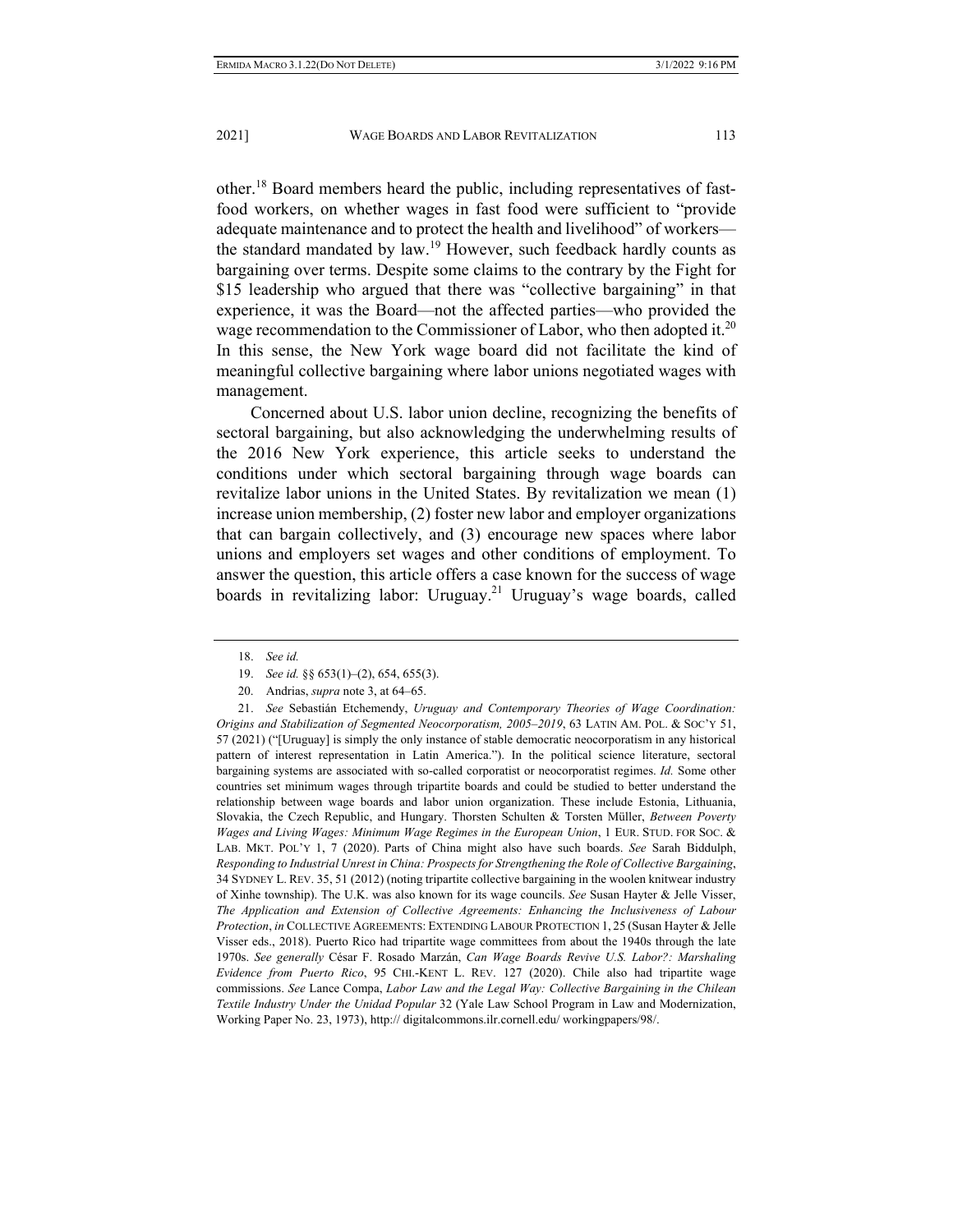other.[18] Board members heard the public, including representatives of fast-food workers, on whether wages in fast food were sufficient to "provide adequate maintenance and to protect the health and livelihood" of workers—the standard mandated by law.[19] However, such feedback hardly counts as bargaining over terms. Despite some claims to the contrary by the Fight for $15 leadership who argued that there was "collective bargaining" in that experience, it was the Board—not the affected parties—who provided the wage recommendation to the Commissioner of Labor, who then adopted it.[20] In this sense, the New York wage board did not facilitate the kind of meaningful collective bargaining where labor unions negotiated wages with management.

Concerned about U.S. labor union decline, recognizing the benefits of sectoral bargaining, but also acknowledging the underwhelming results of the 2016 New York experience, this article seeks to understand the conditions under which sectoral bargaining through wage boards can revitalize labor unions in the United States. By revitalization we mean (1) increase union membership, (2) foster new labor and employer organizations that can bargain collectively, and (3) encourage new spaces where labor unions and employers set wages and other conditions of employment. To answer the question, this article offers a case known for the success of wage boards in revitalizing labor: Uruguay.[21] Uruguay's wage boards, called

---

18. *See id.*

19. *See id.* §§ 653(1)–(2), 654, 655(3).

20. Andrias, *supra* note 3, at 64–65.

21. *See* Sebastián Etchemendy, *Uruguay and Contemporary Theories of Wage Coordination: Origins and Stabilization of Segmented Neocorporatism, 2005–2019*, 63 LATIN AM. POL. & SOC'Y 51, 57 (2021) ("[Uruguay] is simply the only instance of stable democratic neocorporatism in any historical pattern of interest representation in Latin America."). In the political science literature, sectoral bargaining systems are associated with so-called corporatist or neocorporatist regimes. *Id.* Some other countries set minimum wages through tripartite boards and could be studied to better understand the relationship between wage boards and labor union organization. These include Estonia, Lithuania, Slovakia, the Czech Republic, and Hungary. Thorsten Schulten & Torsten Müller, *Between Poverty Wages and Living Wages: Minimum Wage Regimes in the European Union*, 1 EUR. STUD. FOR SOC. & LAB. MKT. POL'Y 1, 7 (2020). Parts of China might also have such boards. *See* Sarah Biddulph, *Responding to Industrial Unrest in China: Prospects for Strengthening the Role of Collective Bargaining*, 34 SYDNEY L. REV. 35, 51 (2012) (noting tripartite collective bargaining in the woolen knitwear industry of Xinhe township). The U.K. was also known for its wage councils. *See* Susan Hayter & Jelle Visser, *The Application and Extension of Collective Agreements: Enhancing the Inclusiveness of Labour Protection*, *in* COLLECTIVE AGREEMENTS: EXTENDING LABOUR PROTECTION 1, 25 (Susan Hayter & Jelle Visser eds., 2018). Puerto Rico had tripartite wage committees from about the 1940s through the late 1970s. *See generally* César F. Rosado Marzán, *Can Wage Boards Revive U.S. Labor?: Marshaling Evidence from Puerto Rico*, 95 CHI.-KENT L. REV. 127 (2020). Chile also had tripartite wage commissions. *See* Lance Compa, *Labor Law and the Legal Way: Collective Bargaining in the Chilean Textile Industry Under the Unidad Popular* 32 (Yale Law School Program in Law and Modernization, Working Paper No. 23, 1973), http:// digitalcommons.ilr.cornell.edu/ workingpapers/98/.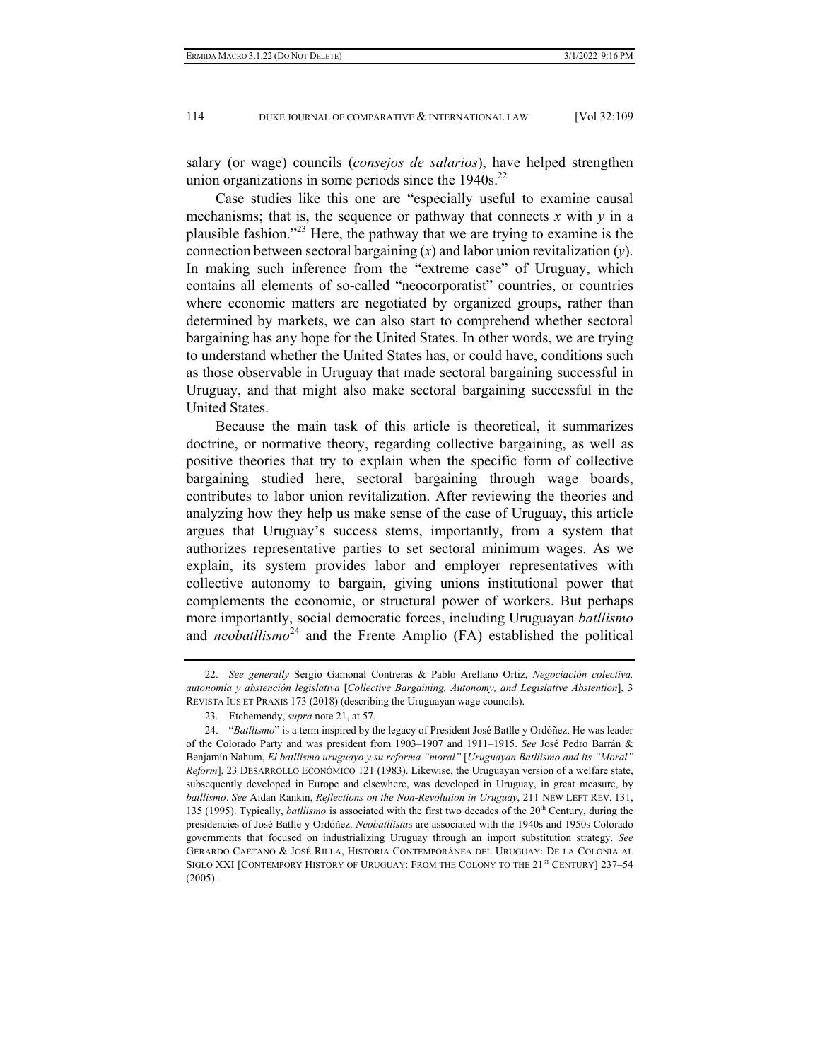salary (or wage) councils (*consejos de salarios*), have helped strengthen union organizations in some periods since the 1940s.[22]

Case studies like this one are "especially useful to examine causal mechanisms; that is, the sequence or pathway that connects *x* with *y* in a plausible fashion."[23] Here, the pathway that we are trying to examine is the connection between sectoral bargaining (*x*) and labor union revitalization (*y*). In making such inference from the "extreme case" of Uruguay, which contains all elements of so-called "neocorporatist" countries, or countries where economic matters are negotiated by organized groups, rather than determined by markets, we can also start to comprehend whether sectoral bargaining has any hope for the United States. In other words, we are trying to understand whether the United States has, or could have, conditions such as those observable in Uruguay that made sectoral bargaining successful in Uruguay, and that might also make sectoral bargaining successful in the United States.

Because the main task of this article is theoretical, it summarizes doctrine, or normative theory, regarding collective bargaining, as well as positive theories that try to explain when the specific form of collective bargaining studied here, sectoral bargaining through wage boards, contributes to labor union revitalization. After reviewing the theories and analyzing how they help us make sense of the case of Uruguay, this article argues that Uruguay's success stems, importantly, from a system that authorizes representative parties to set sectoral minimum wages. As we explain, its system provides labor and employer representatives with collective autonomy to bargain, giving unions institutional power that complements the economic, or structural power of workers. But perhaps more importantly, social democratic forces, including Uruguayan *batllismo* and *neobatllismo*[24] and the Frente Amplio (FA) established the political

---

22. *See generally* Sergio Gamonal Contreras & Pablo Arellano Ortiz, *Negociación colectiva, autonomía y abstención legislativa* [*Collective Bargaining, Autonomy, and Legislative Abstention*], 3 REVISTA IUS ET PRAXIS 173 (2018) (describing the Uruguayan wage councils).

23. Etchemendy, *supra* note 21, at 57.

24. "*Batllismo*" is a term inspired by the legacy of President José Batlle y Ordóñez. He was leader of the Colorado Party and was president from 1903–1907 and 1911–1915. *See* José Pedro Barrán & Benjamín Nahum, *El batllismo uruguayo y su reforma "moral"* [*Uruguayan Batllismo and its "Moral" Reform*], 23 DESARROLLO ECONÓMICO 121 (1983). Likewise, the Uruguayan version of a welfare state, subsequently developed in Europe and elsewhere, was developed in Uruguay, in great measure, by *batllismo*. *See* Aidan Rankin, *Reflections on the Non-Revolution in Uruguay*, 211 NEW LEFT REV. 131, 135 (1995). Typically, *batllismo* is associated with the first two decades of the 20th Century, during the presidencies of José Batlle y Ordóñez. *Neobatllistas* are associated with the 1940s and 1950s Colorado governments that focused on industrializing Uruguay through an import substitution strategy. *See* GERARDO CAETANO & JOSÉ RILLA, HISTORIA CONTEMPORÁNEA DEL URUGUAY: DE LA COLONIA AL SIGLO XXI [CONTEMPORY HISTORY OF URUGUAY: FROM THE COLONY TO THE 21ST CENTURY] 237–54 (2005).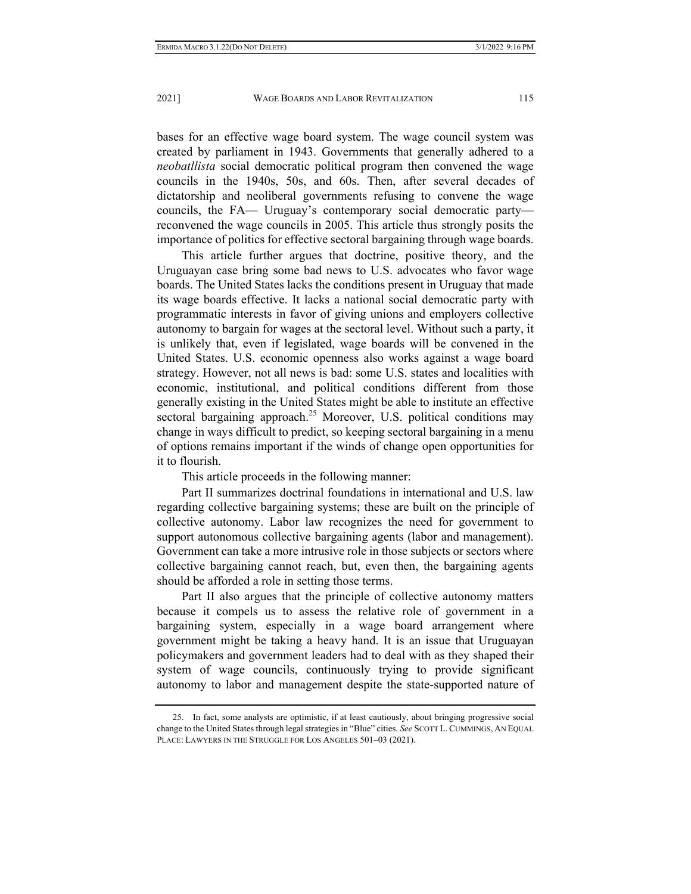bases for an effective wage board system. The wage council system was created by parliament in 1943. Governments that generally adhered to a *neobatllista* social democratic political program then convened the wage councils in the 1940s, 50s, and 60s. Then, after several decades of dictatorship and neoliberal governments refusing to convene the wage councils, the FA— Uruguay's contemporary social democratic party—reconvened the wage councils in 2005. This article thus strongly posits the importance of politics for effective sectoral bargaining through wage boards.

This article further argues that doctrine, positive theory, and the Uruguayan case bring some bad news to U.S. advocates who favor wage boards. The United States lacks the conditions present in Uruguay that made its wage boards effective. It lacks a national social democratic party with programmatic interests in favor of giving unions and employers collective autonomy to bargain for wages at the sectoral level. Without such a party, it is unlikely that, even if legislated, wage boards will be convened in the United States. U.S. economic openness also works against a wage board strategy. However, not all news is bad: some U.S. states and localities with economic, institutional, and political conditions different from those generally existing in the United States might be able to institute an effective sectoral bargaining approach.[25] Moreover, U.S. political conditions may change in ways difficult to predict, so keeping sectoral bargaining in a menu of options remains important if the winds of change open opportunities for it to flourish.

This article proceeds in the following manner:

Part II summarizes doctrinal foundations in international and U.S. law regarding collective bargaining systems; these are built on the principle of collective autonomy. Labor law recognizes the need for government to support autonomous collective bargaining agents (labor and management). Government can take a more intrusive role in those subjects or sectors where collective bargaining cannot reach, but, even then, the bargaining agents should be afforded a role in setting those terms.

Part II also argues that the principle of collective autonomy matters because it compels us to assess the relative role of government in a bargaining system, especially in a wage board arrangement where government might be taking a heavy hand. It is an issue that Uruguayan policymakers and government leaders had to deal with as they shaped their system of wage councils, continuously trying to provide significant autonomy to labor and management despite the state-supported nature of

---

25. In fact, some analysts are optimistic, if at least cautiously, about bringing progressive social change to the United States through legal strategies in "Blue" cities. *See* SCOTT L. CUMMINGS, AN EQUAL PLACE: LAWYERS IN THE STRUGGLE FOR LOS ANGELES 501–03 (2021).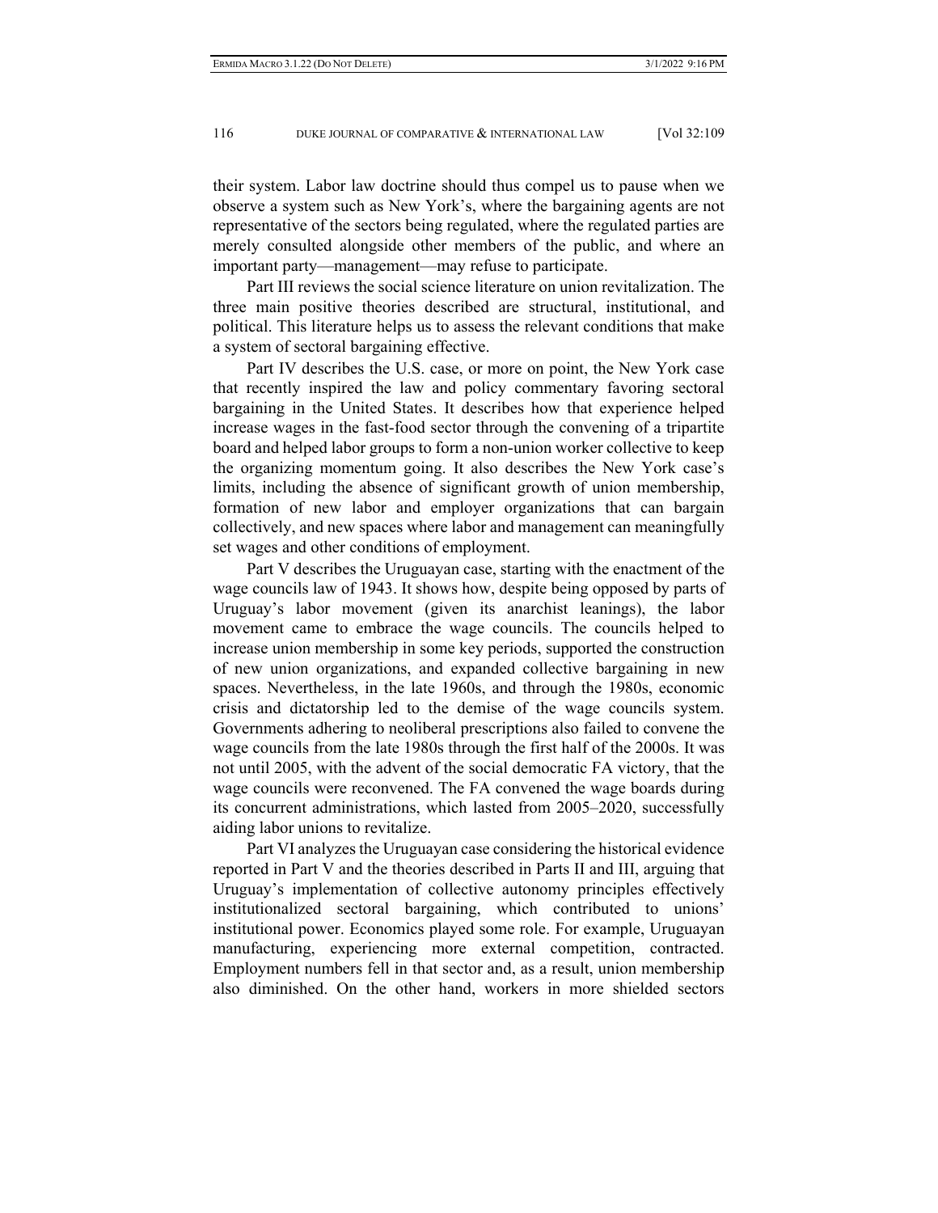their system. Labor law doctrine should thus compel us to pause when we observe a system such as New York's, where the bargaining agents are not representative of the sectors being regulated, where the regulated parties are merely consulted alongside other members of the public, and where an important party—management—may refuse to participate.

Part III reviews the social science literature on union revitalization. The three main positive theories described are structural, institutional, and political. This literature helps us to assess the relevant conditions that make a system of sectoral bargaining effective.

Part IV describes the U.S. case, or more on point, the New York case that recently inspired the law and policy commentary favoring sectoral bargaining in the United States. It describes how that experience helped increase wages in the fast-food sector through the convening of a tripartite board and helped labor groups to form a non-union worker collective to keep the organizing momentum going. It also describes the New York case's limits, including the absence of significant growth of union membership, formation of new labor and employer organizations that can bargain collectively, and new spaces where labor and management can meaningfully set wages and other conditions of employment.

Part V describes the Uruguayan case, starting with the enactment of the wage councils law of 1943. It shows how, despite being opposed by parts of Uruguay's labor movement (given its anarchist leanings), the labor movement came to embrace the wage councils. The councils helped to increase union membership in some key periods, supported the construction of new union organizations, and expanded collective bargaining in new spaces. Nevertheless, in the late 1960s, and through the 1980s, economic crisis and dictatorship led to the demise of the wage councils system. Governments adhering to neoliberal prescriptions also failed to convene the wage councils from the late 1980s through the first half of the 2000s. It was not until 2005, with the advent of the social democratic FA victory, that the wage councils were reconvened. The FA convened the wage boards during its concurrent administrations, which lasted from 2005–2020, successfully aiding labor unions to revitalize.

Part VI analyzes the Uruguayan case considering the historical evidence reported in Part V and the theories described in Parts II and III, arguing that Uruguay's implementation of collective autonomy principles effectively institutionalized sectoral bargaining, which contributed to unions' institutional power. Economics played some role. For example, Uruguayan manufacturing, experiencing more external competition, contracted. Employment numbers fell in that sector and, as a result, union membership also diminished. On the other hand, workers in more shielded sectors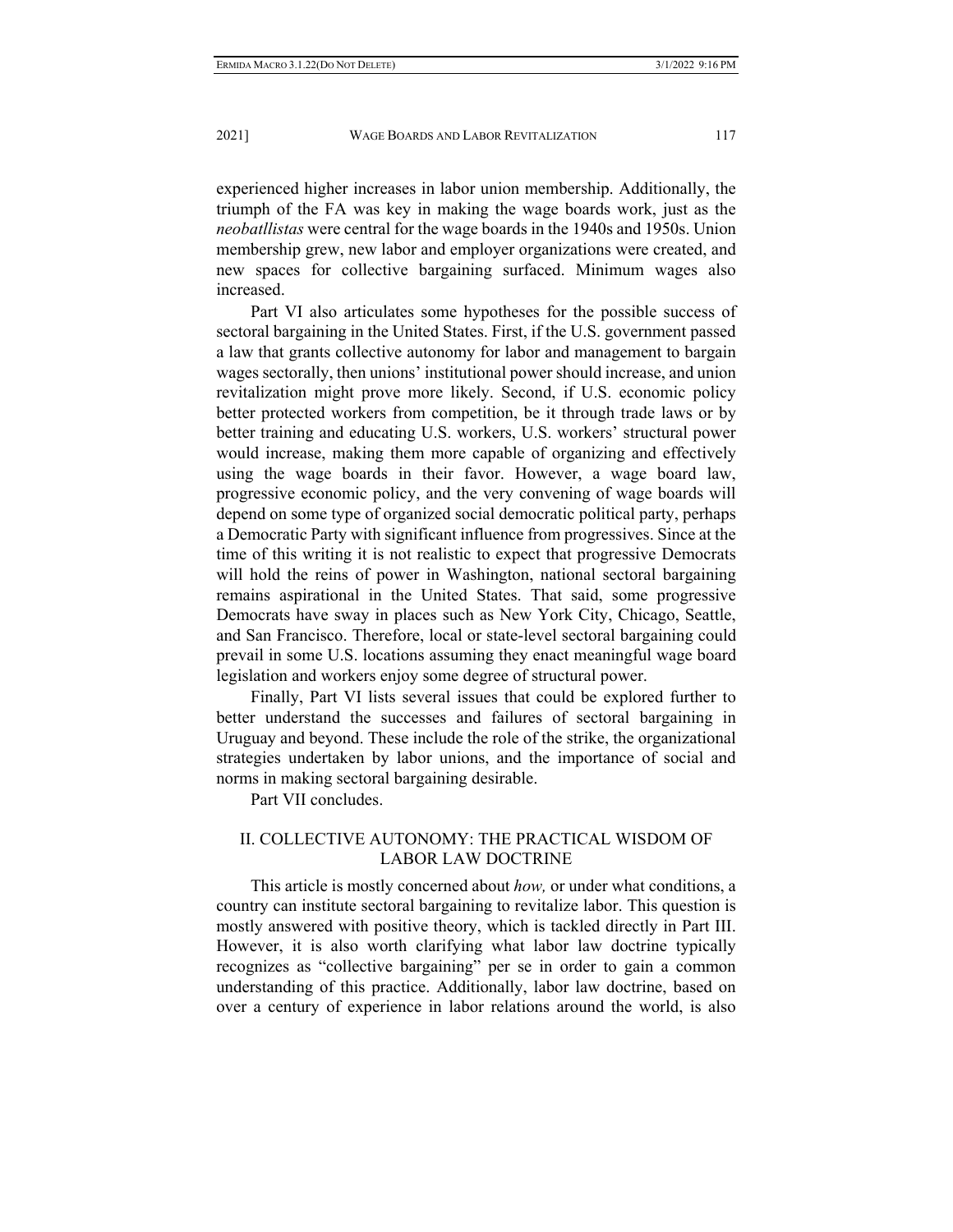experienced higher increases in labor union membership. Additionally, the triumph of the FA was key in making the wage boards work, just as the *neobatllistas* were central for the wage boards in the 1940s and 1950s. Union membership grew, new labor and employer organizations were created, and new spaces for collective bargaining surfaced. Minimum wages also increased.

Part VI also articulates some hypotheses for the possible success of sectoral bargaining in the United States. First, if the U.S. government passed a law that grants collective autonomy for labor and management to bargain wages sectorally, then unions' institutional power should increase, and union revitalization might prove more likely. Second, if U.S. economic policy better protected workers from competition, be it through trade laws or by better training and educating U.S. workers, U.S. workers' structural power would increase, making them more capable of organizing and effectively using the wage boards in their favor. However, a wage board law, progressive economic policy, and the very convening of wage boards will depend on some type of organized social democratic political party, perhaps a Democratic Party with significant influence from progressives. Since at the time of this writing it is not realistic to expect that progressive Democrats will hold the reins of power in Washington, national sectoral bargaining remains aspirational in the United States. That said, some progressive Democrats have sway in places such as New York City, Chicago, Seattle, and San Francisco. Therefore, local or state-level sectoral bargaining could prevail in some U.S. locations assuming they enact meaningful wage board legislation and workers enjoy some degree of structural power.

Finally, Part VI lists several issues that could be explored further to better understand the successes and failures of sectoral bargaining in Uruguay and beyond. These include the role of the strike, the organizational strategies undertaken by labor unions, and the importance of social and norms in making sectoral bargaining desirable.

Part VII concludes.

## II. COLLECTIVE AUTONOMY: THE PRACTICAL WISDOM OF LABOR LAW DOCTRINE

This article is mostly concerned about *how,* or under what conditions, a country can institute sectoral bargaining to revitalize labor. This question is mostly answered with positive theory, which is tackled directly in Part III. However, it is also worth clarifying what labor law doctrine typically recognizes as "collective bargaining" per se in order to gain a common understanding of this practice. Additionally, labor law doctrine, based on over a century of experience in labor relations around the world, is also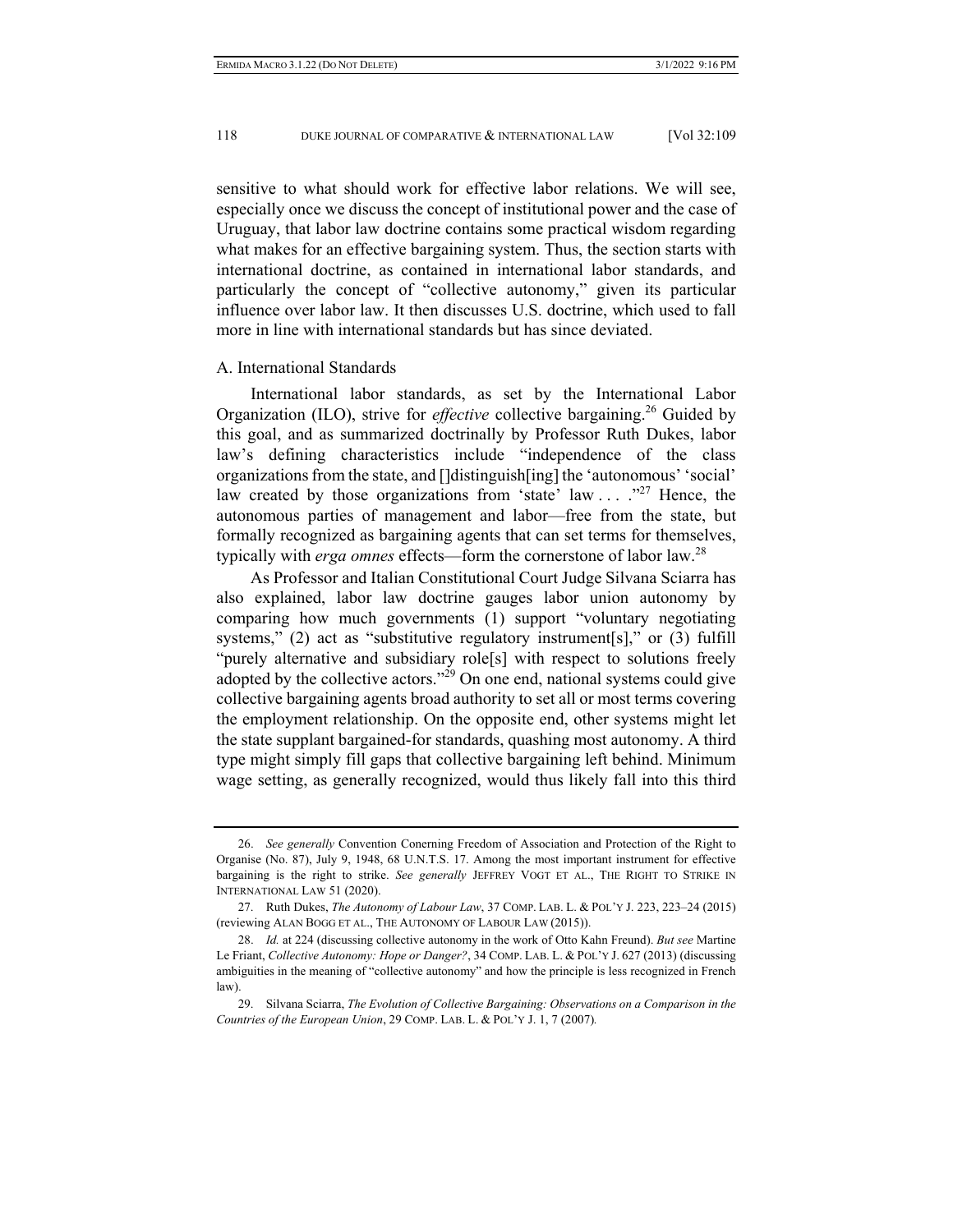sensitive to what should work for effective labor relations. We will see, especially once we discuss the concept of institutional power and the case of Uruguay, that labor law doctrine contains some practical wisdom regarding what makes for an effective bargaining system. Thus, the section starts with international doctrine, as contained in international labor standards, and particularly the concept of "collective autonomy," given its particular influence over labor law. It then discusses U.S. doctrine, which used to fall more in line with international standards but has since deviated.

### A. International Standards

International labor standards, as set by the International Labor Organization (ILO), strive for *effective* collective bargaining.[26] Guided by this goal, and as summarized doctrinally by Professor Ruth Dukes, labor law's defining characteristics include "independence of the class organizations from the state, and []distinguish[ing] the 'autonomous' 'social' law created by those organizations from 'state' law . . . ."[27] Hence, the autonomous parties of management and labor—free from the state, but formally recognized as bargaining agents that can set terms for themselves, typically with *erga omnes* effects—form the cornerstone of labor law.[28]

As Professor and Italian Constitutional Court Judge Silvana Sciarra has also explained, labor law doctrine gauges labor union autonomy by comparing how much governments (1) support "voluntary negotiating systems," (2) act as "substitutive regulatory instrument[s]," or (3) fulfill "purely alternative and subsidiary role[s] with respect to solutions freely adopted by the collective actors."[29] On one end, national systems could give collective bargaining agents broad authority to set all or most terms covering the employment relationship. On the opposite end, other systems might let the state supplant bargained-for standards, quashing most autonomy. A third type might simply fill gaps that collective bargaining left behind. Minimum wage setting, as generally recognized, would thus likely fall into this third

---

26. *See generally* Convention Conerning Freedom of Association and Protection of the Right to Organise (No. 87), July 9, 1948, 68 U.N.T.S. 17. Among the most important instrument for effective bargaining is the right to strike. *See generally* JEFFREY VOGT ET AL., THE RIGHT TO STRIKE IN INTERNATIONAL LAW 51 (2020).

27. Ruth Dukes, *The Autonomy of Labour Law*, 37 COMP. LAB. L. & POL'Y J. 223, 223–24 (2015) (reviewing ALAN BOGG ET AL., THE AUTONOMY OF LABOUR LAW (2015)).

28. *Id.* at 224 (discussing collective autonomy in the work of Otto Kahn Freund). *But see* Martine Le Friant, *Collective Autonomy: Hope or Danger?*, 34 COMP. LAB. L. & POL'Y J. 627 (2013) (discussing ambiguities in the meaning of "collective autonomy" and how the principle is less recognized in French law).

29. Silvana Sciarra, *The Evolution of Collective Bargaining: Observations on a Comparison in the Countries of the European Union*, 29 COMP. LAB. L. & POL'Y J. 1, 7 (2007).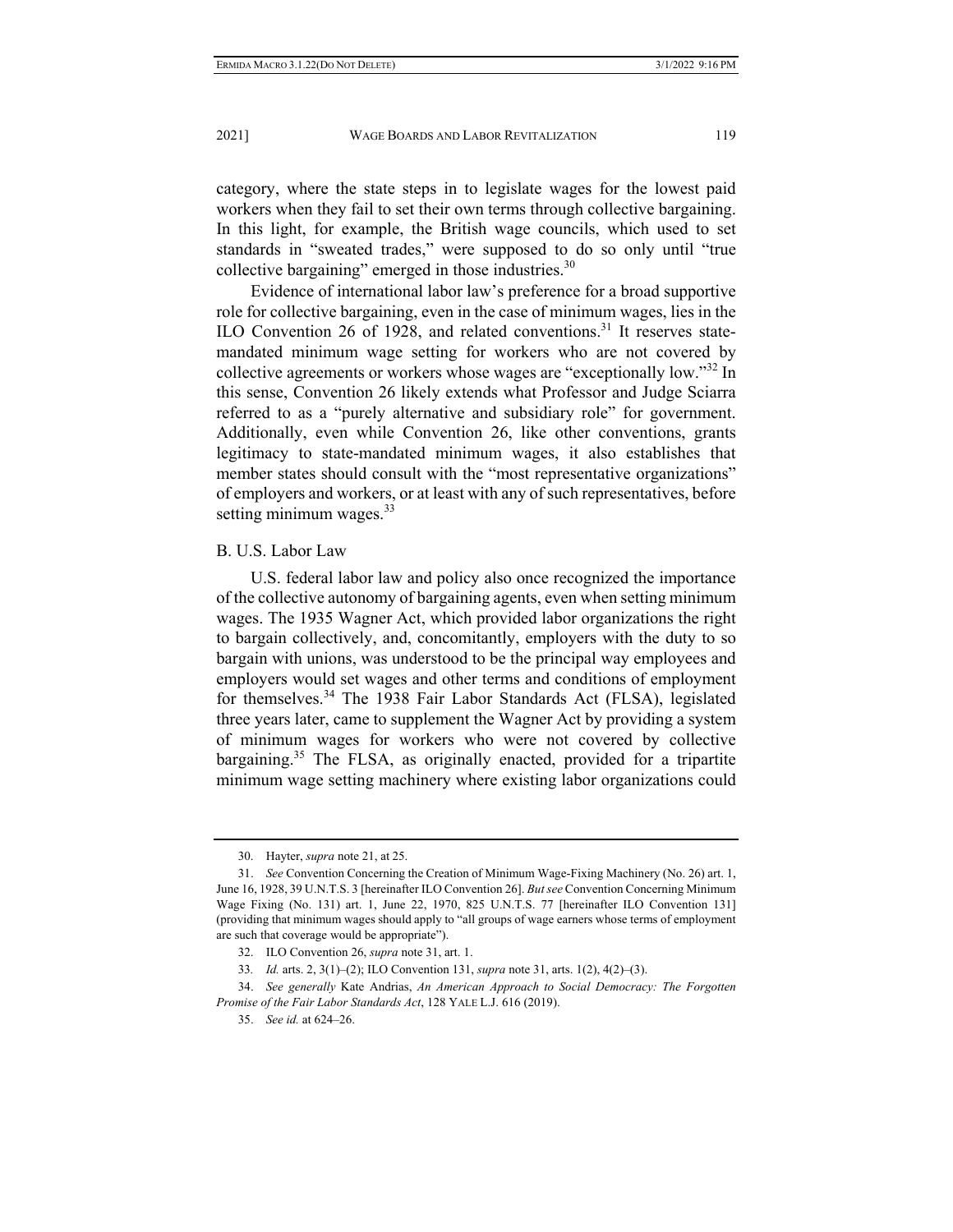category, where the state steps in to legislate wages for the lowest paid workers when they fail to set their own terms through collective bargaining. In this light, for example, the British wage councils, which used to set standards in "sweated trades," were supposed to do so only until "true collective bargaining" emerged in those industries.[30]

Evidence of international labor law's preference for a broad supportive role for collective bargaining, even in the case of minimum wages, lies in the ILO Convention 26 of 1928, and related conventions.[31] It reserves state-mandated minimum wage setting for workers who are not covered by collective agreements or workers whose wages are "exceptionally low."[32] In this sense, Convention 26 likely extends what Professor and Judge Sciarra referred to as a "purely alternative and subsidiary role" for government. Additionally, even while Convention 26, like other conventions, grants legitimacy to state-mandated minimum wages, it also establishes that member states should consult with the "most representative organizations" of employers and workers, or at least with any of such representatives, before setting minimum wages.[33]

## B. U.S. Labor Law

U.S. federal labor law and policy also once recognized the importance of the collective autonomy of bargaining agents, even when setting minimum wages. The 1935 Wagner Act, which provided labor organizations the right to bargain collectively, and, concomitantly, employers with the duty to so bargain with unions, was understood to be the principal way employees and employers would set wages and other terms and conditions of employment for themselves.[34] The 1938 Fair Labor Standards Act (FLSA), legislated three years later, came to supplement the Wagner Act by providing a system of minimum wages for workers who were not covered by collective bargaining.[35] The FLSA, as originally enacted, provided for a tripartite minimum wage setting machinery where existing labor organizations could

---

30. Hayter, *supra* note 21, at 25.

31. *See* Convention Concerning the Creation of Minimum Wage-Fixing Machinery (No. 26) art. 1, June 16, 1928, 39 U.N.T.S. 3 [hereinafter ILO Convention 26]. *But see* Convention Concerning Minimum Wage Fixing (No. 131) art. 1, June 22, 1970, 825 U.N.T.S. 77 [hereinafter ILO Convention 131] (providing that minimum wages should apply to "all groups of wage earners whose terms of employment are such that coverage would be appropriate").

32. ILO Convention 26, *supra* note 31, art. 1.

33. *Id.* arts. 2, 3(1)–(2); ILO Convention 131, *supra* note 31, arts. 1(2), 4(2)–(3).

34. *See generally* Kate Andrias, *An American Approach to Social Democracy: The Forgotten Promise of the Fair Labor Standards Act*, 128 YALE L.J. 616 (2019).

35. *See id.* at 624–26.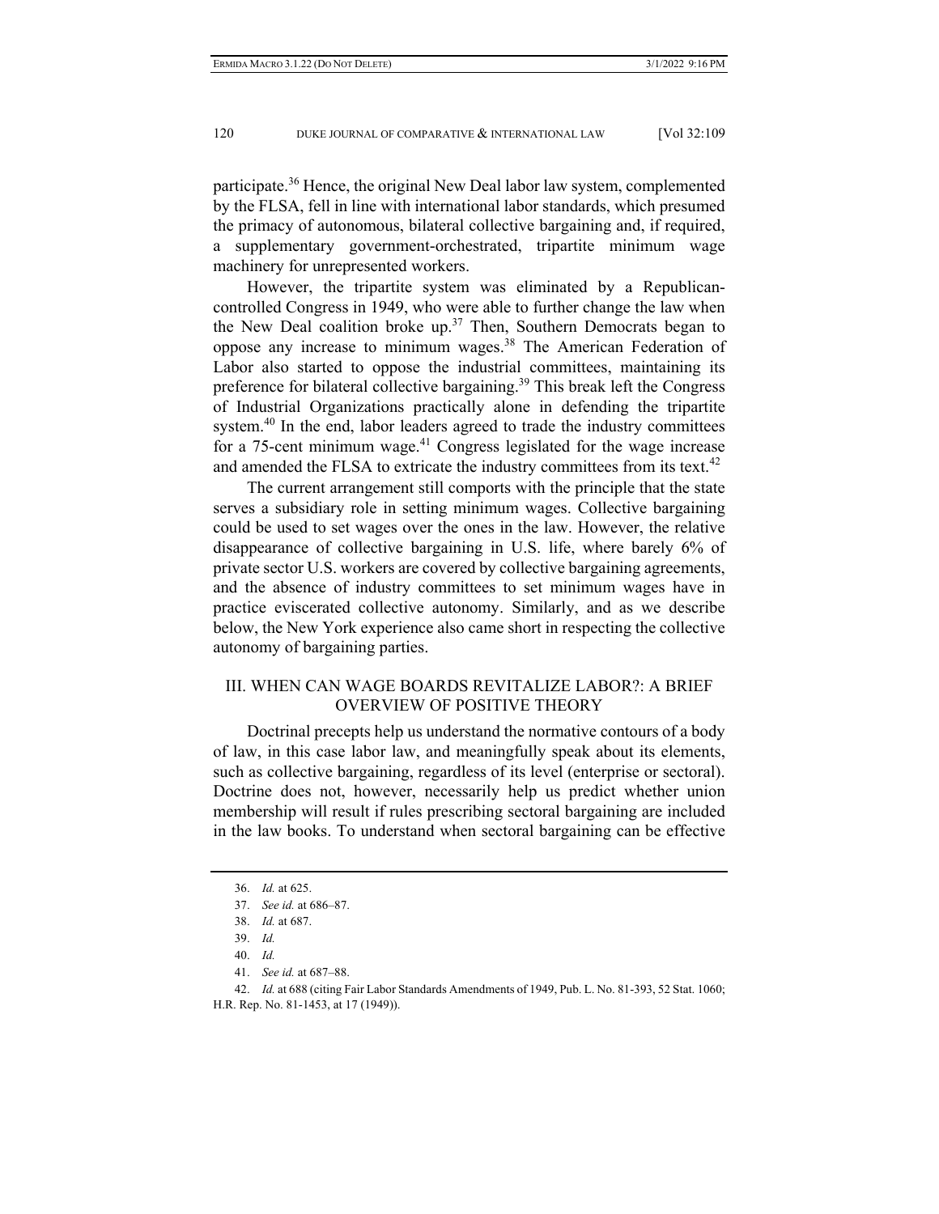participate.[36] Hence, the original New Deal labor law system, complemented by the FLSA, fell in line with international labor standards, which presumed the primacy of autonomous, bilateral collective bargaining and, if required, a supplementary government-orchestrated, tripartite minimum wage machinery for unrepresented workers.

However, the tripartite system was eliminated by a Republican-controlled Congress in 1949, who were able to further change the law when the New Deal coalition broke up.[37] Then, Southern Democrats began to oppose any increase to minimum wages.[38] The American Federation of Labor also started to oppose the industrial committees, maintaining its preference for bilateral collective bargaining.[39] This break left the Congress of Industrial Organizations practically alone in defending the tripartite system.[40] In the end, labor leaders agreed to trade the industry committees for a 75-cent minimum wage.[41] Congress legislated for the wage increase and amended the FLSA to extricate the industry committees from its text.[42]

The current arrangement still comports with the principle that the state serves a subsidiary role in setting minimum wages. Collective bargaining could be used to set wages over the ones in the law. However, the relative disappearance of collective bargaining in U.S. life, where barely 6% of private sector U.S. workers are covered by collective bargaining agreements, and the absence of industry committees to set minimum wages have in practice eviscerated collective autonomy. Similarly, and as we describe below, the New York experience also came short in respecting the collective autonomy of bargaining parties.

## III. WHEN CAN WAGE BOARDS REVITALIZE LABOR?: A BRIEF OVERVIEW OF POSITIVE THEORY

Doctrinal precepts help us understand the normative contours of a body of law, in this case labor law, and meaningfully speak about its elements, such as collective bargaining, regardless of its level (enterprise or sectoral). Doctrine does not, however, necessarily help us predict whether union membership will result if rules prescribing sectoral bargaining are included in the law books. To understand when sectoral bargaining can be effective

---

36. *Id.* at 625.

37. *See id.* at 686–87.

38. *Id.* at 687.

39. *Id.*

40. *Id.*

41. *See id.* at 687–88.

42. *Id.* at 688 (citing Fair Labor Standards Amendments of 1949, Pub. L. No. 81-393, 52 Stat. 1060; H.R. Rep. No. 81-1453, at 17 (1949)).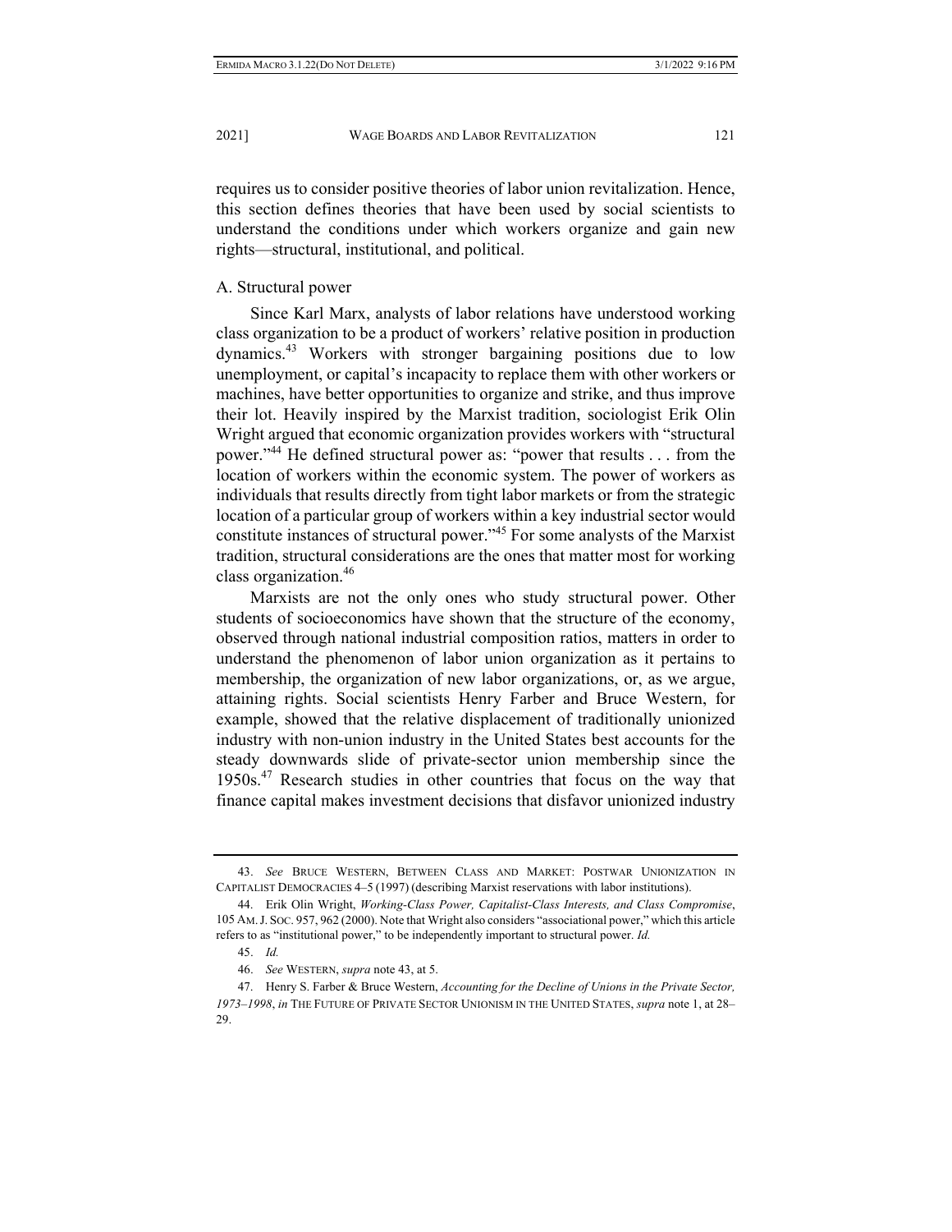requires us to consider positive theories of labor union revitalization. Hence, this section defines theories that have been used by social scientists to understand the conditions under which workers organize and gain new rights—structural, institutional, and political.

### A. Structural power

Since Karl Marx, analysts of labor relations have understood working class organization to be a product of workers' relative position in production dynamics.[43] Workers with stronger bargaining positions due to low unemployment, or capital's incapacity to replace them with other workers or machines, have better opportunities to organize and strike, and thus improve their lot. Heavily inspired by the Marxist tradition, sociologist Erik Olin Wright argued that economic organization provides workers with "structural power."[44] He defined structural power as: "power that results . . . from the location of workers within the economic system. The power of workers as individuals that results directly from tight labor markets or from the strategic location of a particular group of workers within a key industrial sector would constitute instances of structural power."[45] For some analysts of the Marxist tradition, structural considerations are the ones that matter most for working class organization.[46]

Marxists are not the only ones who study structural power. Other students of socioeconomics have shown that the structure of the economy, observed through national industrial composition ratios, matters in order to understand the phenomenon of labor union organization as it pertains to membership, the organization of new labor organizations, or, as we argue, attaining rights. Social scientists Henry Farber and Bruce Western, for example, showed that the relative displacement of traditionally unionized industry with non-union industry in the United States best accounts for the steady downwards slide of private-sector union membership since the 1950s.[47] Research studies in other countries that focus on the way that finance capital makes investment decisions that disfavor unionized industry

---

43. *See* BRUCE WESTERN, BETWEEN CLASS AND MARKET: POSTWAR UNIONIZATION IN CAPITALIST DEMOCRACIES 4–5 (1997) (describing Marxist reservations with labor institutions).

44. Erik Olin Wright, *Working-Class Power, Capitalist-Class Interests, and Class Compromise*, 105 AM. J. SOC. 957, 962 (2000). Note that Wright also considers "associational power," which this article refers to as "institutional power," to be independently important to structural power. *Id.*

45. *Id.*

46. *See* WESTERN, *supra* note 43, at 5.

47. Henry S. Farber & Bruce Western, *Accounting for the Decline of Unions in the Private Sector, 1973–1998*, *in* THE FUTURE OF PRIVATE SECTOR UNIONISM IN THE UNITED STATES, *supra* note 1, at 28–29.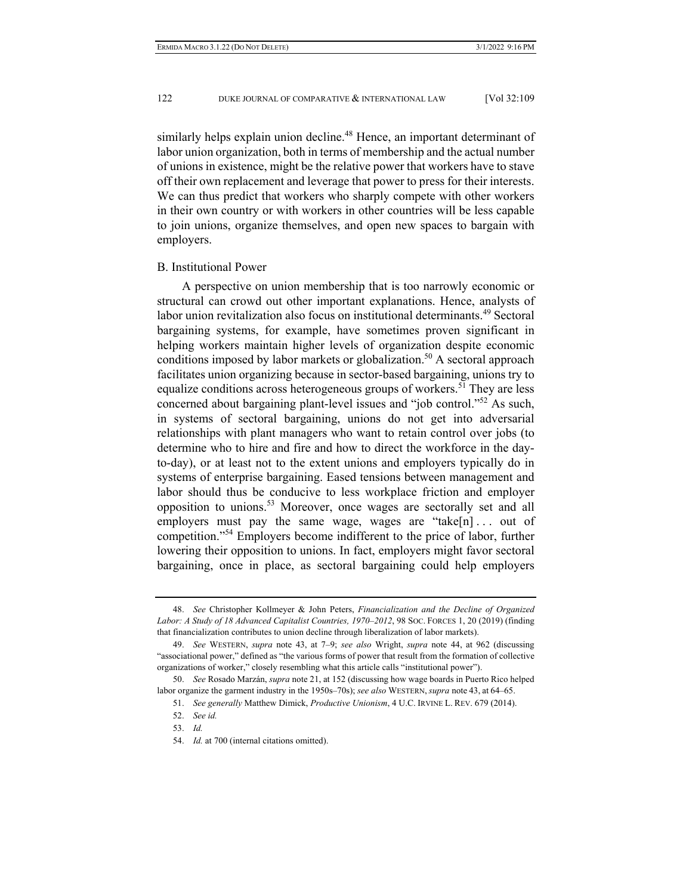similarly helps explain union decline.[48] Hence, an important determinant of labor union organization, both in terms of membership and the actual number of unions in existence, might be the relative power that workers have to stave off their own replacement and leverage that power to press for their interests. We can thus predict that workers who sharply compete with other workers in their own country or with workers in other countries will be less capable to join unions, organize themselves, and open new spaces to bargain with employers.

### B. Institutional Power

A perspective on union membership that is too narrowly economic or structural can crowd out other important explanations. Hence, analysts of labor union revitalization also focus on institutional determinants.[49] Sectoral bargaining systems, for example, have sometimes proven significant in helping workers maintain higher levels of organization despite economic conditions imposed by labor markets or globalization.[50] A sectoral approach facilitates union organizing because in sector-based bargaining, unions try to equalize conditions across heterogeneous groups of workers.[51] They are less concerned about bargaining plant-level issues and "job control."[52] As such, in systems of sectoral bargaining, unions do not get into adversarial relationships with plant managers who want to retain control over jobs (to determine who to hire and fire and how to direct the workforce in the day-to-day), or at least not to the extent unions and employers typically do in systems of enterprise bargaining. Eased tensions between management and labor should thus be conducive to less workplace friction and employer opposition to unions.[53] Moreover, once wages are sectorally set and all employers must pay the same wage, wages are "take[n] . . . out of competition."[54] Employers become indifferent to the price of labor, further lowering their opposition to unions. In fact, employers might favor sectoral bargaining, once in place, as sectoral bargaining could help employers

---

48. *See* Christopher Kollmeyer & John Peters, *Financialization and the Decline of Organized Labor: A Study of 18 Advanced Capitalist Countries, 1970–2012*, 98 SOC. FORCES 1, 20 (2019) (finding that financialization contributes to union decline through liberalization of labor markets).

49. *See* WESTERN, *supra* note 43, at 7–9; *see also* Wright, *supra* note 44, at 962 (discussing "associational power," defined as "the various forms of power that result from the formation of collective organizations of worker," closely resembling what this article calls "institutional power").

50. *See* Rosado Marzán, *supra* note 21, at 152 (discussing how wage boards in Puerto Rico helped labor organize the garment industry in the 1950s–70s); *see also* WESTERN, *supra* note 43, at 64–65.

51. *See generally* Matthew Dimick, *Productive Unionism*, 4 U.C. IRVINE L. REV. 679 (2014).

52. *See id.*

53. *Id.*

54. *Id.* at 700 (internal citations omitted).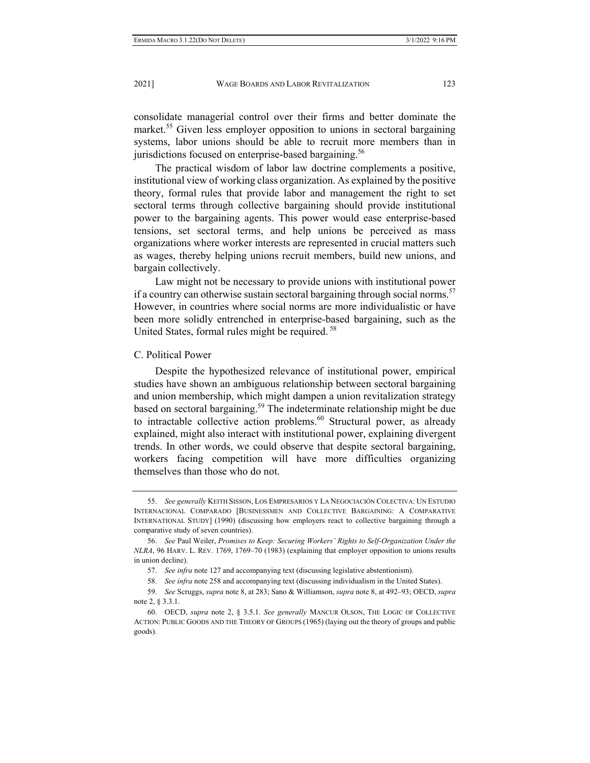consolidate managerial control over their firms and better dominate the market.[55] Given less employer opposition to unions in sectoral bargaining systems, labor unions should be able to recruit more members than in jurisdictions focused on enterprise-based bargaining.[56]

The practical wisdom of labor law doctrine complements a positive, institutional view of working class organization. As explained by the positive theory, formal rules that provide labor and management the right to set sectoral terms through collective bargaining should provide institutional power to the bargaining agents. This power would ease enterprise-based tensions, set sectoral terms, and help unions be perceived as mass organizations where worker interests are represented in crucial matters such as wages, thereby helping unions recruit members, build new unions, and bargain collectively.

Law might not be necessary to provide unions with institutional power if a country can otherwise sustain sectoral bargaining through social norms.[57] However, in countries where social norms are more individualistic or have been more solidly entrenched in enterprise-based bargaining, such as the United States, formal rules might be required.[58]

### C. Political Power

Despite the hypothesized relevance of institutional power, empirical studies have shown an ambiguous relationship between sectoral bargaining and union membership, which might dampen a union revitalization strategy based on sectoral bargaining.[59] The indeterminate relationship might be due to intractable collective action problems.[60] Structural power, as already explained, might also interact with institutional power, explaining divergent trends. In other words, we could observe that despite sectoral bargaining, workers facing competition will have more difficulties organizing themselves than those who do not.

---

55. *See generally* KEITH SISSON, LOS EMPRESARIOS Y LA NEGOCIACIÓN COLECTIVA: UN ESTUDIO INTERNACIONAL COMPARADO [BUSINESSMEN AND COLLECTIVE BARGAINING: A COMPARATIVE INTERNATIONAL STUDY] (1990) (discussing how employers react to collective bargaining through a comparative study of seven countries).

56. *See* Paul Weiler, *Promises to Keep: Securing Workers' Rights to Self-Organization Under the NLRA*, 96 HARV. L. REV. 1769, 1769–70 (1983) (explaining that employer opposition to unions results in union decline).

57. *See infra* note 127 and accompanying text (discussing legislative abstentionism).

58. *See infra* note 258 and accompanying text (discussing individualism in the United States).

59. *See* Scruggs, *supra* note 8, at 283; Sano & Williamson, *supra* note 8, at 492–93; OECD, *supra* note 2, § 3.3.1.

60. OECD, *supra* note 2, § 3.5.1. *See generally* MANCUR OLSON, THE LOGIC OF COLLECTIVE ACTION: PUBLIC GOODS AND THE THEORY OF GROUPS (1965) (laying out the theory of groups and public goods).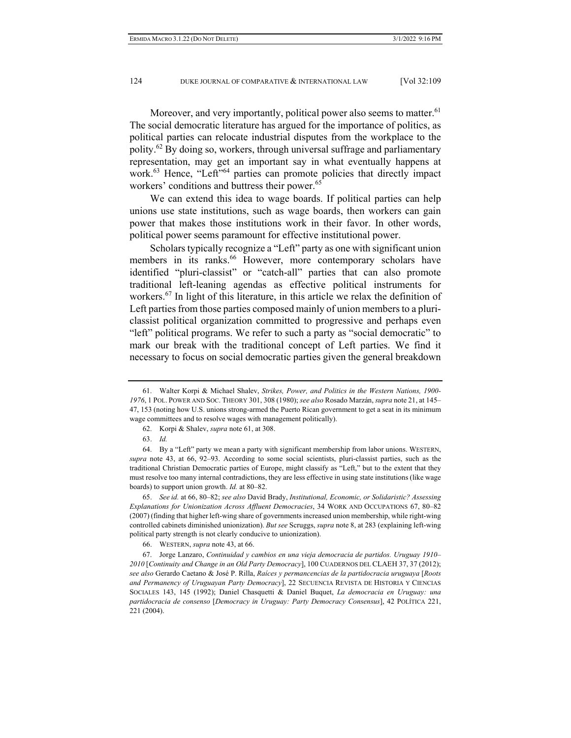Moreover, and very importantly, political power also seems to matter.[61] The social democratic literature has argued for the importance of politics, as political parties can relocate industrial disputes from the workplace to the polity.[62] By doing so, workers, through universal suffrage and parliamentary representation, may get an important say in what eventually happens at work.[63] Hence, "Left"[64] parties can promote policies that directly impact workers' conditions and buttress their power.[65]

We can extend this idea to wage boards. If political parties can help unions use state institutions, such as wage boards, then workers can gain power that makes those institutions work in their favor. In other words, political power seems paramount for effective institutional power.

Scholars typically recognize a "Left" party as one with significant union members in its ranks.[66] However, more contemporary scholars have identified "pluri-classist" or "catch-all" parties that can also promote traditional left-leaning agendas as effective political instruments for workers.[67] In light of this literature, in this article we relax the definition of Left parties from those parties composed mainly of union members to a pluri-classist political organization committed to progressive and perhaps even "left" political programs. We refer to such a party as "social democratic" to mark our break with the traditional concept of Left parties. We find it necessary to focus on social democratic parties given the general breakdown

---

61. Walter Korpi & Michael Shalev, *Strikes, Power, and Politics in the Western Nations, 1900-1976*, 1 POL. POWER AND SOC. THEORY 301, 308 (1980); *see also* Rosado Marzán, *supra* note 21, at 145–47, 153 (noting how U.S. unions strong-armed the Puerto Rican government to get a seat in its minimum wage committees and to resolve wages with management politically).

62. Korpi & Shalev, *supra* note 61, at 308.

63. *Id.*

64. By a "Left" party we mean a party with significant membership from labor unions. WESTERN, *supra* note 43, at 66, 92–93. According to some social scientists, pluri-classist parties, such as the traditional Christian Democratic parties of Europe, might classify as "Left," but to the extent that they must resolve too many internal contradictions, they are less effective in using state institutions (like wage boards) to support union growth. *Id.* at 80–82.

65. *See id.* at 66, 80–82; *see also* David Brady, *Institutional, Economic, or Solidaristic? Assessing Explanations for Unionization Across Affluent Democracies*, 34 WORK AND OCCUPATIONS 67, 80–82 (2007) (finding that higher left-wing share of governments increased union membership, while right-wing controlled cabinets diminished unionization). *But see* Scruggs, *supra* note 8, at 283 (explaining left-wing political party strength is not clearly conducive to unionization).

66. WESTERN, *supra* note 43, at 66.

67. Jorge Lanzaro, *Continuidad y cambios en una vieja democracia de partidos. Uruguay 1910–2010* [*Continuity and Change in an Old Party Democracy*], 100 CUADERNOS DEL CLAEH 37, 37 (2012); *see also* Gerardo Caetano & José P. Rilla, *Raíces y permanencias de la partidocracia uruguaya* [*Roots and Permanency of Uruguayan Party Democracy*], 22 SECUENCIA REVISTA DE HISTORIA Y CIENCIAS SOCIALES 143, 145 (1992); Daniel Chasquetti & Daniel Buquet, *La democracia en Uruguay: una partidocracia de consenso* [*Democracy in Uruguay: Party Democracy Consensus*], 42 POLÍTICA 221, 221 (2004).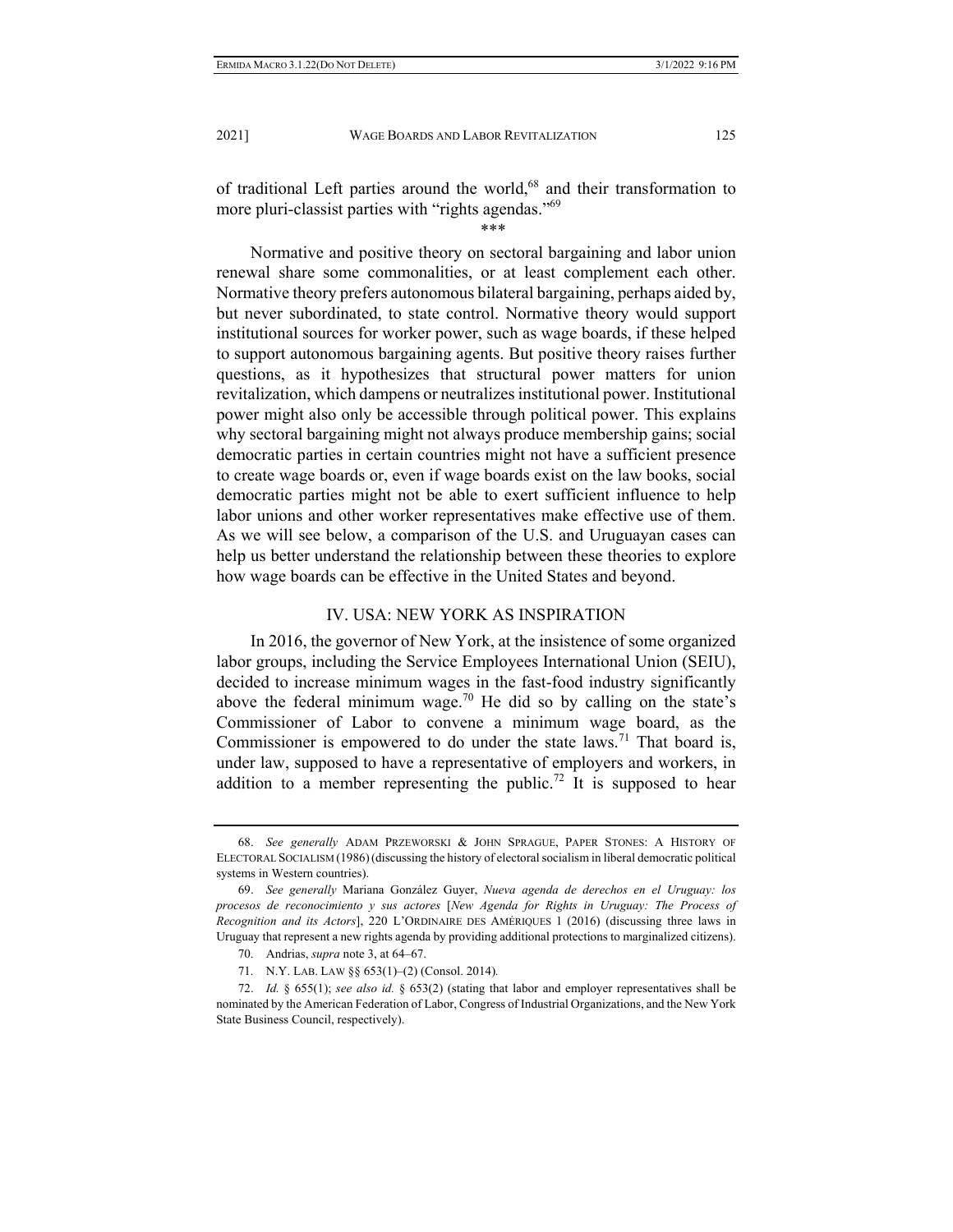of traditional Left parties around the world,[68] and their transformation to more pluri-classist parties with "rights agendas."[69]

\*\*\*

Normative and positive theory on sectoral bargaining and labor union renewal share some commonalities, or at least complement each other. Normative theory prefers autonomous bilateral bargaining, perhaps aided by, but never subordinated, to state control. Normative theory would support institutional sources for worker power, such as wage boards, if these helped to support autonomous bargaining agents. But positive theory raises further questions, as it hypothesizes that structural power matters for union revitalization, which dampens or neutralizes institutional power. Institutional power might also only be accessible through political power. This explains why sectoral bargaining might not always produce membership gains; social democratic parties in certain countries might not have a sufficient presence to create wage boards or, even if wage boards exist on the law books, social democratic parties might not be able to exert sufficient influence to help labor unions and other worker representatives make effective use of them. As we will see below, a comparison of the U.S. and Uruguayan cases can help us better understand the relationship between these theories to explore how wage boards can be effective in the United States and beyond.

## IV. USA: NEW YORK AS INSPIRATION

In 2016, the governor of New York, at the insistence of some organized labor groups, including the Service Employees International Union (SEIU), decided to increase minimum wages in the fast-food industry significantly above the federal minimum wage.[70] He did so by calling on the state's Commissioner of Labor to convene a minimum wage board, as the Commissioner is empowered to do under the state laws.[71] That board is, under law, supposed to have a representative of employers and workers, in addition to a member representing the public.[72] It is supposed to hear

---

68. *See generally* ADAM PRZEWORSKI & JOHN SPRAGUE, PAPER STONES: A HISTORY OF ELECTORAL SOCIALISM (1986) (discussing the history of electoral socialism in liberal democratic political systems in Western countries).

69. *See generally* Mariana González Guyer, *Nueva agenda de derechos en el Uruguay: los procesos de reconocimiento y sus actores* [*New Agenda for Rights in Uruguay: The Process of Recognition and its Actors*], 220 L'ORDINAIRE DES AMÉRIQUES 1 (2016) (discussing three laws in Uruguay that represent a new rights agenda by providing additional protections to marginalized citizens).

70. Andrias, *supra* note 3, at 64–67.

71. N.Y. LAB. LAW §§ 653(1)–(2) (Consol. 2014).

72. *Id.* § 655(1); *see also id.* § 653(2) (stating that labor and employer representatives shall be nominated by the American Federation of Labor, Congress of Industrial Organizations, and the New York State Business Council, respectively).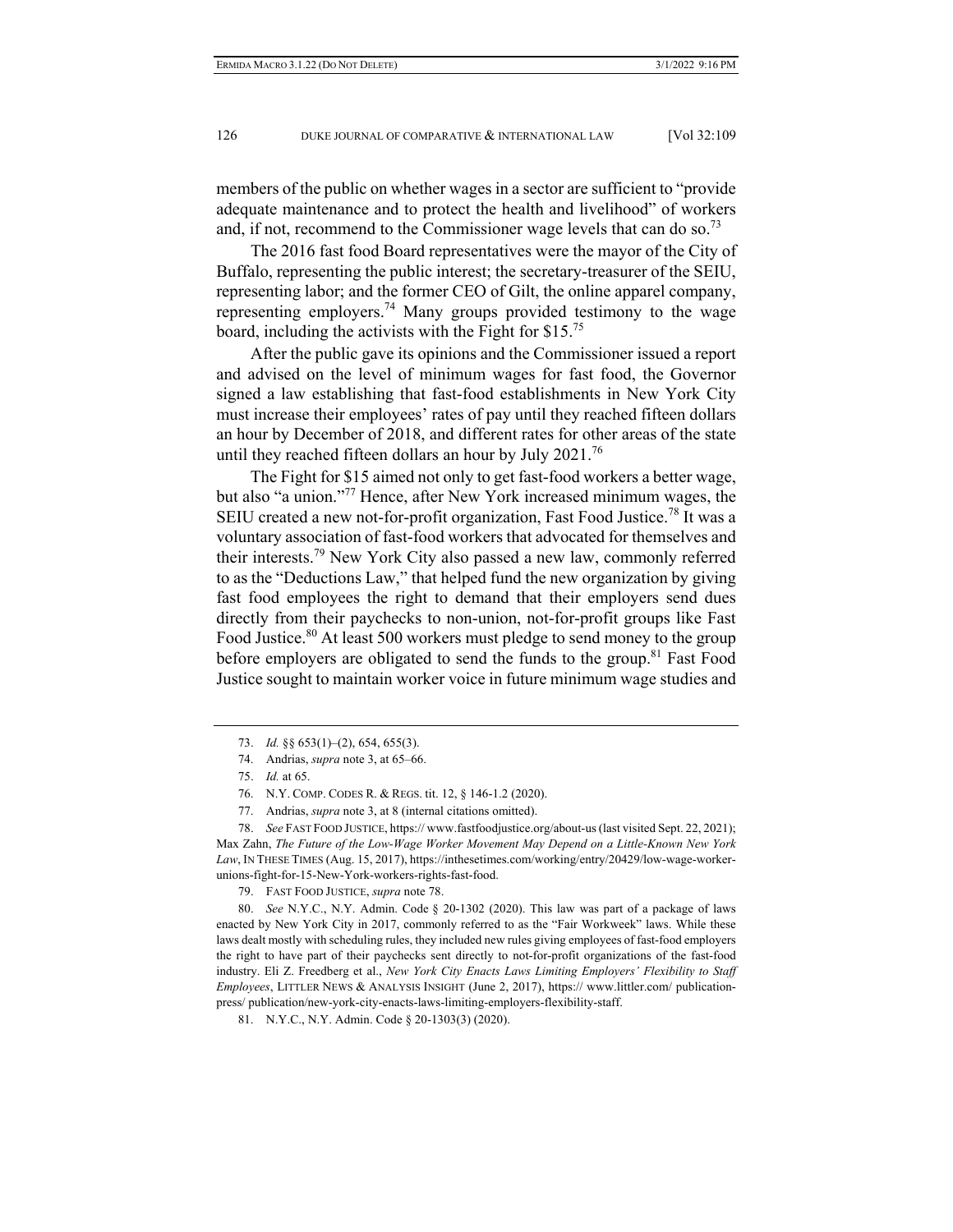members of the public on whether wages in a sector are sufficient to "provide adequate maintenance and to protect the health and livelihood" of workers and, if not, recommend to the Commissioner wage levels that can do so.[73]

The 2016 fast food Board representatives were the mayor of the City of Buffalo, representing the public interest; the secretary-treasurer of the SEIU, representing labor; and the former CEO of Gilt, the online apparel company, representing employers.[74] Many groups provided testimony to the wage board, including the activists with the Fight for $15.[75]

After the public gave its opinions and the Commissioner issued a report and advised on the level of minimum wages for fast food, the Governor signed a law establishing that fast-food establishments in New York City must increase their employees' rates of pay until they reached fifteen dollars an hour by December of 2018, and different rates for other areas of the state until they reached fifteen dollars an hour by July 2021.[76]

The Fight for $15 aimed not only to get fast-food workers a better wage, but also "a union."[77] Hence, after New York increased minimum wages, the SEIU created a new not-for-profit organization, Fast Food Justice.[78] It was a voluntary association of fast-food workers that advocated for themselves and their interests.[79] New York City also passed a new law, commonly referred to as the "Deductions Law," that helped fund the new organization by giving fast food employees the right to demand that their employers send dues directly from their paychecks to non-union, not-for-profit groups like Fast Food Justice.[80] At least 500 workers must pledge to send money to the group before employers are obligated to send the funds to the group.[81] Fast Food Justice sought to maintain worker voice in future minimum wage studies and

---

73. *Id.* §§ 653(1)–(2), 654, 655(3).

74. Andrias, *supra* note 3, at 65–66.

75. *Id.* at 65.

76. N.Y. COMP. CODES R. & REGS. tit. 12, § 146-1.2 (2020).

77. Andrias, *supra* note 3, at 8 (internal citations omitted).

78. *See* FAST FOOD JUSTICE, https:// www.fastfoodjustice.org/about-us (last visited Sept. 22, 2021); Max Zahn, *The Future of the Low-Wage Worker Movement May Depend on a Little-Known New York Law*, IN THESE TIMES (Aug. 15, 2017), https://inthesetimes.com/working/entry/20429/low-wage-worker-unions-fight-for-15-New-York-workers-rights-fast-food.

79. FAST FOOD JUSTICE, *supra* note 78.

80. *See* N.Y.C., N.Y. Admin. Code § 20-1302 (2020). This law was part of a package of laws enacted by New York City in 2017, commonly referred to as the "Fair Workweek" laws. While these laws dealt mostly with scheduling rules, they included new rules giving employees of fast-food employers the right to have part of their paychecks sent directly to not-for-profit organizations of the fast-food industry. Eli Z. Freedberg et al., *New York City Enacts Laws Limiting Employers' Flexibility to Staff Employees*, LITTLER NEWS & ANALYSIS INSIGHT (June 2, 2017), https:// www.littler.com/ publication-press/ publication/new-york-city-enacts-laws-limiting-employers-flexibility-staff.

81. N.Y.C., N.Y. Admin. Code § 20-1303(3) (2020).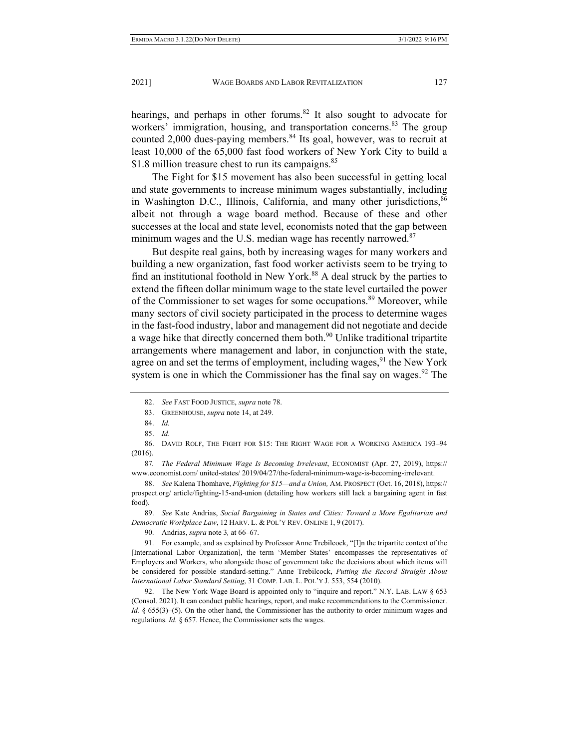hearings, and perhaps in other forums.[82] It also sought to advocate for workers' immigration, housing, and transportation concerns.[83] The group counted 2,000 dues-paying members.[84] Its goal, however, was to recruit at least 10,000 of the 65,000 fast food workers of New York City to build a $1.8 million treasure chest to run its campaigns.[85]

The Fight for $15 movement has also been successful in getting local and state governments to increase minimum wages substantially, including in Washington D.C., Illinois, California, and many other jurisdictions,[86] albeit not through a wage board method. Because of these and other successes at the local and state level, economists noted that the gap between minimum wages and the U.S. median wage has recently narrowed.[87]

But despite real gains, both by increasing wages for many workers and building a new organization, fast food worker activists seem to be trying to find an institutional foothold in New York.[88] A deal struck by the parties to extend the fifteen dollar minimum wage to the state level curtailed the power of the Commissioner to set wages for some occupations.[89] Moreover, while many sectors of civil society participated in the process to determine wages in the fast-food industry, labor and management did not negotiate and decide a wage hike that directly concerned them both.[90] Unlike traditional tripartite arrangements where management and labor, in conjunction with the state, agree on and set the terms of employment, including wages,[91] the New York system is one in which the Commissioner has the final say on wages.[92] The

---

82. *See* FAST FOOD JUSTICE, *supra* note 78.

83. GREENHOUSE, *supra* note 14, at 249.

84. *Id.*

85. *Id*.

86. DAVID ROLF, THE FIGHT FOR $15: THE RIGHT WAGE FOR A WORKING AMERICA 193–94 (2016).

87. *The Federal Minimum Wage Is Becoming Irrelevant*, ECONOMIST (Apr. 27, 2019), https:// www.economist.com/ united-states/ 2019/04/27/the-federal-minimum-wage-is-becoming-irrelevant.

88. *See* Kalena Thomhave, *Fighting for $15—and a Union,* AM. PROSPECT (Oct. 16, 2018), https:// prospect.org/ article/fighting-15-and-union (detailing how workers still lack a bargaining agent in fast food).

89. *See* Kate Andrias, *Social Bargaining in States and Cities: Toward a More Egalitarian and Democratic Workplace Law*, 12 HARV. L. & POL'Y REV. ONLINE 1, 9 (2017).

90. Andrias, *supra* note 3*,* at 66–67.

91. For example, and as explained by Professor Anne Trebilcock, "[I]n the tripartite context of the [International Labor Organization], the term 'Member States' encompasses the representatives of Employers and Workers, who alongside those of government take the decisions about which items will be considered for possible standard-setting." Anne Trebilcock, *Putting the Record Straight About International Labor Standard Setting*, 31 COMP. LAB. L. POL'Y J. 553, 554 (2010).

92. The New York Wage Board is appointed only to "inquire and report." N.Y. LAB. LAW § 653 (Consol. 2021). It can conduct public hearings, report, and make recommendations to the Commissioner. *Id.* § 655(3)–(5). On the other hand, the Commissioner has the authority to order minimum wages and regulations. *Id.* § 657. Hence, the Commissioner sets the wages.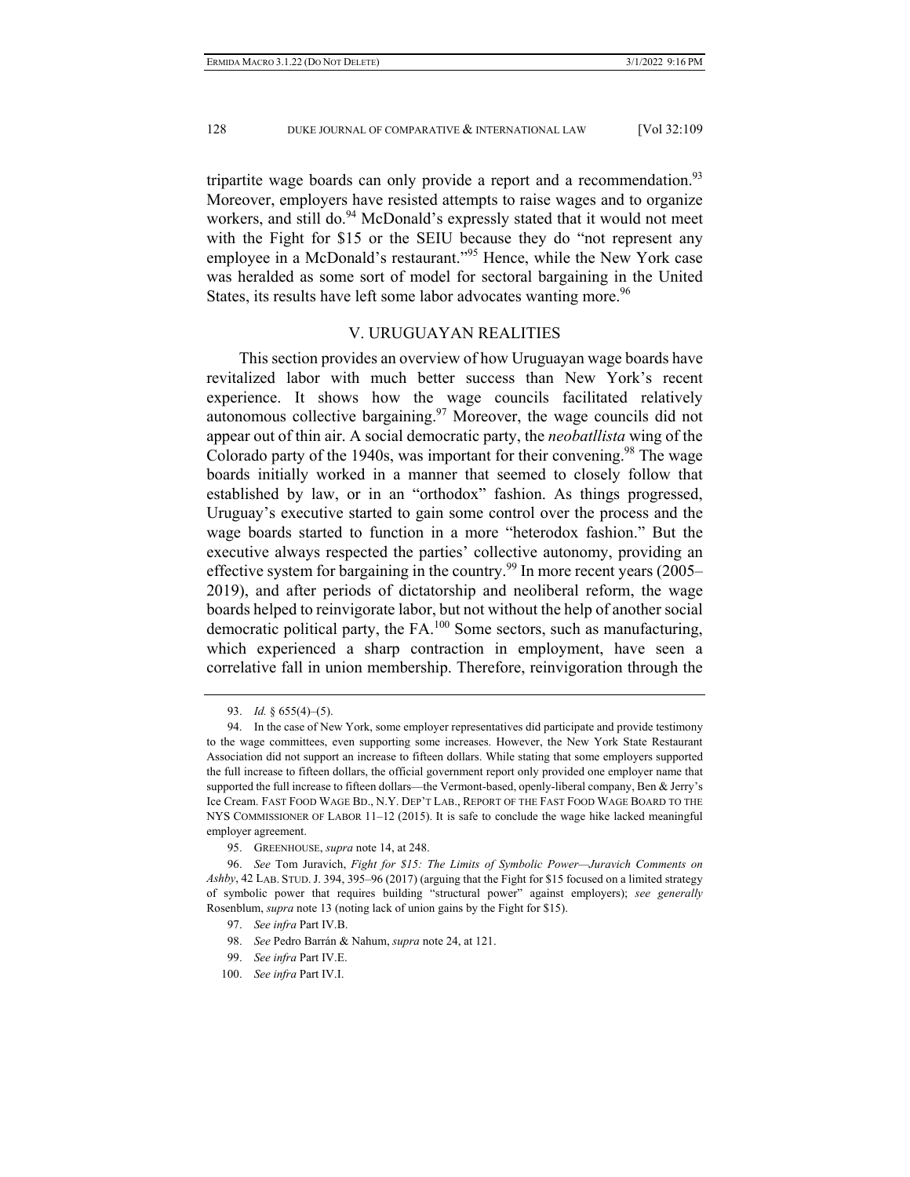tripartite wage boards can only provide a report and a recommendation.[93] Moreover, employers have resisted attempts to raise wages and to organize workers, and still do.[94] McDonald's expressly stated that it would not meet with the Fight for $15 or the SEIU because they do "not represent any employee in a McDonald's restaurant."[95] Hence, while the New York case was heralded as some sort of model for sectoral bargaining in the United States, its results have left some labor advocates wanting more.[96]

## V. URUGUAYAN REALITIES

This section provides an overview of how Uruguayan wage boards have revitalized labor with much better success than New York's recent experience. It shows how the wage councils facilitated relatively autonomous collective bargaining.[97] Moreover, the wage councils did not appear out of thin air. A social democratic party, the *neobatllista* wing of the Colorado party of the 1940s, was important for their convening.[98] The wage boards initially worked in a manner that seemed to closely follow that established by law, or in an "orthodox" fashion. As things progressed, Uruguay's executive started to gain some control over the process and the wage boards started to function in a more "heterodox fashion." But the executive always respected the parties' collective autonomy, providing an effective system for bargaining in the country.[99] In more recent years (2005–2019), and after periods of dictatorship and neoliberal reform, the wage boards helped to reinvigorate labor, but not without the help of another social democratic political party, the FA.[100] Some sectors, such as manufacturing, which experienced a sharp contraction in employment, have seen a correlative fall in union membership. Therefore, reinvigoration through the

---

93. *Id.* § 655(4)–(5).

94. In the case of New York, some employer representatives did participate and provide testimony to the wage committees, even supporting some increases. However, the New York State Restaurant Association did not support an increase to fifteen dollars. While stating that some employers supported the full increase to fifteen dollars, the official government report only provided one employer name that supported the full increase to fifteen dollars—the Vermont-based, openly-liberal company, Ben & Jerry's Ice Cream. FAST FOOD WAGE BD., N.Y. DEP'T LAB., REPORT OF THE FAST FOOD WAGE BOARD TO THE NYS COMMISSIONER OF LABOR 11–12 (2015). It is safe to conclude the wage hike lacked meaningful employer agreement.

95. GREENHOUSE, *supra* note 14, at 248.

96. *See* Tom Juravich, *Fight for $15: The Limits of Symbolic Power—Juravich Comments on Ashby*, 42 LAB. STUD. J. 394, 395–96 (2017) (arguing that the Fight for $15 focused on a limited strategy of symbolic power that requires building "structural power" against employers); *see generally* Rosenblum, *supra* note 13 (noting lack of union gains by the Fight for $15).

97. *See infra* Part IV.B.

98. *See* Pedro Barrán & Nahum, *supra* note 24, at 121.

99. *See infra* Part IV.E.

100. *See infra* Part IV.I.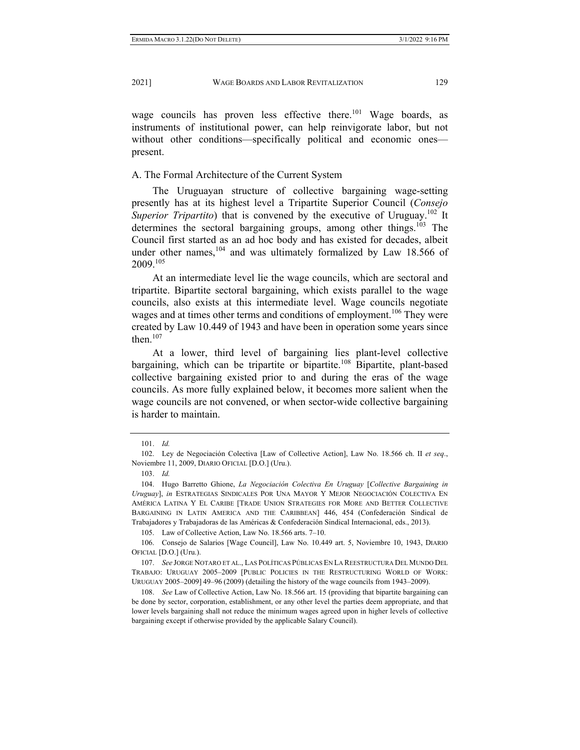wage councils has proven less effective there.[101] Wage boards, as instruments of institutional power, can help reinvigorate labor, but not without other conditions—specifically political and economic ones—present.

## A. The Formal Architecture of the Current System

The Uruguayan structure of collective bargaining wage-setting presently has at its highest level a Tripartite Superior Council (*Consejo Superior Tripartito*) that is convened by the executive of Uruguay.[102] It determines the sectoral bargaining groups, among other things.[103] The Council first started as an ad hoc body and has existed for decades, albeit under other names,[104] and was ultimately formalized by Law 18.566 of 2009.[105]

At an intermediate level lie the wage councils, which are sectoral and tripartite. Bipartite sectoral bargaining, which exists parallel to the wage councils, also exists at this intermediate level. Wage councils negotiate wages and at times other terms and conditions of employment.[106] They were created by Law 10.449 of 1943 and have been in operation some years since then.[107]

At a lower, third level of bargaining lies plant-level collective bargaining, which can be tripartite or bipartite.[108] Bipartite, plant-based collective bargaining existed prior to and during the eras of the wage councils. As more fully explained below, it becomes more salient when the wage councils are not convened, or when sector-wide collective bargaining is harder to maintain.

---

101. *Id.*

102. Ley de Negociación Colectiva [Law of Collective Action], Law No. 18.566 ch. II *et seq*., Noviembre 11, 2009, DIARIO OFICIAL [D.O.] (Uru.).

103. *Id.*

104. Hugo Barretto Ghione, *La Negociación Colectiva En Uruguay* [*Collective Bargaining in Uruguay*], *in* ESTRATEGIAS SINDICALES POR UNA MAYOR Y MEJOR NEGOCIACIÓN COLECTIVA EN AMÉRICA LATINA Y EL CARIBE [TRADE UNION STRATEGIES FOR MORE AND BETTER COLLECTIVE BARGAINING IN LATIN AMERICA AND THE CARIBBEAN] 446, 454 (Confederación Sindical de Trabajadores y Trabajadoras de las Américas & Confederación Sindical Internacional, eds., 2013).

105. Law of Collective Action, Law No. 18.566 arts. 7–10.

106. Consejo de Salarios [Wage Council], Law No. 10.449 art. 5, Noviembre 10, 1943, DIARIO OFICIAL [D.O.] (Uru.).

107. *See* JORGE NOTARO ET AL., LAS POLÍTICAS PÚBLICAS EN LA REESTRUCTURA DEL MUNDO DEL TRABAJO: URUGUAY 2005–2009 [PUBLIC POLICIES IN THE RESTRUCTURING WORLD OF WORK: URUGUAY 2005–2009] 49–96 (2009) (detailing the history of the wage councils from 1943–2009).

108. *See* Law of Collective Action, Law No. 18.566 art. 15 (providing that bipartite bargaining can be done by sector, corporation, establishment, or any other level the parties deem appropriate, and that lower levels bargaining shall not reduce the minimum wages agreed upon in higher levels of collective bargaining except if otherwise provided by the applicable Salary Council).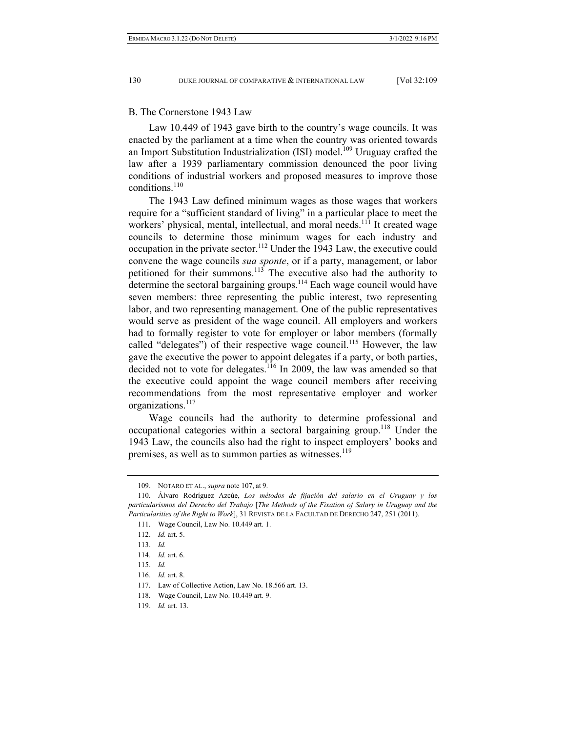## B. The Cornerstone 1943 Law

Law 10.449 of 1943 gave birth to the country's wage councils. It was enacted by the parliament at a time when the country was oriented towards an Import Substitution Industrialization (ISI) model.[109] Uruguay crafted the law after a 1939 parliamentary commission denounced the poor living conditions of industrial workers and proposed measures to improve those conditions.[110]

The 1943 Law defined minimum wages as those wages that workers require for a "sufficient standard of living" in a particular place to meet the workers' physical, mental, intellectual, and moral needs.[111] It created wage councils to determine those minimum wages for each industry and occupation in the private sector.[112] Under the 1943 Law, the executive could convene the wage councils *sua sponte*, or if a party, management, or labor petitioned for their summons.[113] The executive also had the authority to determine the sectoral bargaining groups.[114] Each wage council would have seven members: three representing the public interest, two representing labor, and two representing management. One of the public representatives would serve as president of the wage council. All employers and workers had to formally register to vote for employer or labor members (formally called "delegates") of their respective wage council.[115] However, the law gave the executive the power to appoint delegates if a party, or both parties, decided not to vote for delegates.[116] In 2009, the law was amended so that the executive could appoint the wage council members after receiving recommendations from the most representative employer and worker organizations.[117]

Wage councils had the authority to determine professional and occupational categories within a sectoral bargaining group.[118] Under the 1943 Law, the councils also had the right to inspect employers' books and premises, as well as to summon parties as witnesses.[119]

---

109. NOTARO ET AL., *supra* note 107, at 9.

110. Álvaro Rodríguez Azcúe, *Los métodos de fijación del salario en el Uruguay y los particularismos del Derecho del Trabajo* [*The Methods of the Fixation of Salary in Uruguay and the Particularities of the Right to Work*], 31 REVISTA DE LA FACULTAD DE DERECHO 247, 251 (2011).

111. Wage Council, Law No. 10.449 art. 1.

112. *Id.* art. 5.

113. *Id.*

114. *Id.* art. 6.

115. *Id.*

116. *Id.* art. 8.

117. Law of Collective Action, Law No. 18.566 art. 13.

118. Wage Council, Law No. 10.449 art. 9.

119. *Id.* art. 13.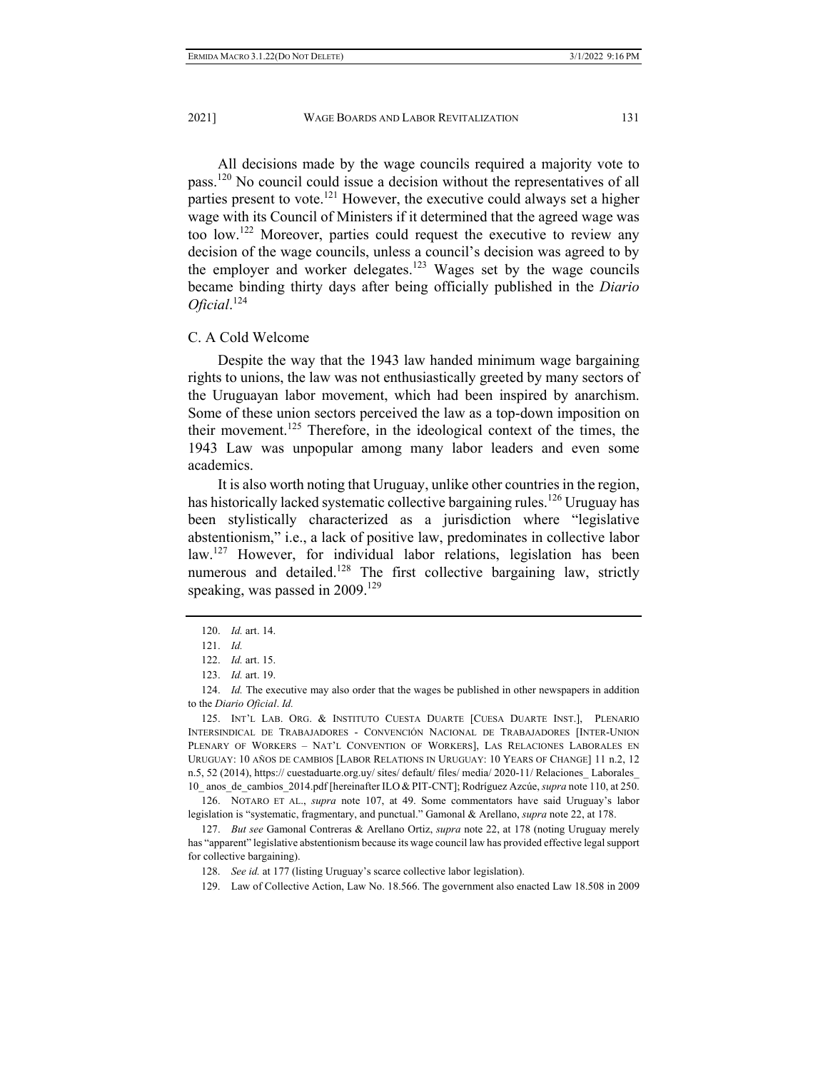All decisions made by the wage councils required a majority vote to pass.[120] No council could issue a decision without the representatives of all parties present to vote.[121] However, the executive could always set a higher wage with its Council of Ministers if it determined that the agreed wage was too low.[122] Moreover, parties could request the executive to review any decision of the wage councils, unless a council's decision was agreed to by the employer and worker delegates.[123] Wages set by the wage councils became binding thirty days after being officially published in the *Diario Oficial*.[124]

### C. A Cold Welcome

Despite the way that the 1943 law handed minimum wage bargaining rights to unions, the law was not enthusiastically greeted by many sectors of the Uruguayan labor movement, which had been inspired by anarchism. Some of these union sectors perceived the law as a top-down imposition on their movement.[125] Therefore, in the ideological context of the times, the 1943 Law was unpopular among many labor leaders and even some academics.

It is also worth noting that Uruguay, unlike other countries in the region, has historically lacked systematic collective bargaining rules.[126] Uruguay has been stylistically characterized as a jurisdiction where "legislative abstentionism," i.e., a lack of positive law, predominates in collective labor law.[127] However, for individual labor relations, legislation has been numerous and detailed.[128] The first collective bargaining law, strictly speaking, was passed in 2009.[129]

---

120. *Id.* art. 14.

121. *Id.*

122. *Id.* art. 15.

123. *Id.* art. 19.

124. *Id.* The executive may also order that the wages be published in other newspapers in addition to the *Diario Oficial*. *Id.*

125. INT'L LAB. ORG. & INSTITUTO CUESTA DUARTE [CUESA DUARTE INST.], PLENARIO INTERSINDICAL DE TRABAJADORES - CONVENCIÓN NACIONAL DE TRABAJADORES [INTER-UNION PLENARY OF WORKERS – NAT'L CONVENTION OF WORKERS], LAS RELACIONES LABORALES EN URUGUAY: 10 AÑOS DE CAMBIOS [LABOR RELATIONS IN URUGUAY: 10 YEARS OF CHANGE] 11 n.2, 12 n.5, 52 (2014), https:// cuestaduarte.org.uy/ sites/ default/ files/ media/ 2020-11/ Relaciones_ Laborales_ 10_ anos_de_cambios_2014.pdf [hereinafter ILO & PIT-CNT]; Rodríguez Azcúe, *supra* note 110, at 250.

126. NOTARO ET AL., *supra* note 107, at 49. Some commentators have said Uruguay's labor legislation is "systematic, fragmentary, and punctual." Gamonal & Arellano, *supra* note 22, at 178.

127. *But see* Gamonal Contreras & Arellano Ortiz, *supra* note 22, at 178 (noting Uruguay merely has "apparent" legislative abstentionism because its wage council law has provided effective legal support for collective bargaining).

128. *See id.* at 177 (listing Uruguay's scarce collective labor legislation).

129. Law of Collective Action, Law No. 18.566. The government also enacted Law 18.508 in 2009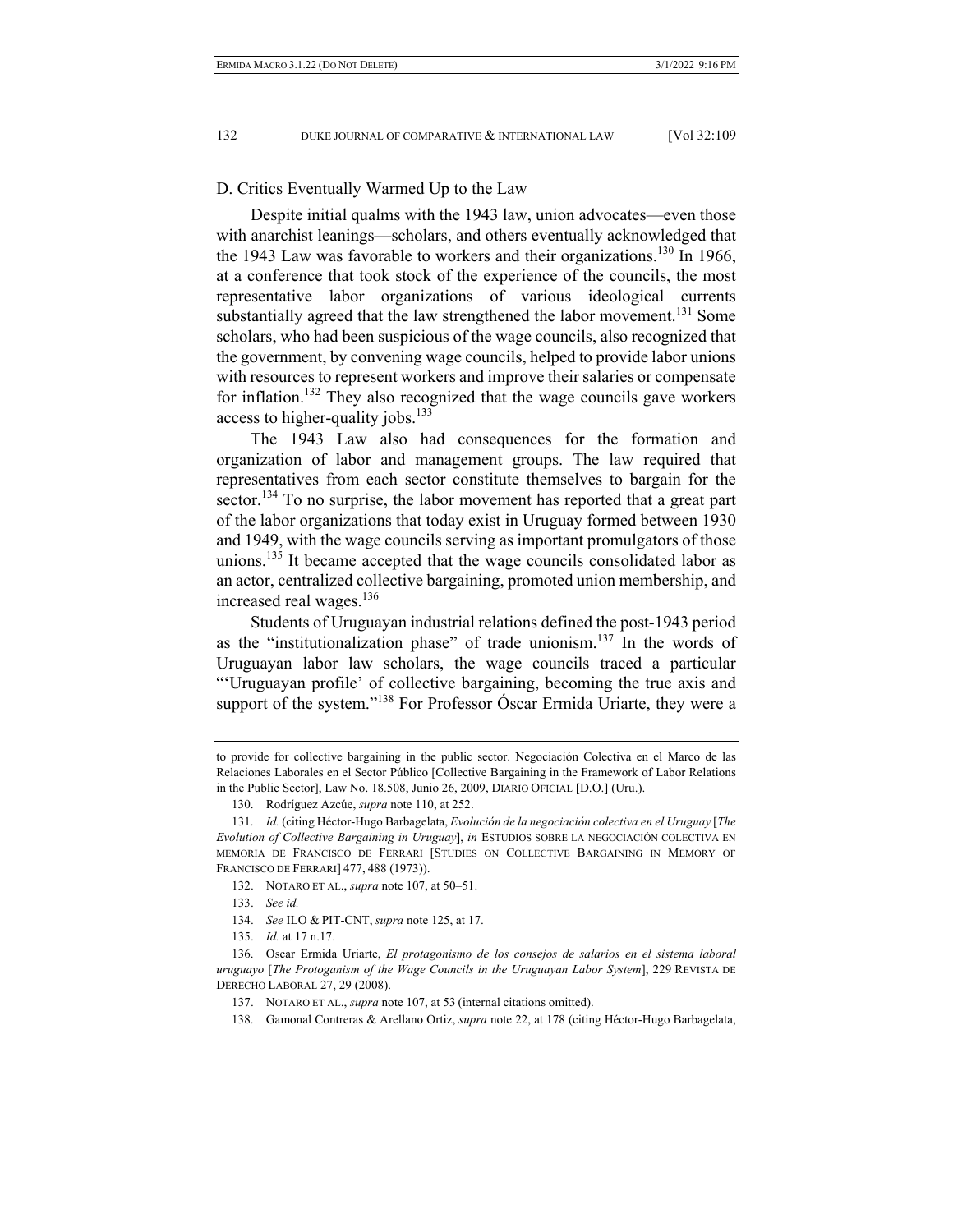### D. Critics Eventually Warmed Up to the Law

Despite initial qualms with the 1943 law, union advocates—even those with anarchist leanings—scholars, and others eventually acknowledged that the 1943 Law was favorable to workers and their organizations.[130] In 1966, at a conference that took stock of the experience of the councils, the most representative labor organizations of various ideological currents substantially agreed that the law strengthened the labor movement.[131] Some scholars, who had been suspicious of the wage councils, also recognized that the government, by convening wage councils, helped to provide labor unions with resources to represent workers and improve their salaries or compensate for inflation.[132] They also recognized that the wage councils gave workers access to higher-quality jobs.[133]

The 1943 Law also had consequences for the formation and organization of labor and management groups. The law required that representatives from each sector constitute themselves to bargain for the sector.[134] To no surprise, the labor movement has reported that a great part of the labor organizations that today exist in Uruguay formed between 1930 and 1949, with the wage councils serving as important promulgators of those unions.[135] It became accepted that the wage councils consolidated labor as an actor, centralized collective bargaining, promoted union membership, and increased real wages.[136]

Students of Uruguayan industrial relations defined the post-1943 period as the "institutionalization phase" of trade unionism.[137] In the words of Uruguayan labor law scholars, the wage councils traced a particular "'Uruguayan profile' of collective bargaining, becoming the true axis and support of the system."[138] For Professor Óscar Ermida Uriarte, they were a

---

to provide for collective bargaining in the public sector. Negociación Colectiva en el Marco de las Relaciones Laborales en el Sector Público [Collective Bargaining in the Framework of Labor Relations in the Public Sector], Law No. 18.508, Junio 26, 2009, DIARIO OFICIAL [D.O.] (Uru.).

130. Rodríguez Azcúe, *supra* note 110, at 252.

131. *Id.* (citing Héctor-Hugo Barbagelata, *Evolución de la negociación colectiva en el Uruguay* [*The Evolution of Collective Bargaining in Uruguay*], *in* ESTUDIOS SOBRE LA NEGOCIACIÓN COLECTIVA EN MEMORIA DE FRANCISCO DE FERRARI [STUDIES ON COLLECTIVE BARGAINING IN MEMORY OF FRANCISCO DE FERRARI] 477, 488 (1973)).

132. NOTARO ET AL., *supra* note 107, at 50–51.

133. *See id.*

134. *See* ILO & PIT-CNT, *supra* note 125, at 17.

135. *Id.* at 17 n.17.

136. Oscar Ermida Uriarte, *El protagonismo de los consejos de salarios en el sistema laboral uruguayo* [*The Protoganism of the Wage Councils in the Uruguayan Labor System*], 229 REVISTA DE DERECHO LABORAL 27, 29 (2008).

137. NOTARO ET AL., *supra* note 107, at 53 (internal citations omitted).

138. Gamonal Contreras & Arellano Ortiz, *supra* note 22, at 178 (citing Héctor-Hugo Barbagelata,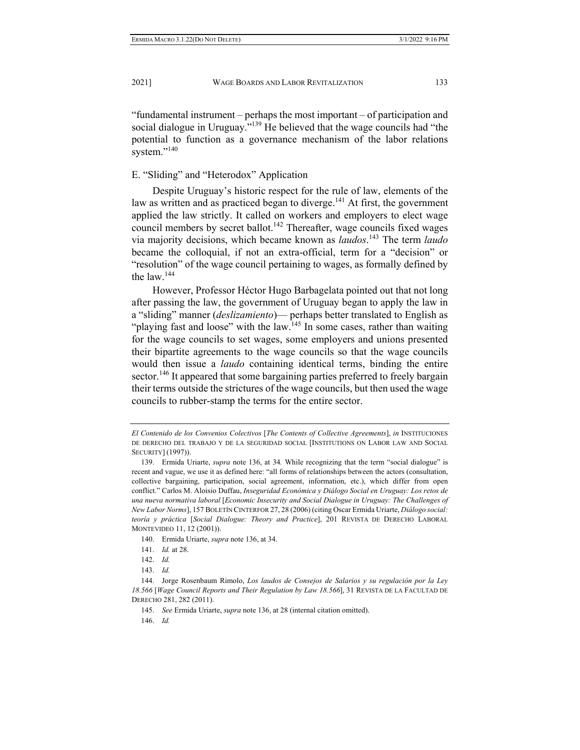"fundamental instrument – perhaps the most important – of participation and social dialogue in Uruguay."[139] He believed that the wage councils had "the potential to function as a governance mechanism of the labor relations system."[140]

### E. "Sliding" and "Heterodox" Application

Despite Uruguay's historic respect for the rule of law, elements of the law as written and as practiced began to diverge.[141] At first, the government applied the law strictly. It called on workers and employers to elect wage council members by secret ballot.[142] Thereafter, wage councils fixed wages via majority decisions, which became known as *laudos*.[143] The term *laudo* became the colloquial, if not an extra-official, term for a "decision" or "resolution" of the wage council pertaining to wages, as formally defined by the law.[144]

However, Professor Héctor Hugo Barbagelata pointed out that not long after passing the law, the government of Uruguay began to apply the law in a "sliding" manner (*deslizamiento*)— perhaps better translated to English as "playing fast and loose" with the law.[145] In some cases, rather than waiting for the wage councils to set wages, some employers and unions presented their bipartite agreements to the wage councils so that the wage councils would then issue a *laudo* containing identical terms, binding the entire sector.[146] It appeared that some bargaining parties preferred to freely bargain their terms outside the strictures of the wage councils, but then used the wage councils to rubber-stamp the terms for the entire sector.

---

*El Contenido de los Convenios Colectivos* [*The Contents of Collective Agreements*], *in* INSTITUCIONES DE DERECHO DEL TRABAJO Y DE LA SEGURIDAD SOCIAL [INSTITUTIONS ON LABOR LAW AND SOCIAL SECURITY] (1997)).

139. Ermida Uriarte, *supra* note 136, at 34*.* While recognizing that the term "social dialogue" is recent and vague, we use it as defined here: "all forms of relationships between the actors (consultation, collective bargaining, participation, social agreement, information, etc.), which differ from open conflict." Carlos M. Aloisio Duffau, *Inseguridad Económica y Diálogo Social en Uruguay: Los retos de una nueva normativa laboral* [*Economic Insecurity and Social Dialogue in Uruguay: The Challenges of New Labor Norms*], 157 BOLETÍN CINTERFOR 27, 28 (2006) (citing Oscar Ermida Uriarte, *Diálogo social: teoría y práctica* [*Social Dialogue: Theory and Practice*], 201 REVISTA DE DERECHO LABORAL MONTEVIDEO 11, 12 (2001)).

140. Ermida Uriarte, *supra* note 136, at 34.

141. *Id.* at 28.

142. *Id.*

143. *Id.*

144. Jorge Rosenbaum Rimolo, *Los laudos de Consejos de Salarios y su regulación por la Ley 18.566* [*Wage Council Reports and Their Regulation by Law 18.566*], 31 REVISTA DE LA FACULTAD DE DERECHO 281, 282 (2011).

145. *See* Ermida Uriarte, *supra* note 136, at 28 (internal citation omitted).

146. *Id.*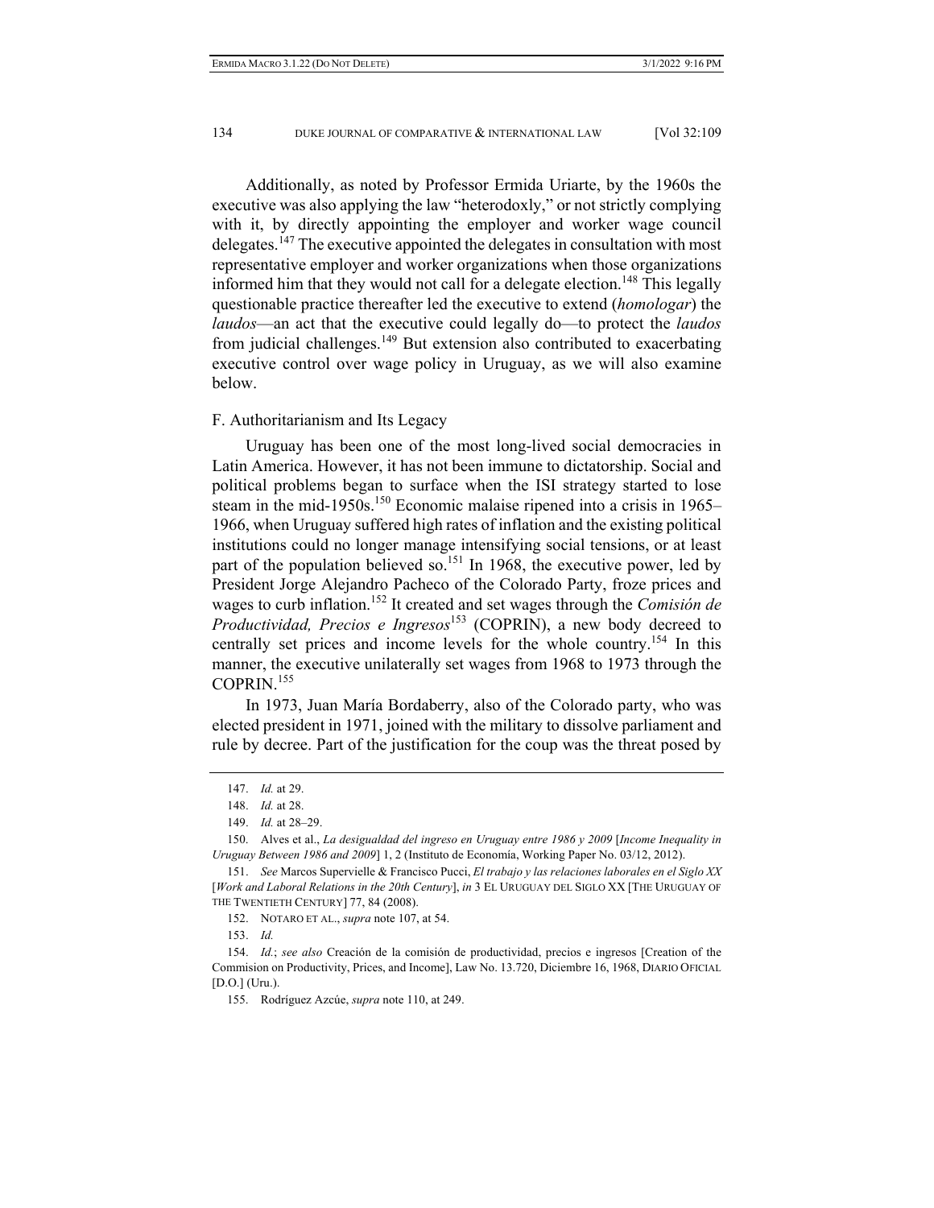Additionally, as noted by Professor Ermida Uriarte, by the 1960s the executive was also applying the law "heterodoxly," or not strictly complying with it, by directly appointing the employer and worker wage council delegates.[147] The executive appointed the delegates in consultation with most representative employer and worker organizations when those organizations informed him that they would not call for a delegate election.[148] This legally questionable practice thereafter led the executive to extend (*homologar*) the *laudos*—an act that the executive could legally do—to protect the *laudos* from judicial challenges.[149] But extension also contributed to exacerbating executive control over wage policy in Uruguay, as we will also examine below.

### F. Authoritarianism and Its Legacy

Uruguay has been one of the most long-lived social democracies in Latin America. However, it has not been immune to dictatorship. Social and political problems began to surface when the ISI strategy started to lose steam in the mid-1950s.[150] Economic malaise ripened into a crisis in 1965–1966, when Uruguay suffered high rates of inflation and the existing political institutions could no longer manage intensifying social tensions, or at least part of the population believed so.[151] In 1968, the executive power, led by President Jorge Alejandro Pacheco of the Colorado Party, froze prices and wages to curb inflation.[152] It created and set wages through the *Comisión de Productividad, Precios e Ingresos*[153] (COPRIN), a new body decreed to centrally set prices and income levels for the whole country.[154] In this manner, the executive unilaterally set wages from 1968 to 1973 through the COPRIN.[155]

In 1973, Juan María Bordaberry, also of the Colorado party, who was elected president in 1971, joined with the military to dissolve parliament and rule by decree. Part of the justification for the coup was the threat posed by

---

147. *Id.* at 29.

148. *Id.* at 28.

149. *Id.* at 28–29.

150. Alves et al., *La desigualdad del ingreso en Uruguay entre 1986 y 2009* [*Income Inequality in Uruguay Between 1986 and 2009*] 1, 2 (Instituto de Economía, Working Paper No. 03/12, 2012).

151. *See* Marcos Supervielle & Francisco Pucci, *El trabajo y las relaciones laborales en el Siglo XX* [*Work and Laboral Relations in the 20th Century*], *in* 3 EL URUGUAY DEL SIGLO XX [THE URUGUAY OF THE TWENTIETH CENTURY] 77, 84 (2008).

152. NOTARO ET AL., *supra* note 107, at 54.

153. *Id.*

154. *Id.*; *see also* Creación de la comisión de productividad, precios e ingresos [Creation of the Commision on Productivity, Prices, and Income], Law No. 13.720, Diciembre 16, 1968, DIARIO OFICIAL [D.O.] (Uru.).

155. Rodríguez Azcúe, *supra* note 110, at 249.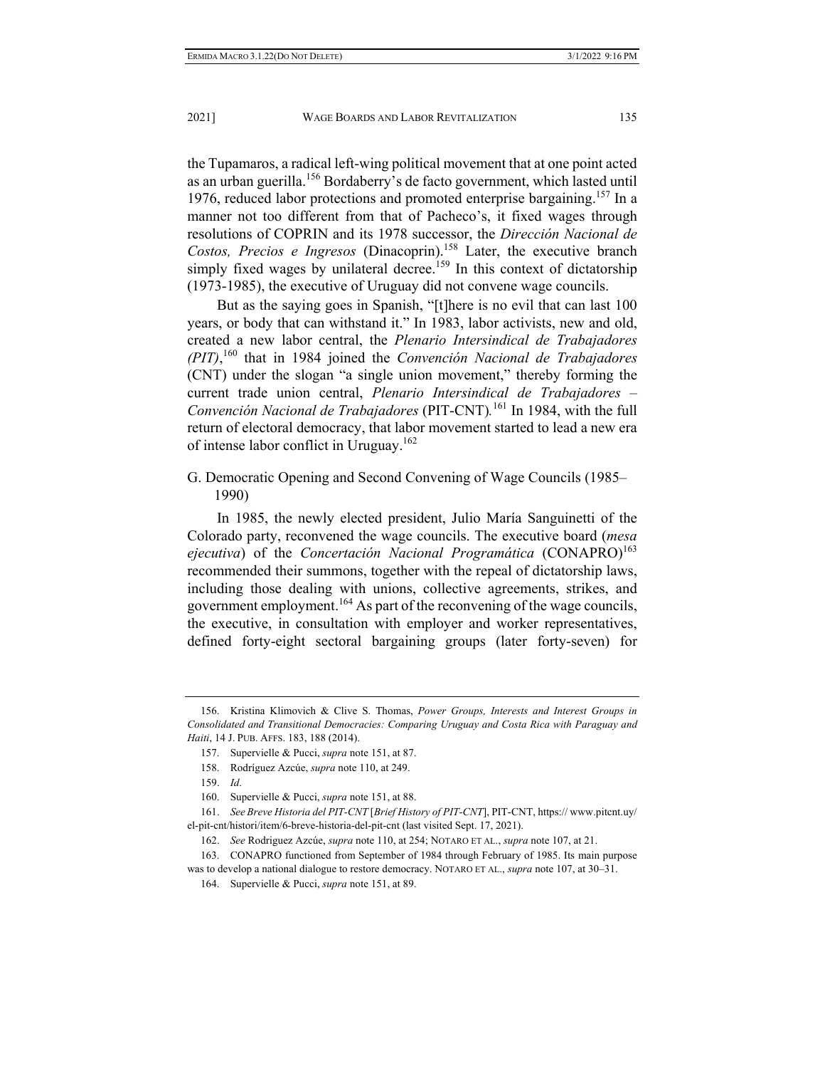the Tupamaros, a radical left-wing political movement that at one point acted as an urban guerilla.[156] Bordaberry's de facto government, which lasted until 1976, reduced labor protections and promoted enterprise bargaining.[157] In a manner not too different from that of Pacheco's, it fixed wages through resolutions of COPRIN and its 1978 successor, the *Dirección Nacional de Costos, Precios e Ingresos* (Dinacoprin).[158] Later, the executive branch simply fixed wages by unilateral decree.[159] In this context of dictatorship (1973-1985), the executive of Uruguay did not convene wage councils.

But as the saying goes in Spanish, "[t]here is no evil that can last 100 years, or body that can withstand it." In 1983, labor activists, new and old, created a new labor central, the *Plenario Intersindical de Trabajadores (PIT)*,[160] that in 1984 joined the *Convención Nacional de Trabajadores* (CNT) under the slogan "a single union movement," thereby forming the current trade union central, *Plenario Intersindical de Trabajadores – Convención Nacional de Trabajadores* (PIT-CNT).[161] In 1984, with the full return of electoral democracy, that labor movement started to lead a new era of intense labor conflict in Uruguay.[162]

## G. Democratic Opening and Second Convening of Wage Councils (1985–1990)

In 1985, the newly elected president, Julio María Sanguinetti of the Colorado party, reconvened the wage councils. The executive board (*mesa ejecutiva*) of the *Concertación Nacional Programática* (CONAPRO)[163] recommended their summons, together with the repeal of dictatorship laws, including those dealing with unions, collective agreements, strikes, and government employment.[164] As part of the reconvening of the wage councils, the executive, in consultation with employer and worker representatives, defined forty-eight sectoral bargaining groups (later forty-seven) for

---

156. Kristina Klimovich & Clive S. Thomas, *Power Groups, Interests and Interest Groups in Consolidated and Transitional Democracies: Comparing Uruguay and Costa Rica with Paraguay and Haiti*, 14 J. PUB. AFFS. 183, 188 (2014).

157. Supervielle & Pucci, *supra* note 151, at 87.

158. Rodríguez Azcúe, *supra* note 110, at 249.

159. *Id*.

160. Supervielle & Pucci, *supra* note 151, at 88.

161. *See Breve Historia del PIT-CNT* [*Brief History of PIT-CNT*], PIT-CNT, https:// www.pitcnt.uy/ el-pit-cnt/histori/item/6-breve-historia-del-pit-cnt (last visited Sept. 17, 2021).

162. *See* Rodriguez Azcúe, *supra* note 110, at 254; NOTARO ET AL., *supra* note 107, at 21.

163. CONAPRO functioned from September of 1984 through February of 1985. Its main purpose was to develop a national dialogue to restore democracy. NOTARO ET AL., *supra* note 107, at 30–31.

164. Supervielle & Pucci, *supra* note 151, at 89.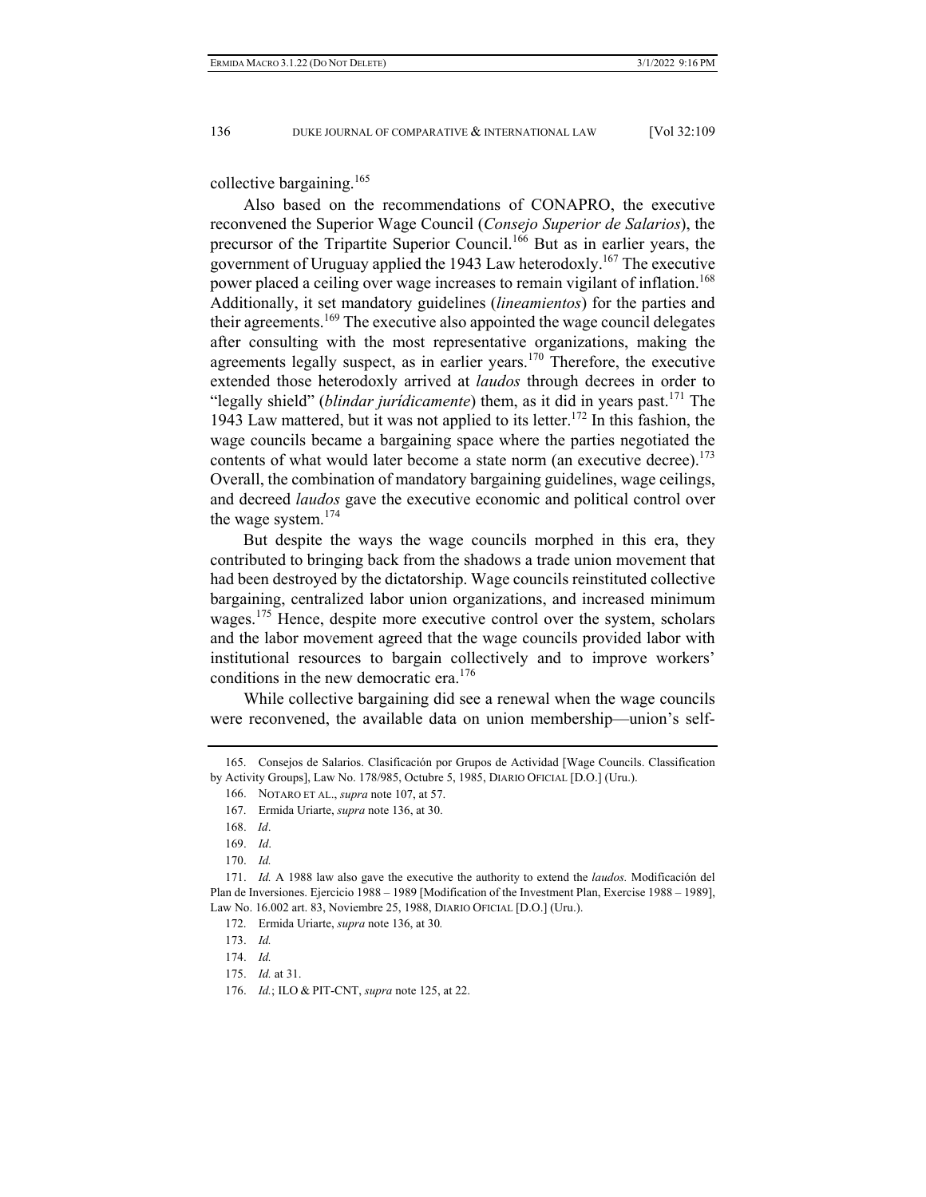collective bargaining.[165]

Also based on the recommendations of CONAPRO, the executive reconvened the Superior Wage Council (*Consejo Superior de Salarios*), the precursor of the Tripartite Superior Council.[166] But as in earlier years, the government of Uruguay applied the 1943 Law heterodoxly.[167] The executive power placed a ceiling over wage increases to remain vigilant of inflation.[168] Additionally, it set mandatory guidelines (*lineamientos*) for the parties and their agreements.[169] The executive also appointed the wage council delegates after consulting with the most representative organizations, making the agreements legally suspect, as in earlier years.[170] Therefore, the executive extended those heterodoxly arrived at *laudos* through decrees in order to "legally shield" (*blindar jurídicamente*) them, as it did in years past.[171] The 1943 Law mattered, but it was not applied to its letter.[172] In this fashion, the wage councils became a bargaining space where the parties negotiated the contents of what would later become a state norm (an executive decree).[173] Overall, the combination of mandatory bargaining guidelines, wage ceilings, and decreed *laudos* gave the executive economic and political control over the wage system.[174]

But despite the ways the wage councils morphed in this era, they contributed to bringing back from the shadows a trade union movement that had been destroyed by the dictatorship. Wage councils reinstituted collective bargaining, centralized labor union organizations, and increased minimum wages.[175] Hence, despite more executive control over the system, scholars and the labor movement agreed that the wage councils provided labor with institutional resources to bargain collectively and to improve workers' conditions in the new democratic era.[176]

While collective bargaining did see a renewal when the wage councils were reconvened, the available data on union membership—union's self-

---

165. Consejos de Salarios. Clasificación por Grupos de Actividad [Wage Councils. Classification by Activity Groups], Law No. 178/985, Octubre 5, 1985, DIARIO OFICIAL [D.O.] (Uru.).

166. NOTARO ET AL., *supra* note 107, at 57.

167. Ermida Uriarte, *supra* note 136, at 30.

168. *Id*.

169. *Id*.

170. *Id.*

171. *Id.* A 1988 law also gave the executive the authority to extend the *laudos.* Modificación del Plan de Inversiones. Ejercicio 1988 – 1989 [Modification of the Investment Plan, Exercise 1988 – 1989], Law No. 16.002 art. 83, Noviembre 25, 1988, DIARIO OFICIAL [D.O.] (Uru.).

172. Ermida Uriarte, *supra* note 136, at 30*.*

173. *Id.*

174. *Id.*

175. *Id.* at 31.

176. *Id.*; ILO & PIT-CNT, *supra* note 125, at 22.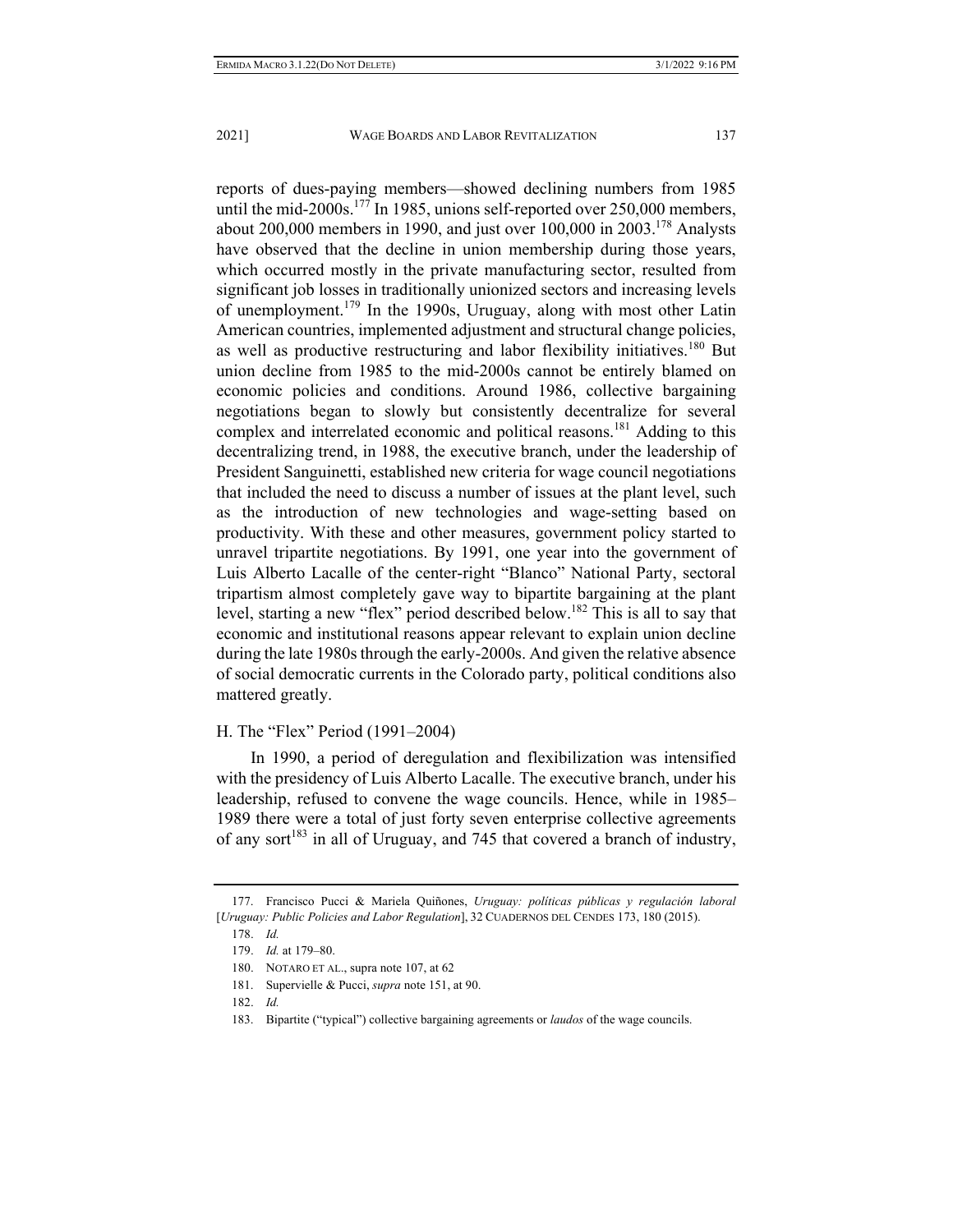reports of dues-paying members—showed declining numbers from 1985 until the mid-2000s.[177] In 1985, unions self-reported over 250,000 members, about 200,000 members in 1990, and just over 100,000 in 2003.[178] Analysts have observed that the decline in union membership during those years, which occurred mostly in the private manufacturing sector, resulted from significant job losses in traditionally unionized sectors and increasing levels of unemployment.[179] In the 1990s, Uruguay, along with most other Latin American countries, implemented adjustment and structural change policies, as well as productive restructuring and labor flexibility initiatives.[180] But union decline from 1985 to the mid-2000s cannot be entirely blamed on economic policies and conditions. Around 1986, collective bargaining negotiations began to slowly but consistently decentralize for several complex and interrelated economic and political reasons.[181] Adding to this decentralizing trend, in 1988, the executive branch, under the leadership of President Sanguinetti, established new criteria for wage council negotiations that included the need to discuss a number of issues at the plant level, such as the introduction of new technologies and wage-setting based on productivity. With these and other measures, government policy started to unravel tripartite negotiations. By 1991, one year into the government of Luis Alberto Lacalle of the center-right "Blanco" National Party, sectoral tripartism almost completely gave way to bipartite bargaining at the plant level, starting a new "flex" period described below.[182] This is all to say that economic and institutional reasons appear relevant to explain union decline during the late 1980s through the early-2000s. And given the relative absence of social democratic currents in the Colorado party, political conditions also mattered greatly.

### H. The "Flex" Period (1991–2004)

In 1990, a period of deregulation and flexibilization was intensified with the presidency of Luis Alberto Lacalle. The executive branch, under his leadership, refused to convene the wage councils. Hence, while in 1985–1989 there were a total of just forty seven enterprise collective agreements of any sort[183] in all of Uruguay, and 745 that covered a branch of industry,

---

177. Francisco Pucci & Mariela Quiñones, *Uruguay: políticas públicas y regulación laboral* [*Uruguay: Public Policies and Labor Regulation*], 32 CUADERNOS DEL CENDES 173, 180 (2015).

178. *Id.*

179. *Id.* at 179–80.

180. NOTARO ET AL., supra note 107, at 62

181. Supervielle & Pucci, *supra* note 151, at 90.

182. *Id.*

183. Bipartite ("typical") collective bargaining agreements or *laudos* of the wage councils.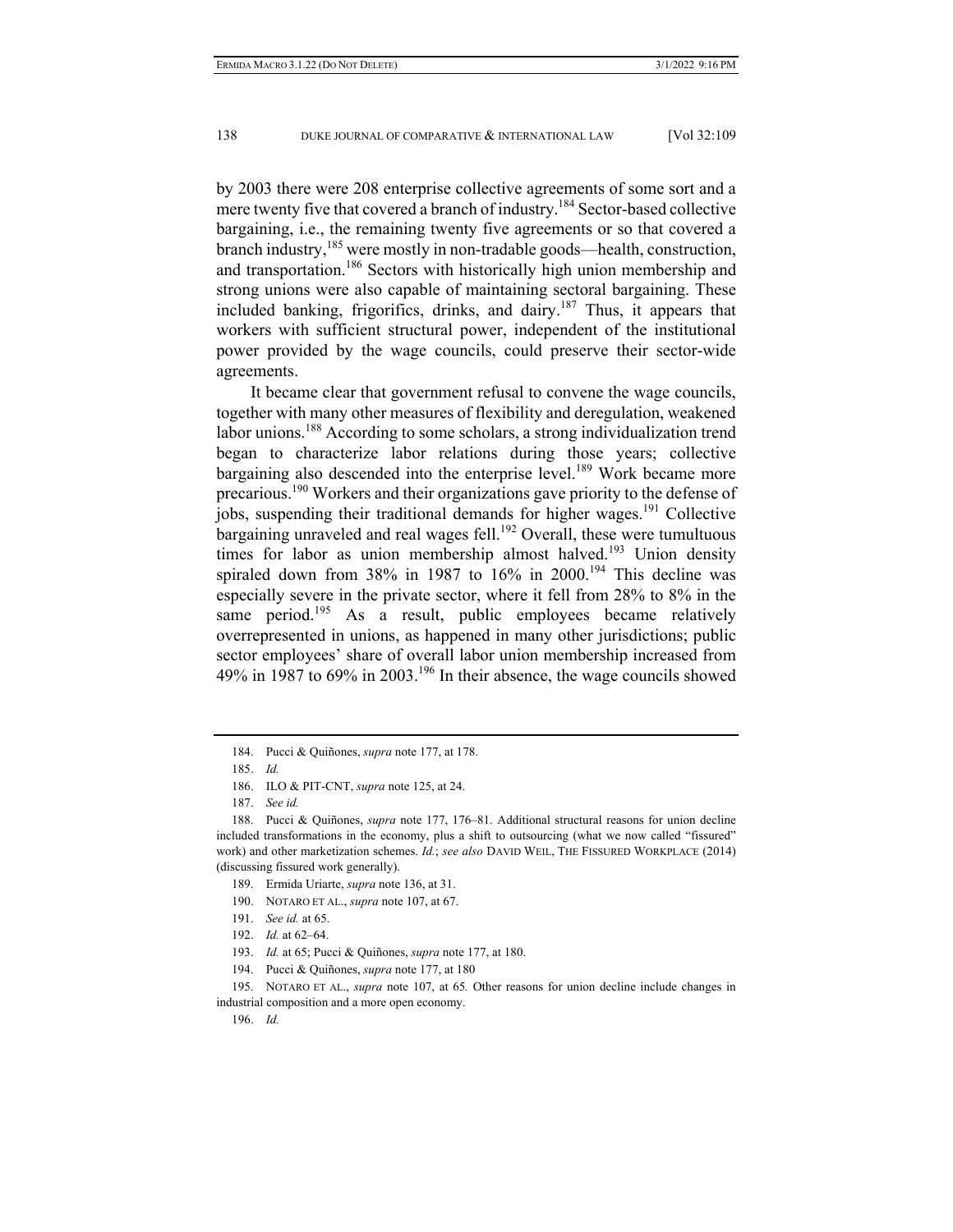by 2003 there were 208 enterprise collective agreements of some sort and a mere twenty five that covered a branch of industry.[184] Sector-based collective bargaining, i.e., the remaining twenty five agreements or so that covered a branch industry,[185] were mostly in non-tradable goods—health, construction, and transportation.[186] Sectors with historically high union membership and strong unions were also capable of maintaining sectoral bargaining. These included banking, frigorifics, drinks, and dairy.[187] Thus, it appears that workers with sufficient structural power, independent of the institutional power provided by the wage councils, could preserve their sector-wide agreements.

It became clear that government refusal to convene the wage councils, together with many other measures of flexibility and deregulation, weakened labor unions.[188] According to some scholars, a strong individualization trend began to characterize labor relations during those years; collective bargaining also descended into the enterprise level.[189] Work became more precarious.[190] Workers and their organizations gave priority to the defense of jobs, suspending their traditional demands for higher wages.[191] Collective bargaining unraveled and real wages fell.[192] Overall, these were tumultuous times for labor as union membership almost halved.[193] Union density spiraled down from 38% in 1987 to 16% in 2000.[194] This decline was especially severe in the private sector, where it fell from 28% to 8% in the same period.[195] As a result, public employees became relatively overrepresented in unions, as happened in many other jurisdictions; public sector employees' share of overall labor union membership increased from 49% in 1987 to 69% in 2003.[196] In their absence, the wage councils showed

---

184. Pucci & Quiñones, *supra* note 177, at 178.

185. *Id.*

186. ILO & PIT-CNT, *supra* note 125, at 24.

187. *See id.*

188. Pucci & Quiñones, *supra* note 177, 176–81. Additional structural reasons for union decline included transformations in the economy, plus a shift to outsourcing (what we now called "fissured" work) and other marketization schemes. *Id.*; *see also* DAVID WEIL, THE FISSURED WORKPLACE (2014) (discussing fissured work generally).

189. Ermida Uriarte, *supra* note 136, at 31.

190. NOTARO ET AL., *supra* note 107, at 67.

191. *See id.* at 65.

192. *Id.* at 62–64.

193. *Id.* at 65; Pucci & Quiñones, *supra* note 177, at 180.

194. Pucci & Quiñones, *supra* note 177, at 180

195. NOTARO ET AL., *supra* note 107, at 65*.* Other reasons for union decline include changes in industrial composition and a more open economy.

196. *Id.*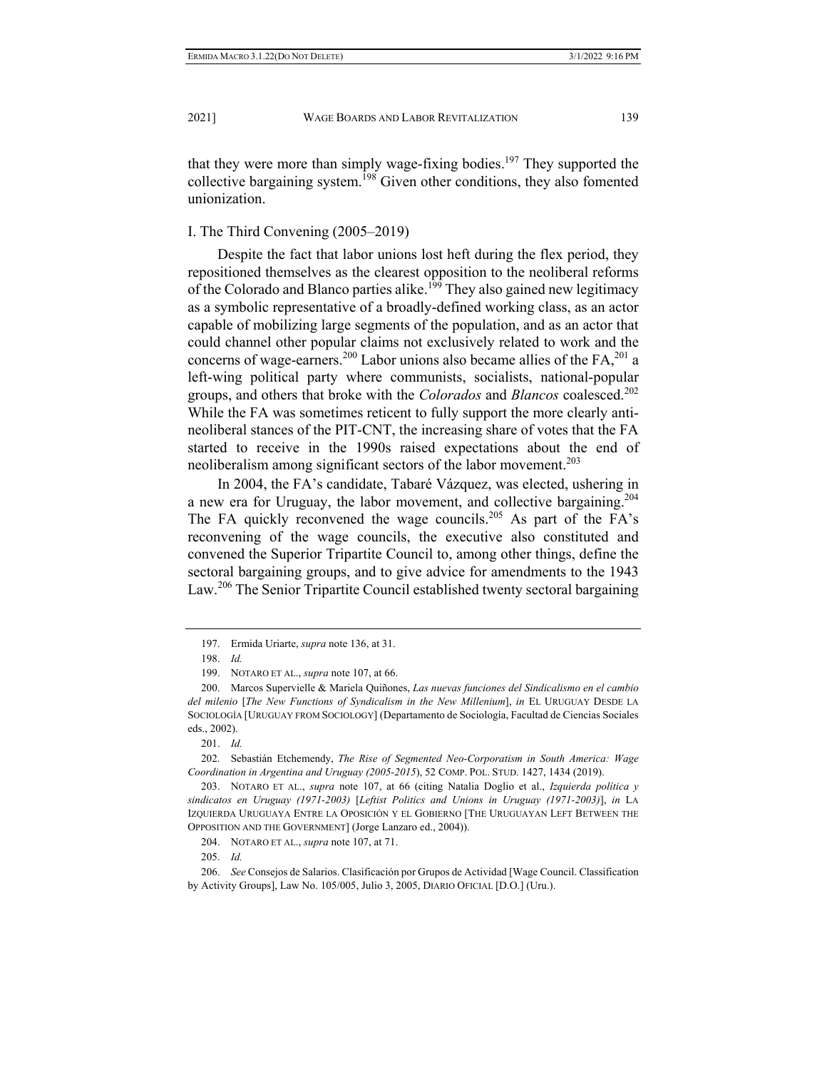that they were more than simply wage-fixing bodies.[197] They supported the collective bargaining system.[198] Given other conditions, they also fomented unionization.

### I. The Third Convening (2005–2019)

Despite the fact that labor unions lost heft during the flex period, they repositioned themselves as the clearest opposition to the neoliberal reforms of the Colorado and Blanco parties alike.[199] They also gained new legitimacy as a symbolic representative of a broadly-defined working class, as an actor capable of mobilizing large segments of the population, and as an actor that could channel other popular claims not exclusively related to work and the concerns of wage-earners.[200] Labor unions also became allies of the FA,[201] a left-wing political party where communists, socialists, national-popular groups, and others that broke with the *Colorados* and *Blancos* coalesced.[202] While the FA was sometimes reticent to fully support the more clearly anti-neoliberal stances of the PIT-CNT, the increasing share of votes that the FA started to receive in the 1990s raised expectations about the end of neoliberalism among significant sectors of the labor movement.[203]

In 2004, the FA's candidate, Tabaré Vázquez, was elected, ushering in a new era for Uruguay, the labor movement, and collective bargaining.[204] The FA quickly reconvened the wage councils.[205] As part of the FA's reconvening of the wage councils, the executive also constituted and convened the Superior Tripartite Council to, among other things, define the sectoral bargaining groups, and to give advice for amendments to the 1943 Law.[206] The Senior Tripartite Council established twenty sectoral bargaining

---

197. Ermida Uriarte, *supra* note 136, at 31.

198. *Id.*

199. NOTARO ET AL., *supra* note 107, at 66.

200. Marcos Supervielle & Mariela Quiñones, *Las nuevas funciones del Sindicalismo en el cambio del milenio* [*The New Functions of Syndicalism in the New Millenium*], *in* EL URUGUAY DESDE LA SOCIOLOGÍA [URUGUAY FROM SOCIOLOGY] (Departamento de Sociología, Facultad de Ciencias Sociales eds., 2002).

201. *Id.*

202. Sebastián Etchemendy, *The Rise of Segmented Neo-Corporatism in South America: Wage Coordination in Argentina and Uruguay (2005-2015*), 52 COMP. POL. STUD. 1427, 1434 (2019).

203. NOTARO ET AL., *supra* note 107, at 66 (citing Natalia Doglio et al., *Izquierda política y sindicatos en Uruguay (1971-2003)* [*Leftist Politics and Unions in Uruguay (1971-2003)*], *in* LA IZQUIERDA URUGUAYA ENTRE LA OPOSICIÓN Y EL GOBIERNO [THE URUGUAYAN LEFT BETWEEN THE OPPOSITION AND THE GOVERNMENT] (Jorge Lanzaro ed., 2004)).

204. NOTARO ET AL., *supra* note 107, at 71.

205. *Id.*

206. *See* Consejos de Salarios. Clasificación por Grupos de Actividad [Wage Council. Classification by Activity Groups], Law No. 105/005, Julio 3, 2005, DIARIO OFICIAL [D.O.] (Uru.).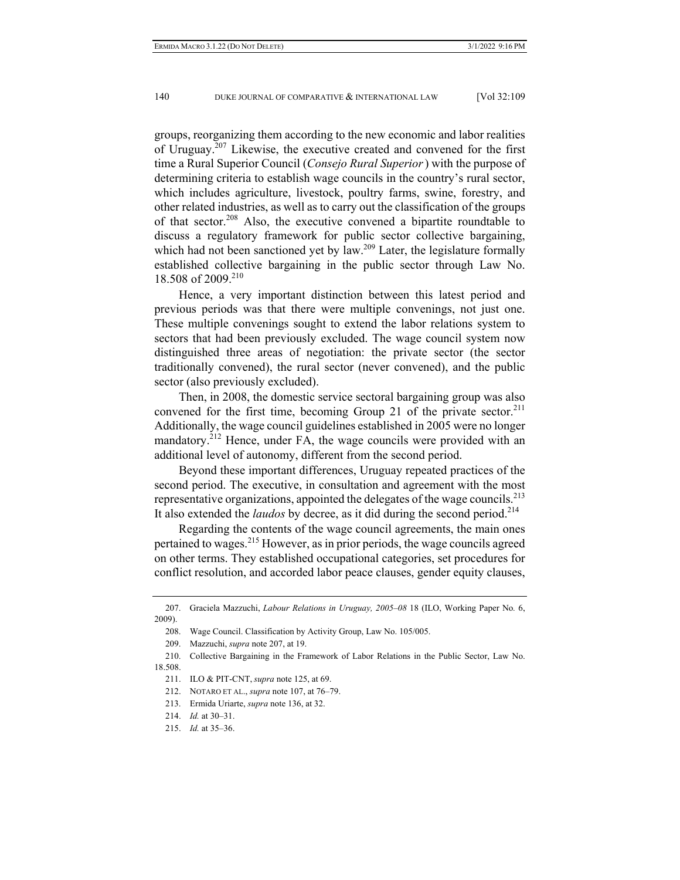groups, reorganizing them according to the new economic and labor realities of Uruguay.[207] Likewise, the executive created and convened for the first time a Rural Superior Council (*Consejo Rural Superior*) with the purpose of determining criteria to establish wage councils in the country's rural sector, which includes agriculture, livestock, poultry farms, swine, forestry, and other related industries, as well as to carry out the classification of the groups of that sector.[208] Also, the executive convened a bipartite roundtable to discuss a regulatory framework for public sector collective bargaining, which had not been sanctioned yet by law.[209] Later, the legislature formally established collective bargaining in the public sector through Law No. 18.508 of 2009.[210]

Hence, a very important distinction between this latest period and previous periods was that there were multiple convenings, not just one. These multiple convenings sought to extend the labor relations system to sectors that had been previously excluded. The wage council system now distinguished three areas of negotiation: the private sector (the sector traditionally convened), the rural sector (never convened), and the public sector (also previously excluded).

Then, in 2008, the domestic service sectoral bargaining group was also convened for the first time, becoming Group 21 of the private sector.[211] Additionally, the wage council guidelines established in 2005 were no longer mandatory.[212] Hence, under FA, the wage councils were provided with an additional level of autonomy, different from the second period.

Beyond these important differences, Uruguay repeated practices of the second period. The executive, in consultation and agreement with the most representative organizations, appointed the delegates of the wage councils.[213] It also extended the *laudos* by decree, as it did during the second period.[214]

Regarding the contents of the wage council agreements, the main ones pertained to wages.[215] However, as in prior periods, the wage councils agreed on other terms. They established occupational categories, set procedures for conflict resolution, and accorded labor peace clauses, gender equity clauses,

---

207. Graciela Mazzuchi, *Labour Relations in Uruguay, 2005–08* 18 (ILO, Working Paper No. 6, 2009).

208. Wage Council. Classification by Activity Group, Law No. 105/005.

209. Mazzuchi, *supra* note 207, at 19.

210. Collective Bargaining in the Framework of Labor Relations in the Public Sector, Law No. 18.508.

211. ILO & PIT-CNT, *supra* note 125, at 69.

212. NOTARO ET AL., *supra* note 107, at 76–79.

213. Ermida Uriarte, *supra* note 136, at 32.

214. *Id.* at 30–31.

215. *Id.* at 35–36.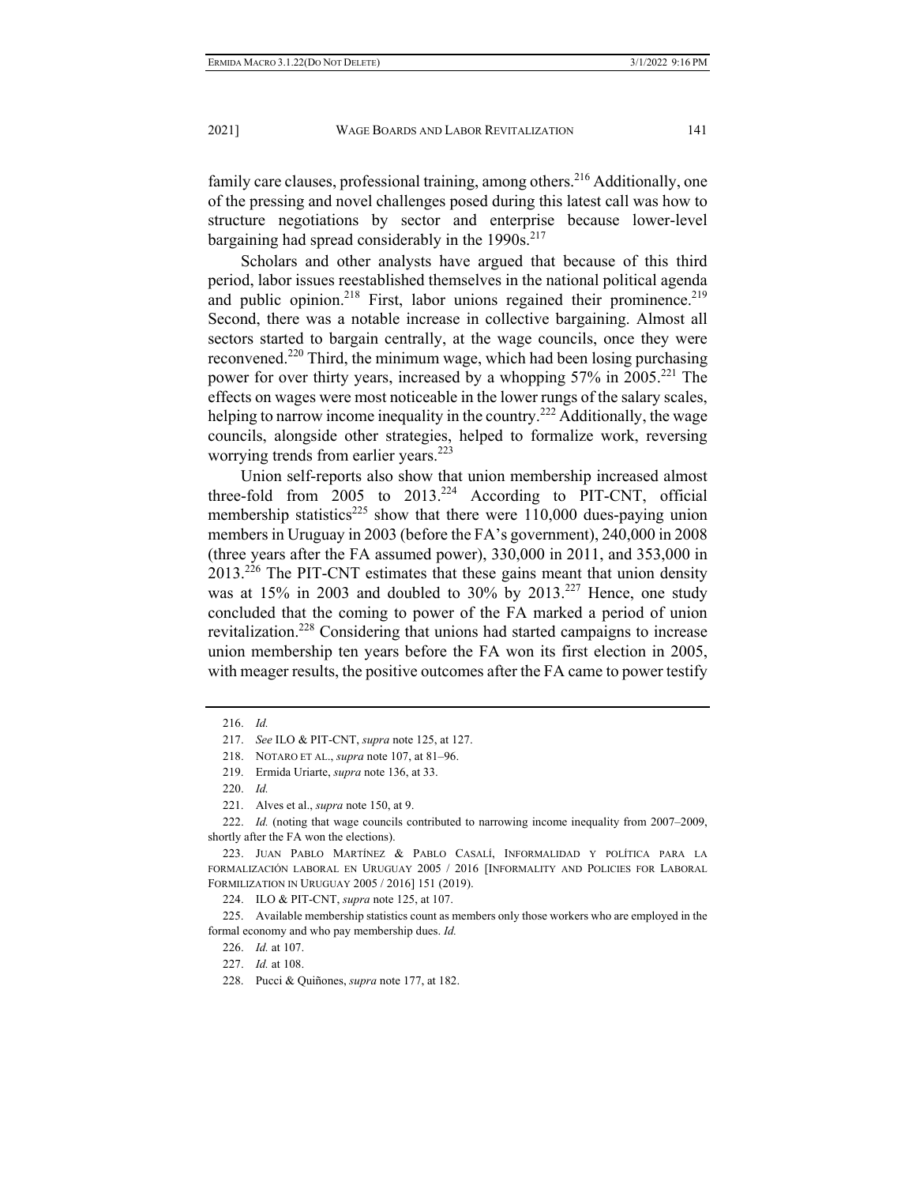family care clauses, professional training, among others.[216] Additionally, one of the pressing and novel challenges posed during this latest call was how to structure negotiations by sector and enterprise because lower-level bargaining had spread considerably in the 1990s.[217]

Scholars and other analysts have argued that because of this third period, labor issues reestablished themselves in the national political agenda and public opinion.[218] First, labor unions regained their prominence.[219] Second, there was a notable increase in collective bargaining. Almost all sectors started to bargain centrally, at the wage councils, once they were reconvened.[220] Third, the minimum wage, which had been losing purchasing power for over thirty years, increased by a whopping 57% in 2005.[221] The effects on wages were most noticeable in the lower rungs of the salary scales, helping to narrow income inequality in the country.[222] Additionally, the wage councils, alongside other strategies, helped to formalize work, reversing worrying trends from earlier years.[223]

Union self-reports also show that union membership increased almost three-fold from 2005 to 2013.[224] According to PIT-CNT, official membership statistics[225] show that there were 110,000 dues-paying union members in Uruguay in 2003 (before the FA's government), 240,000 in 2008 (three years after the FA assumed power), 330,000 in 2011, and 353,000 in 2013.[226] The PIT-CNT estimates that these gains meant that union density was at 15% in 2003 and doubled to 30% by 2013.[227] Hence, one study concluded that the coming to power of the FA marked a period of union revitalization.[228] Considering that unions had started campaigns to increase union membership ten years before the FA won its first election in 2005, with meager results, the positive outcomes after the FA came to power testify

---

216. *Id.*

217. *See* ILO & PIT-CNT, *supra* note 125, at 127.

218. NOTARO ET AL., *supra* note 107, at 81–96.

219. Ermida Uriarte, *supra* note 136, at 33.

220. *Id.*

221. Alves et al., *supra* note 150, at 9.

222. *Id.* (noting that wage councils contributed to narrowing income inequality from 2007–2009, shortly after the FA won the elections).

223. JUAN PABLO MARTÍNEZ & PABLO CASALÍ, INFORMALIDAD Y POLÍTICA PARA LA FORMALIZACIÓN LABORAL EN URUGUAY 2005 / 2016 [INFORMALITY AND POLICIES FOR LABORAL FORMILIZATION IN URUGUAY 2005 / 2016] 151 (2019).

224. ILO & PIT-CNT, *supra* note 125, at 107.

225. Available membership statistics count as members only those workers who are employed in the formal economy and who pay membership dues. *Id.*

226. *Id.* at 107.

227. *Id.* at 108.

228. Pucci & Quiñones, *supra* note 177, at 182.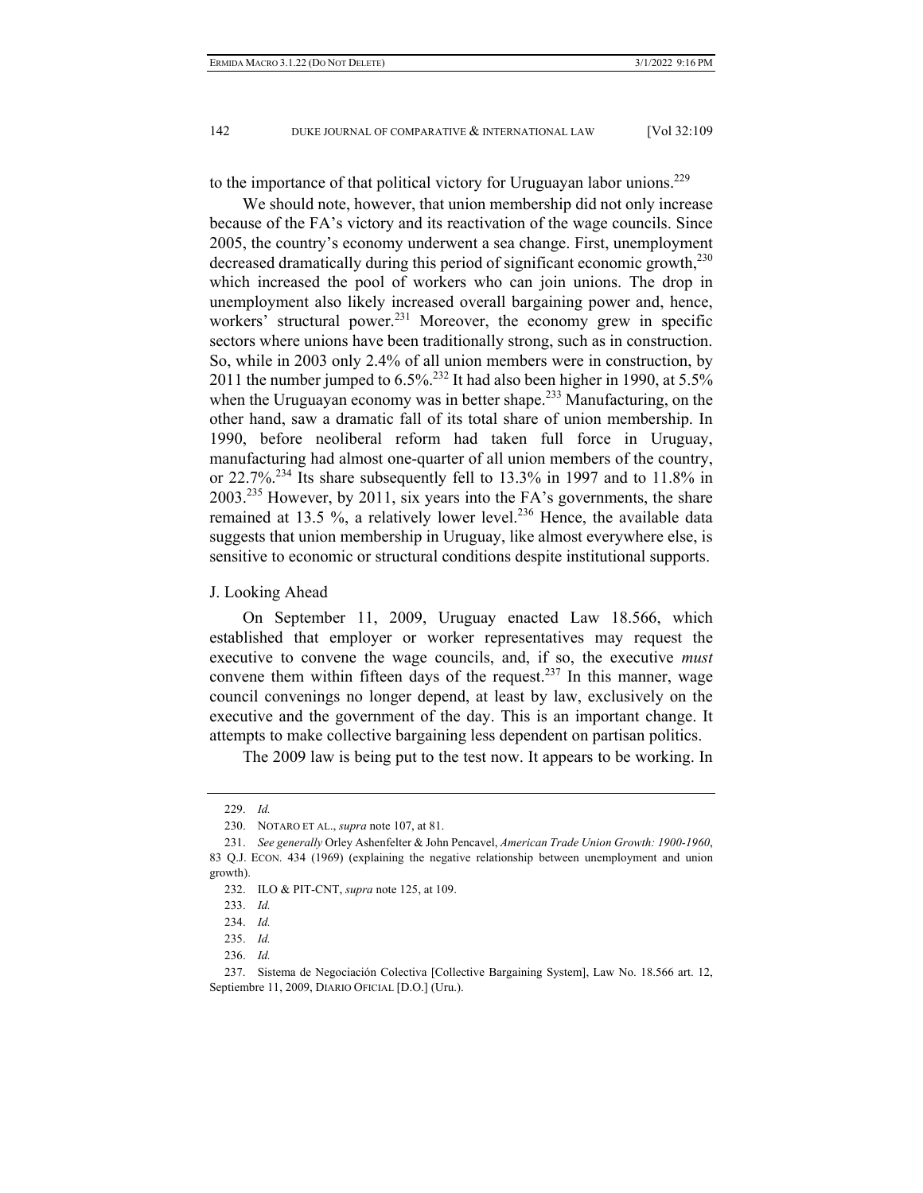to the importance of that political victory for Uruguayan labor unions.[229]

We should note, however, that union membership did not only increase because of the FA's victory and its reactivation of the wage councils. Since 2005, the country's economy underwent a sea change. First, unemployment decreased dramatically during this period of significant economic growth,[230] which increased the pool of workers who can join unions. The drop in unemployment also likely increased overall bargaining power and, hence, workers' structural power.[231] Moreover, the economy grew in specific sectors where unions have been traditionally strong, such as in construction. So, while in 2003 only 2.4% of all union members were in construction, by 2011 the number jumped to 6.5%.[232] It had also been higher in 1990, at 5.5% when the Uruguayan economy was in better shape.[233] Manufacturing, on the other hand, saw a dramatic fall of its total share of union membership. In 1990, before neoliberal reform had taken full force in Uruguay, manufacturing had almost one-quarter of all union members of the country, or 22.7%.[234] Its share subsequently fell to 13.3% in 1997 and to 11.8% in 2003.[235] However, by 2011, six years into the FA's governments, the share remained at 13.5 %, a relatively lower level.[236] Hence, the available data suggests that union membership in Uruguay, like almost everywhere else, is sensitive to economic or structural conditions despite institutional supports.

### J. Looking Ahead

On September 11, 2009, Uruguay enacted Law 18.566, which established that employer or worker representatives may request the executive to convene the wage councils, and, if so, the executive *must* convene them within fifteen days of the request.[237] In this manner, wage council convenings no longer depend, at least by law, exclusively on the executive and the government of the day. This is an important change. It attempts to make collective bargaining less dependent on partisan politics.

The 2009 law is being put to the test now. It appears to be working. In

---

229. *Id.*

230. NOTARO ET AL., *supra* note 107, at 81.

231. *See generally* Orley Ashenfelter & John Pencavel, *American Trade Union Growth: 1900-1960*, 83 Q.J. ECON. 434 (1969) (explaining the negative relationship between unemployment and union growth).

232. ILO & PIT-CNT, *supra* note 125, at 109.

233. *Id.*

234. *Id.*

235. *Id.*

236. *Id.*

237. Sistema de Negociación Colectiva [Collective Bargaining System], Law No. 18.566 art. 12, Septiembre 11, 2009, DIARIO OFICIAL [D.O.] (Uru.).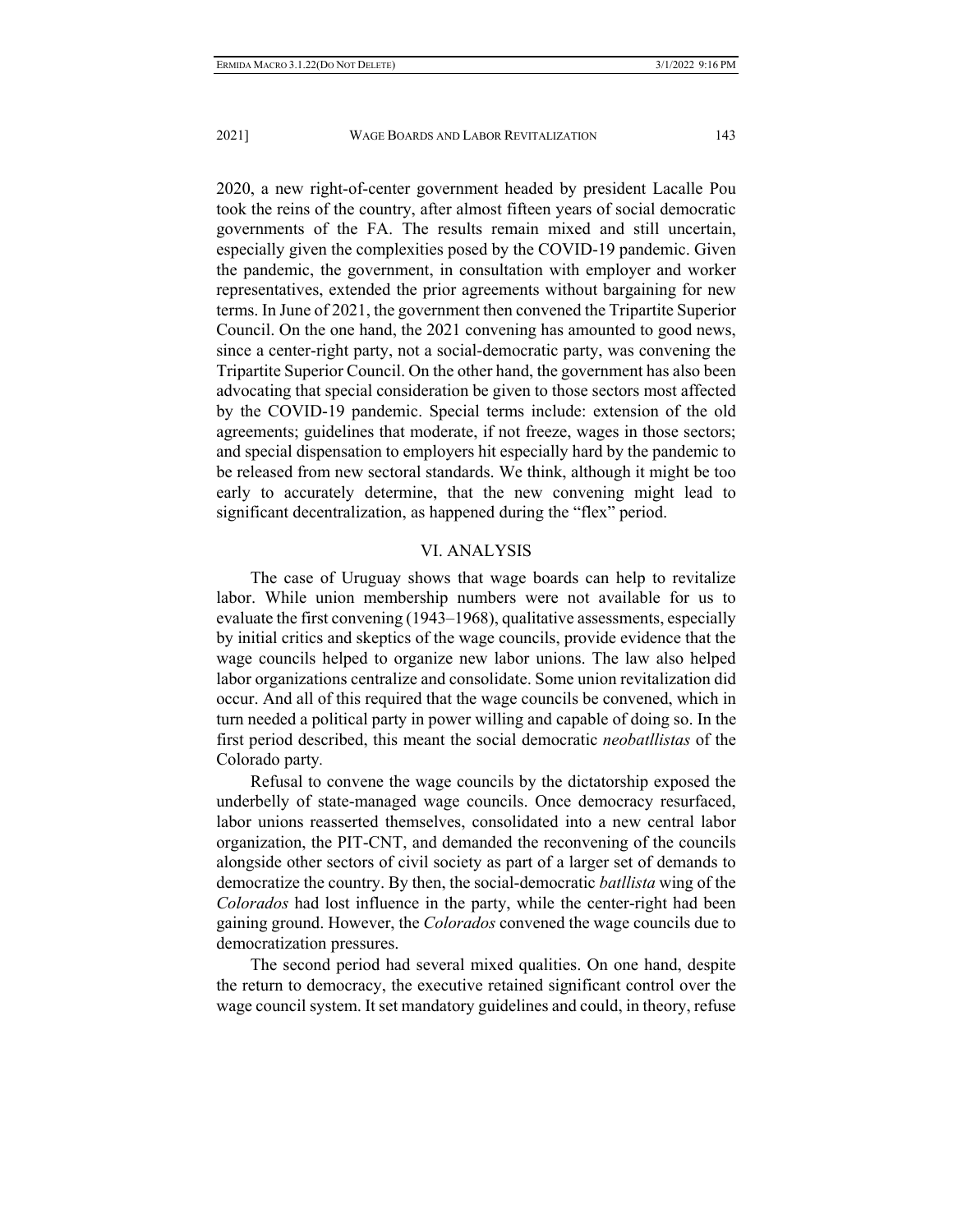2020, a new right-of-center government headed by president Lacalle Pou took the reins of the country, after almost fifteen years of social democratic governments of the FA. The results remain mixed and still uncertain, especially given the complexities posed by the COVID-19 pandemic. Given the pandemic, the government, in consultation with employer and worker representatives, extended the prior agreements without bargaining for new terms. In June of 2021, the government then convened the Tripartite Superior Council. On the one hand, the 2021 convening has amounted to good news, since a center-right party, not a social-democratic party, was convening the Tripartite Superior Council. On the other hand, the government has also been advocating that special consideration be given to those sectors most affected by the COVID-19 pandemic. Special terms include: extension of the old agreements; guidelines that moderate, if not freeze, wages in those sectors; and special dispensation to employers hit especially hard by the pandemic to be released from new sectoral standards. We think, although it might be too early to accurately determine, that the new convening might lead to significant decentralization, as happened during the "flex" period.

## VI. ANALYSIS

The case of Uruguay shows that wage boards can help to revitalize labor. While union membership numbers were not available for us to evaluate the first convening (1943–1968), qualitative assessments, especially by initial critics and skeptics of the wage councils, provide evidence that the wage councils helped to organize new labor unions. The law also helped labor organizations centralize and consolidate. Some union revitalization did occur. And all of this required that the wage councils be convened, which in turn needed a political party in power willing and capable of doing so. In the first period described, this meant the social democratic *neobatllistas* of the Colorado party.

Refusal to convene the wage councils by the dictatorship exposed the underbelly of state-managed wage councils. Once democracy resurfaced, labor unions reasserted themselves, consolidated into a new central labor organization, the PIT-CNT, and demanded the reconvening of the councils alongside other sectors of civil society as part of a larger set of demands to democratize the country. By then, the social-democratic *batllista* wing of the *Colorados* had lost influence in the party, while the center-right had been gaining ground. However, the *Colorados* convened the wage councils due to democratization pressures.

The second period had several mixed qualities. On one hand, despite the return to democracy, the executive retained significant control over the wage council system. It set mandatory guidelines and could, in theory, refuse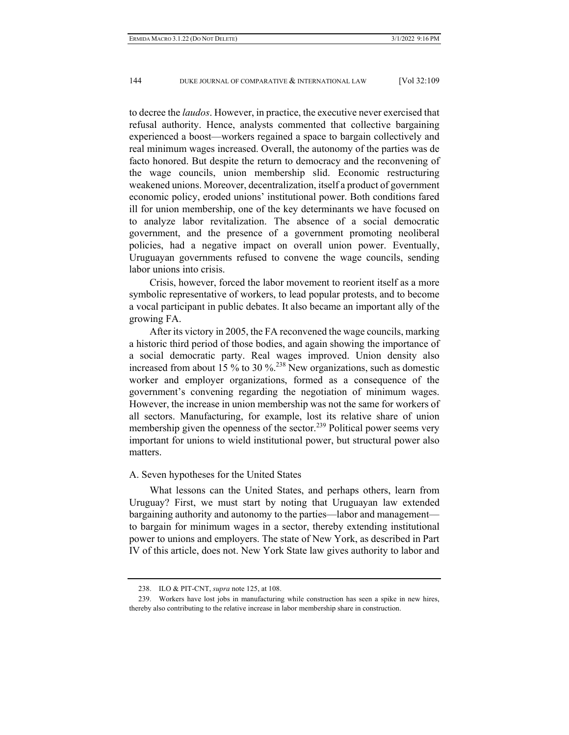to decree the *laudos*. However, in practice, the executive never exercised that refusal authority. Hence, analysts commented that collective bargaining experienced a boost—workers regained a space to bargain collectively and real minimum wages increased. Overall, the autonomy of the parties was de facto honored. But despite the return to democracy and the reconvening of the wage councils, union membership slid. Economic restructuring weakened unions. Moreover, decentralization, itself a product of government economic policy, eroded unions' institutional power. Both conditions fared ill for union membership, one of the key determinants we have focused on to analyze labor revitalization. The absence of a social democratic government, and the presence of a government promoting neoliberal policies, had a negative impact on overall union power. Eventually, Uruguayan governments refused to convene the wage councils, sending labor unions into crisis.

Crisis, however, forced the labor movement to reorient itself as a more symbolic representative of workers, to lead popular protests, and to become a vocal participant in public debates. It also became an important ally of the growing FA.

After its victory in 2005, the FA reconvened the wage councils, marking a historic third period of those bodies, and again showing the importance of a social democratic party. Real wages improved. Union density also increased from about 15 % to 30 %.[238] New organizations, such as domestic worker and employer organizations, formed as a consequence of the government's convening regarding the negotiation of minimum wages. However, the increase in union membership was not the same for workers of all sectors. Manufacturing, for example, lost its relative share of union membership given the openness of the sector.[239] Political power seems very important for unions to wield institutional power, but structural power also matters.

### A. Seven hypotheses for the United States

What lessons can the United States, and perhaps others, learn from Uruguay? First, we must start by noting that Uruguayan law extended bargaining authority and autonomy to the parties—labor and management—to bargain for minimum wages in a sector, thereby extending institutional power to unions and employers. The state of New York, as described in Part IV of this article, does not. New York State law gives authority to labor and

238. ILO & PIT-CNT, *supra* note 125, at 108.

239. Workers have lost jobs in manufacturing while construction has seen a spike in new hires, thereby also contributing to the relative increase in labor membership share in construction.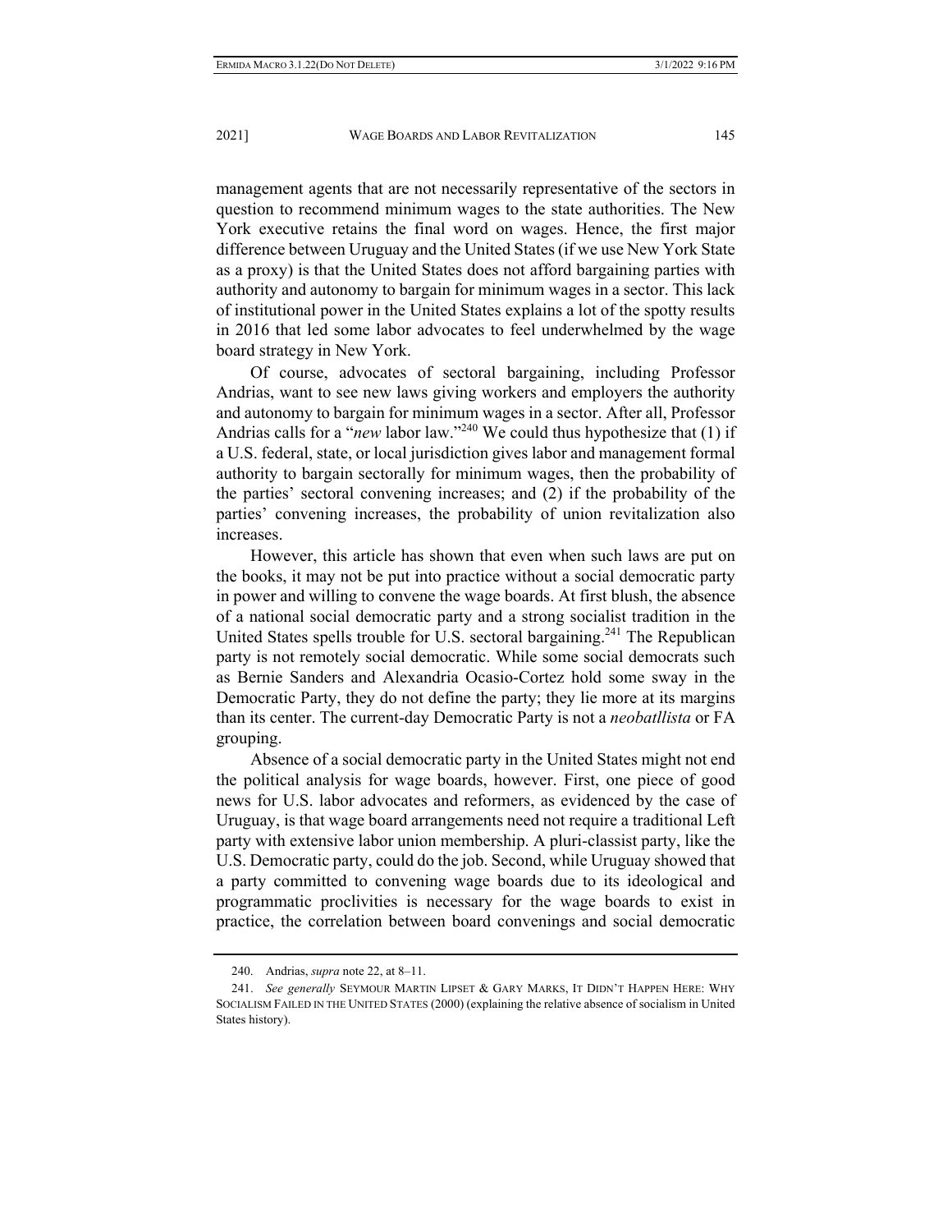management agents that are not necessarily representative of the sectors in question to recommend minimum wages to the state authorities. The New York executive retains the final word on wages. Hence, the first major difference between Uruguay and the United States (if we use New York State as a proxy) is that the United States does not afford bargaining parties with authority and autonomy to bargain for minimum wages in a sector. This lack of institutional power in the United States explains a lot of the spotty results in 2016 that led some labor advocates to feel underwhelmed by the wage board strategy in New York.

Of course, advocates of sectoral bargaining, including Professor Andrias, want to see new laws giving workers and employers the authority and autonomy to bargain for minimum wages in a sector. After all, Professor Andrias calls for a "*new* labor law."[240] We could thus hypothesize that (1) if a U.S. federal, state, or local jurisdiction gives labor and management formal authority to bargain sectorally for minimum wages, then the probability of the parties' sectoral convening increases; and (2) if the probability of the parties' convening increases, the probability of union revitalization also increases.

However, this article has shown that even when such laws are put on the books, it may not be put into practice without a social democratic party in power and willing to convene the wage boards. At first blush, the absence of a national social democratic party and a strong socialist tradition in the United States spells trouble for U.S. sectoral bargaining.[241] The Republican party is not remotely social democratic. While some social democrats such as Bernie Sanders and Alexandria Ocasio-Cortez hold some sway in the Democratic Party, they do not define the party; they lie more at its margins than its center. The current-day Democratic Party is not a *neobatllista* or FA grouping.

Absence of a social democratic party in the United States might not end the political analysis for wage boards, however. First, one piece of good news for U.S. labor advocates and reformers, as evidenced by the case of Uruguay, is that wage board arrangements need not require a traditional Left party with extensive labor union membership. A pluri-classist party, like the U.S. Democratic party, could do the job. Second, while Uruguay showed that a party committed to convening wage boards due to its ideological and programmatic proclivities is necessary for the wage boards to exist in practice, the correlation between board convenings and social democratic

---

240. Andrias, *supra* note 22, at 8–11.

241. *See generally* SEYMOUR MARTIN LIPSET & GARY MARKS, IT DIDN'T HAPPEN HERE: WHY SOCIALISM FAILED IN THE UNITED STATES (2000) (explaining the relative absence of socialism in United States history).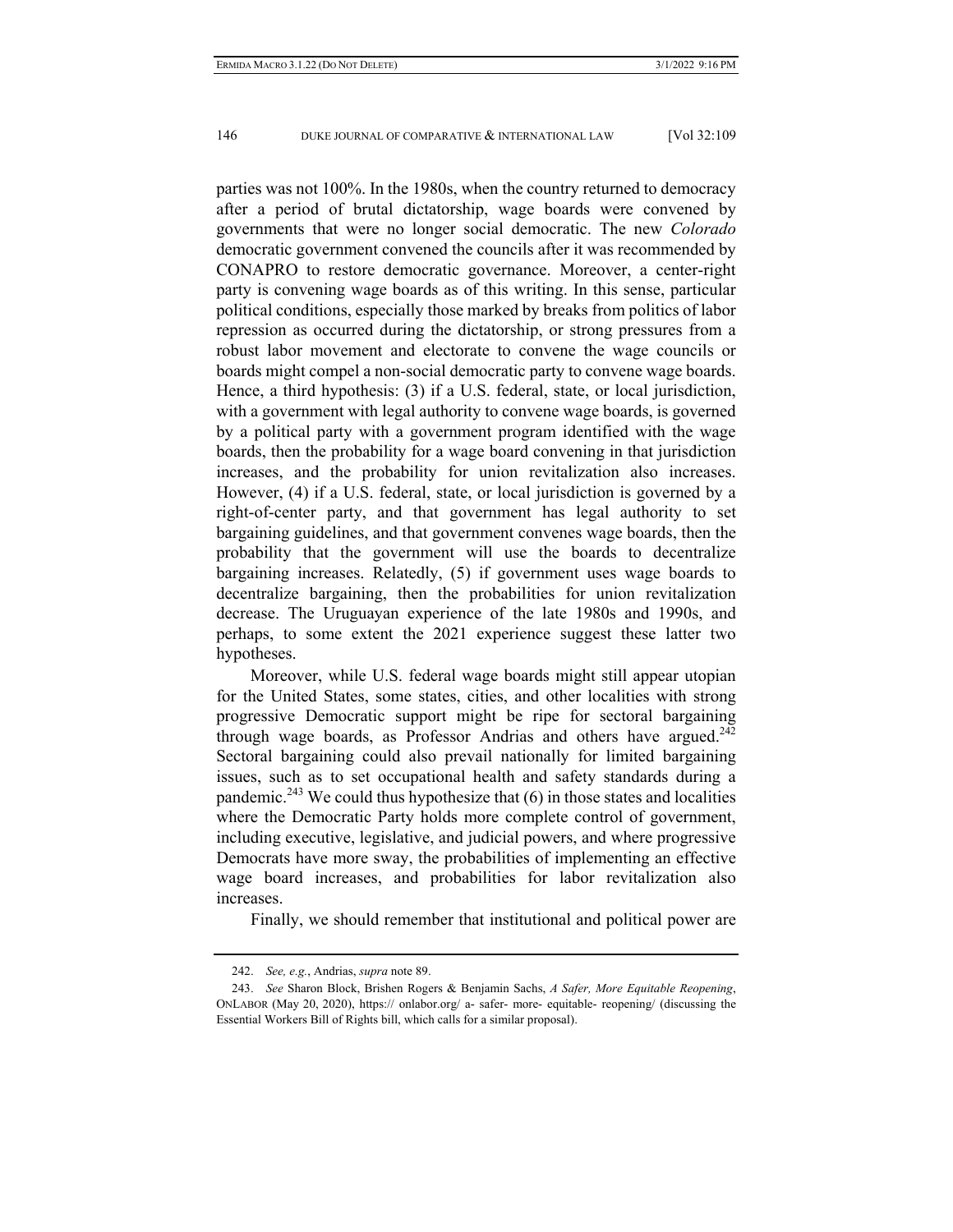parties was not 100%. In the 1980s, when the country returned to democracy after a period of brutal dictatorship, wage boards were convened by governments that were no longer social democratic. The new *Colorado* democratic government convened the councils after it was recommended by CONAPRO to restore democratic governance. Moreover, a center-right party is convening wage boards as of this writing. In this sense, particular political conditions, especially those marked by breaks from politics of labor repression as occurred during the dictatorship, or strong pressures from a robust labor movement and electorate to convene the wage councils or boards might compel a non-social democratic party to convene wage boards. Hence, a third hypothesis: (3) if a U.S. federal, state, or local jurisdiction, with a government with legal authority to convene wage boards, is governed by a political party with a government program identified with the wage boards, then the probability for a wage board convening in that jurisdiction increases, and the probability for union revitalization also increases. However, (4) if a U.S. federal, state, or local jurisdiction is governed by a right-of-center party, and that government has legal authority to set bargaining guidelines, and that government convenes wage boards, then the probability that the government will use the boards to decentralize bargaining increases. Relatedly, (5) if government uses wage boards to decentralize bargaining, then the probabilities for union revitalization decrease. The Uruguayan experience of the late 1980s and 1990s, and perhaps, to some extent the 2021 experience suggest these latter two hypotheses.

Moreover, while U.S. federal wage boards might still appear utopian for the United States, some states, cities, and other localities with strong progressive Democratic support might be ripe for sectoral bargaining through wage boards, as Professor Andrias and others have argued.[242] Sectoral bargaining could also prevail nationally for limited bargaining issues, such as to set occupational health and safety standards during a pandemic.[243] We could thus hypothesize that (6) in those states and localities where the Democratic Party holds more complete control of government, including executive, legislative, and judicial powers, and where progressive Democrats have more sway, the probabilities of implementing an effective wage board increases, and probabilities for labor revitalization also increases.

Finally, we should remember that institutional and political power are

---

242. *See, e.g.*, Andrias, *supra* note 89.

243. *See* Sharon Block, Brishen Rogers & Benjamin Sachs, *A Safer, More Equitable Reopening*, ONLABOR (May 20, 2020), https:// onlabor.org/ a- safer- more- equitable- reopening/ (discussing the Essential Workers Bill of Rights bill, which calls for a similar proposal).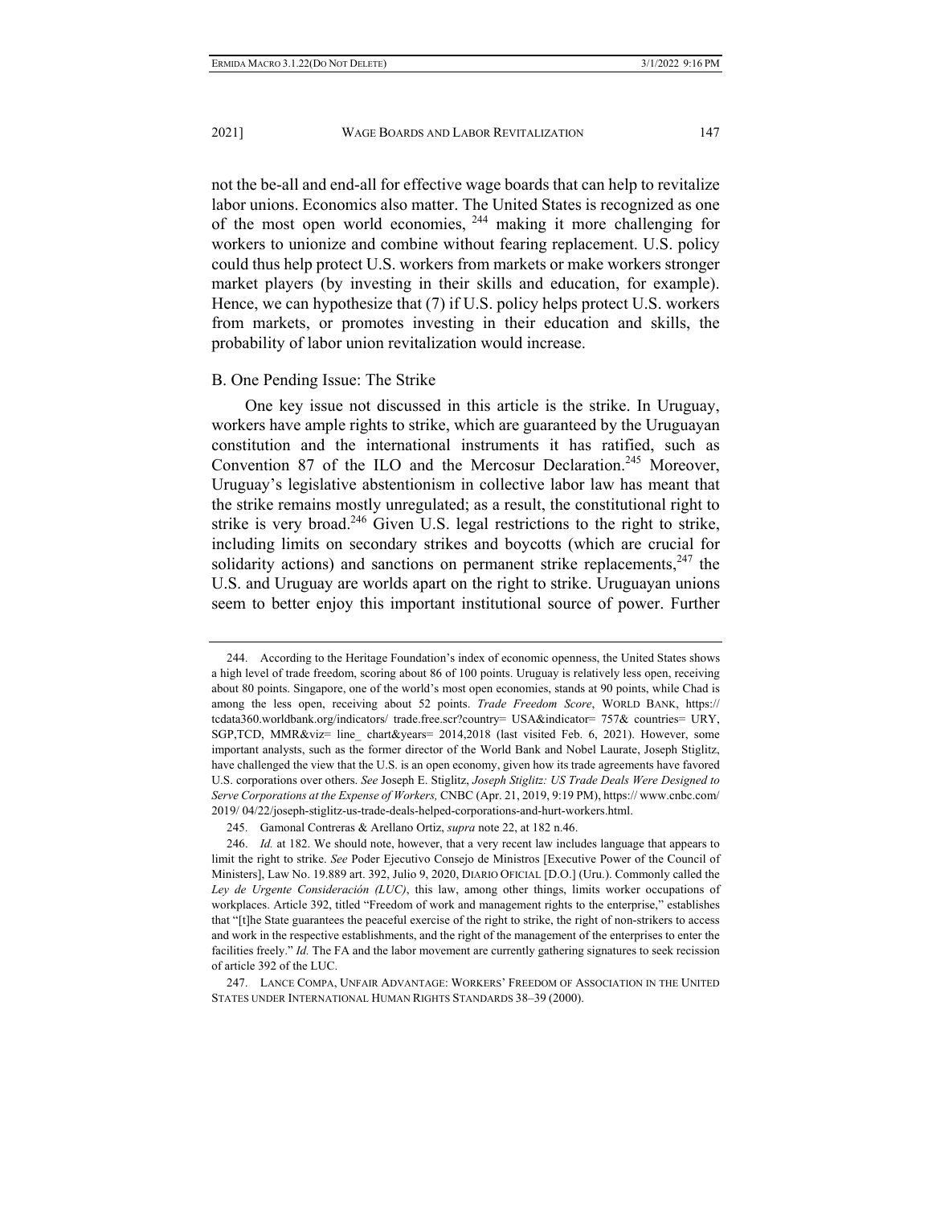not the be-all and end-all for effective wage boards that can help to revitalize labor unions. Economics also matter. The United States is recognized as one of the most open world economies,[244] making it more challenging for workers to unionize and combine without fearing replacement. U.S. policy could thus help protect U.S. workers from markets or make workers stronger market players (by investing in their skills and education, for example). Hence, we can hypothesize that (7) if U.S. policy helps protect U.S. workers from markets, or promotes investing in their education and skills, the probability of labor union revitalization would increase.

## B. One Pending Issue: The Strike

One key issue not discussed in this article is the strike. In Uruguay, workers have ample rights to strike, which are guaranteed by the Uruguayan constitution and the international instruments it has ratified, such as Convention 87 of the ILO and the Mercosur Declaration.[245] Moreover, Uruguay's legislative abstentionism in collective labor law has meant that the strike remains mostly unregulated; as a result, the constitutional right to strike is very broad.[246] Given U.S. legal restrictions to the right to strike, including limits on secondary strikes and boycotts (which are crucial for solidarity actions) and sanctions on permanent strike replacements,[247] the U.S. and Uruguay are worlds apart on the right to strike. Uruguayan unions seem to better enjoy this important institutional source of power. Further

---

244. According to the Heritage Foundation's index of economic openness, the United States shows a high level of trade freedom, scoring about 86 of 100 points. Uruguay is relatively less open, receiving about 80 points. Singapore, one of the world's most open economies, stands at 90 points, while Chad is among the less open, receiving about 52 points. *Trade Freedom Score*, WORLD BANK, https:// tcdata360.worldbank.org/indicators/ trade.free.scr?country= USA&indicator= 757& countries= URY, SGP,TCD, MMR&viz= line_ chart&years= 2014,2018 (last visited Feb. 6, 2021). However, some important analysts, such as the former director of the World Bank and Nobel Laurate, Joseph Stiglitz, have challenged the view that the U.S. is an open economy, given how its trade agreements have favored U.S. corporations over others. *See* Joseph E. Stiglitz, *Joseph Stiglitz: US Trade Deals Were Designed to Serve Corporations at the Expense of Workers,* CNBC (Apr. 21, 2019, 9:19 PM), https:// www.cnbc.com/ 2019/ 04/22/joseph-stiglitz-us-trade-deals-helped-corporations-and-hurt-workers.html.

245. Gamonal Contreras & Arellano Ortiz, *supra* note 22, at 182 n.46.

246. *Id.* at 182. We should note, however, that a very recent law includes language that appears to limit the right to strike. *See* Poder Ejecutivo Consejo de Ministros [Executive Power of the Council of Ministers], Law No. 19.889 art. 392, Julio 9, 2020, DIARIO OFICIAL [D.O.] (Uru.). Commonly called the *Ley de Urgente Consideración (LUC)*, this law, among other things, limits worker occupations of workplaces. Article 392, titled "Freedom of work and management rights to the enterprise," establishes that "[t]he State guarantees the peaceful exercise of the right to strike, the right of non-strikers to access and work in the respective establishments, and the right of the management of the enterprises to enter the facilities freely." *Id.* The FA and the labor movement are currently gathering signatures to seek recission of article 392 of the LUC.

247. LANCE COMPA, UNFAIR ADVANTAGE: WORKERS' FREEDOM OF ASSOCIATION IN THE UNITED STATES UNDER INTERNATIONAL HUMAN RIGHTS STANDARDS 38–39 (2000).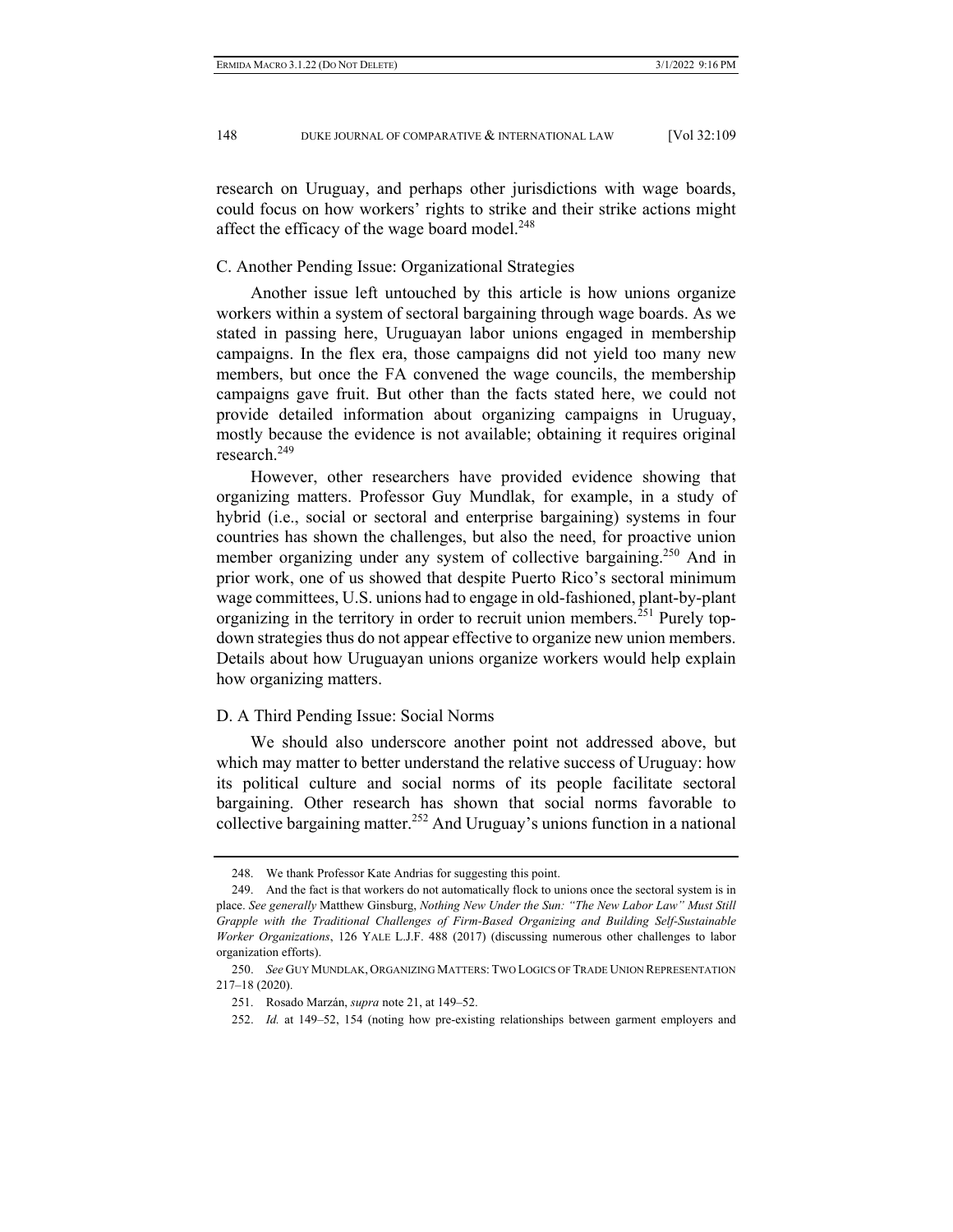research on Uruguay, and perhaps other jurisdictions with wage boards, could focus on how workers' rights to strike and their strike actions might affect the efficacy of the wage board model.[248]

### C. Another Pending Issue: Organizational Strategies

Another issue left untouched by this article is how unions organize workers within a system of sectoral bargaining through wage boards. As we stated in passing here, Uruguayan labor unions engaged in membership campaigns. In the flex era, those campaigns did not yield too many new members, but once the FA convened the wage councils, the membership campaigns gave fruit. But other than the facts stated here, we could not provide detailed information about organizing campaigns in Uruguay, mostly because the evidence is not available; obtaining it requires original research.[249]

However, other researchers have provided evidence showing that organizing matters. Professor Guy Mundlak, for example, in a study of hybrid (i.e., social or sectoral and enterprise bargaining) systems in four countries has shown the challenges, but also the need, for proactive union member organizing under any system of collective bargaining.[250] And in prior work, one of us showed that despite Puerto Rico's sectoral minimum wage committees, U.S. unions had to engage in old-fashioned, plant-by-plant organizing in the territory in order to recruit union members.[251] Purely top-down strategies thus do not appear effective to organize new union members. Details about how Uruguayan unions organize workers would help explain how organizing matters.

### D. A Third Pending Issue: Social Norms

We should also underscore another point not addressed above, but which may matter to better understand the relative success of Uruguay: how its political culture and social norms of its people facilitate sectoral bargaining. Other research has shown that social norms favorable to collective bargaining matter.[252] And Uruguay's unions function in a national

---

248. We thank Professor Kate Andrias for suggesting this point.

249. And the fact is that workers do not automatically flock to unions once the sectoral system is in place. *See generally* Matthew Ginsburg, *Nothing New Under the Sun: "The New Labor Law" Must Still Grapple with the Traditional Challenges of Firm-Based Organizing and Building Self-Sustainable Worker Organizations*, 126 YALE L.J.F. 488 (2017) (discussing numerous other challenges to labor organization efforts).

250. *See* GUY MUNDLAK, ORGANIZING MATTERS: TWO LOGICS OF TRADE UNION REPRESENTATION 217–18 (2020).

251. Rosado Marzán, *supra* note 21, at 149–52.

252. *Id.* at 149–52, 154 (noting how pre-existing relationships between garment employers and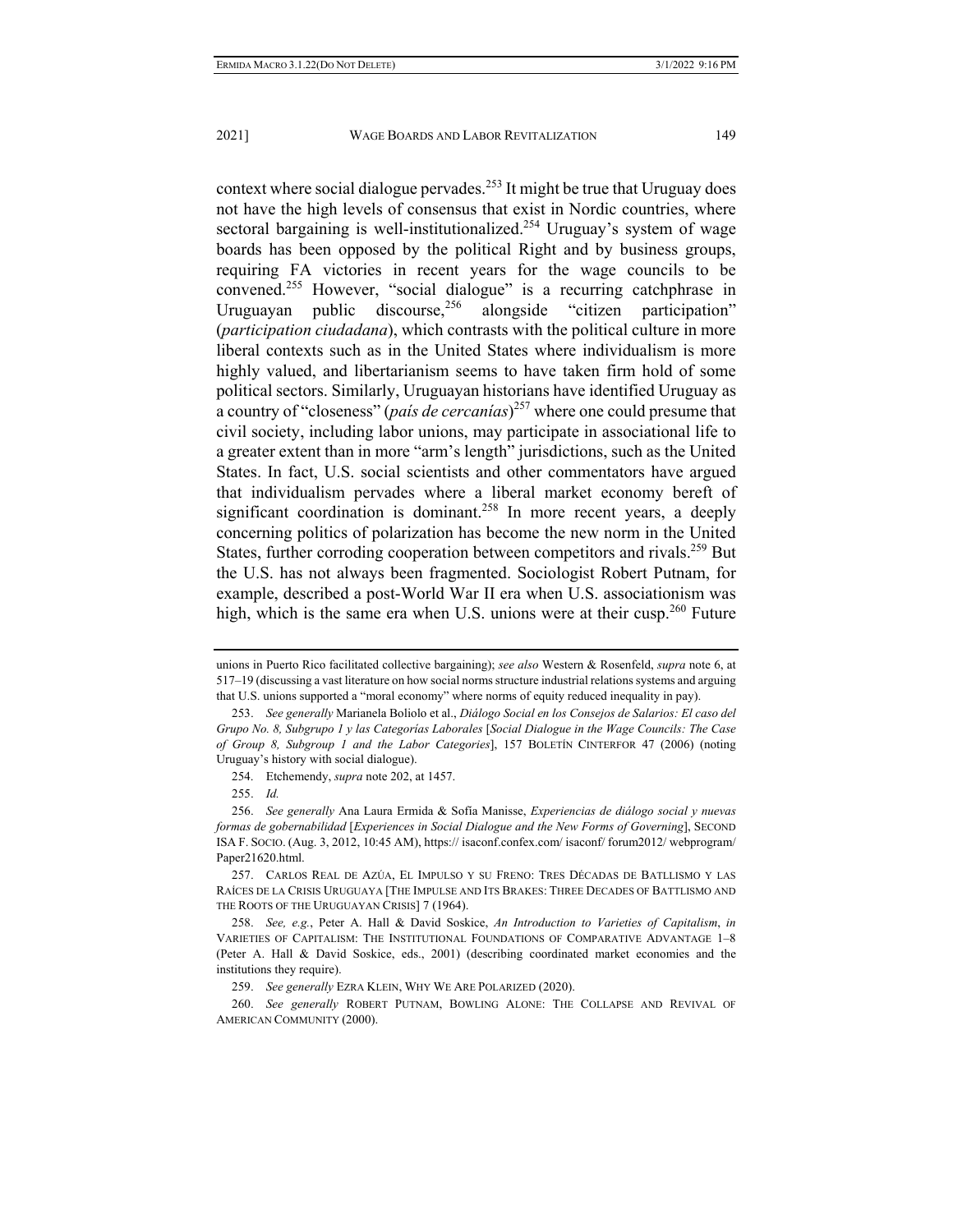context where social dialogue pervades.[253] It might be true that Uruguay does not have the high levels of consensus that exist in Nordic countries, where sectoral bargaining is well-institutionalized.[254] Uruguay's system of wage boards has been opposed by the political Right and by business groups, requiring FA victories in recent years for the wage councils to be convened.[255] However, "social dialogue" is a recurring catchphrase in Uruguayan public discourse,[256] alongside "citizen participation" (*participation ciudadana*), which contrasts with the political culture in more liberal contexts such as in the United States where individualism is more highly valued, and libertarianism seems to have taken firm hold of some political sectors. Similarly, Uruguayan historians have identified Uruguay as a country of "closeness" (*país de cercanías*)[257] where one could presume that civil society, including labor unions, may participate in associational life to a greater extent than in more "arm's length" jurisdictions, such as the United States. In fact, U.S. social scientists and other commentators have argued that individualism pervades where a liberal market economy bereft of significant coordination is dominant.[258] In more recent years, a deeply concerning politics of polarization has become the new norm in the United States, further corroding cooperation between competitors and rivals.[259] But the U.S. has not always been fragmented. Sociologist Robert Putnam, for example, described a post-World War II era when U.S. associationism was high, which is the same era when U.S. unions were at their cusp.[260] Future

---

unions in Puerto Rico facilitated collective bargaining); *see also* Western & Rosenfeld, *supra* note 6, at 517–19 (discussing a vast literature on how social norms structure industrial relations systems and arguing that U.S. unions supported a "moral economy" where norms of equity reduced inequality in pay).

253. *See generally* Marianela Boliolo et al., *Diálogo Social en los Consejos de Salarios: El caso del Grupo No. 8, Subgrupo 1 y las Categorías Laborales* [*Social Dialogue in the Wage Councils: The Case of Group 8, Subgroup 1 and the Labor Categories*], 157 BOLETÍN CINTERFOR 47 (2006) (noting Uruguay's history with social dialogue).

254. Etchemendy, *supra* note 202, at 1457.

255. *Id.*

256. *See generally* Ana Laura Ermida & Sofía Manisse, *Experiencias de diálogo social y nuevas formas de gobernabilidad* [*Experiences in Social Dialogue and the New Forms of Governing*], SECOND ISA F. SOCIO. (Aug. 3, 2012, 10:45 AM), https:// isaconf.confex.com/ isaconf/ forum2012/ webprogram/ Paper21620.html.

257. CARLOS REAL DE AZÚA, EL IMPULSO Y SU FRENO: TRES DÉCADAS DE BATLLISMO Y LAS RAÍCES DE LA CRISIS URUGUAYA [THE IMPULSE AND ITS BRAKES: THREE DECADES OF BATLLISMO AND THE ROOTS OF THE URUGUAYAN CRISIS] 7 (1964).

258. *See, e.g.*, Peter A. Hall & David Soskice, *An Introduction to Varieties of Capitalism*, *in* VARIETIES OF CAPITALISM: THE INSTITUTIONAL FOUNDATIONS OF COMPARATIVE ADVANTAGE 1–8 (Peter A. Hall & David Soskice, eds., 2001) (describing coordinated market economies and the institutions they require).

259. *See generally* EZRA KLEIN, WHY WE ARE POLARIZED (2020).

260. *See generally* ROBERT PUTNAM, BOWLING ALONE: THE COLLAPSE AND REVIVAL OF AMERICAN COMMUNITY (2000).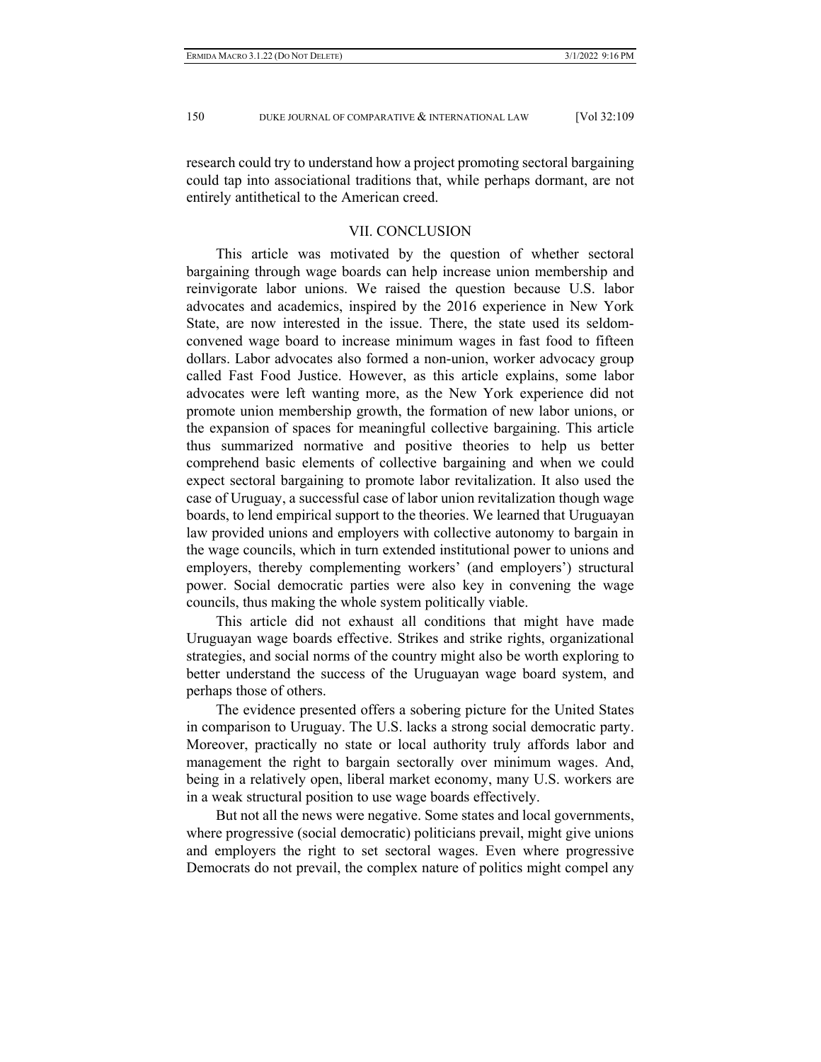research could try to understand how a project promoting sectoral bargaining could tap into associational traditions that, while perhaps dormant, are not entirely antithetical to the American creed.

## VII. CONCLUSION

This article was motivated by the question of whether sectoral bargaining through wage boards can help increase union membership and reinvigorate labor unions. We raised the question because U.S. labor advocates and academics, inspired by the 2016 experience in New York State, are now interested in the issue. There, the state used its seldom-convened wage board to increase minimum wages in fast food to fifteen dollars. Labor advocates also formed a non-union, worker advocacy group called Fast Food Justice. However, as this article explains, some labor advocates were left wanting more, as the New York experience did not promote union membership growth, the formation of new labor unions, or the expansion of spaces for meaningful collective bargaining. This article thus summarized normative and positive theories to help us better comprehend basic elements of collective bargaining and when we could expect sectoral bargaining to promote labor revitalization. It also used the case of Uruguay, a successful case of labor union revitalization though wage boards, to lend empirical support to the theories. We learned that Uruguayan law provided unions and employers with collective autonomy to bargain in the wage councils, which in turn extended institutional power to unions and employers, thereby complementing workers' (and employers') structural power. Social democratic parties were also key in convening the wage councils, thus making the whole system politically viable.

This article did not exhaust all conditions that might have made Uruguayan wage boards effective. Strikes and strike rights, organizational strategies, and social norms of the country might also be worth exploring to better understand the success of the Uruguayan wage board system, and perhaps those of others.

The evidence presented offers a sobering picture for the United States in comparison to Uruguay. The U.S. lacks a strong social democratic party. Moreover, practically no state or local authority truly affords labor and management the right to bargain sectorally over minimum wages. And, being in a relatively open, liberal market economy, many U.S. workers are in a weak structural position to use wage boards effectively.

But not all the news were negative. Some states and local governments, where progressive (social democratic) politicians prevail, might give unions and employers the right to set sectoral wages. Even where progressive Democrats do not prevail, the complex nature of politics might compel any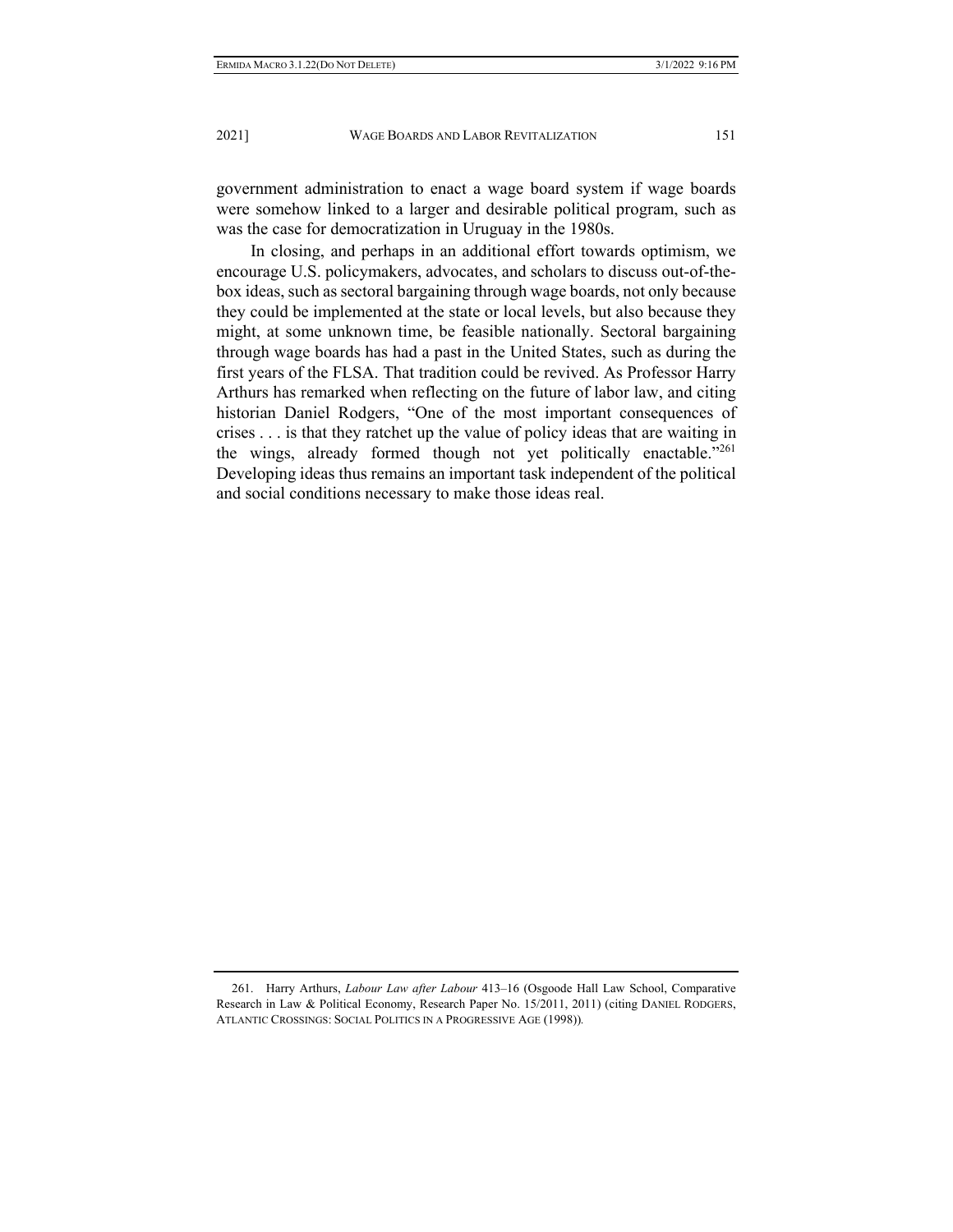government administration to enact a wage board system if wage boards were somehow linked to a larger and desirable political program, such as was the case for democratization in Uruguay in the 1980s.

In closing, and perhaps in an additional effort towards optimism, we encourage U.S. policymakers, advocates, and scholars to discuss out-of-the-box ideas, such as sectoral bargaining through wage boards, not only because they could be implemented at the state or local levels, but also because they might, at some unknown time, be feasible nationally. Sectoral bargaining through wage boards has had a past in the United States, such as during the first years of the FLSA. That tradition could be revived. As Professor Harry Arthurs has remarked when reflecting on the future of labor law, and citing historian Daniel Rodgers, "One of the most important consequences of crises . . . is that they ratchet up the value of policy ideas that are waiting in the wings, already formed though not yet politically enactable."[261] Developing ideas thus remains an important task independent of the political and social conditions necessary to make those ideas real.

261. Harry Arthurs, *Labour Law after Labour* 413–16 (Osgoode Hall Law School, Comparative Research in Law & Political Economy, Research Paper No. 15/2011, 2011) (citing DANIEL RODGERS, ATLANTIC CROSSINGS: SOCIAL POLITICS IN A PROGRESSIVE AGE (1998)).